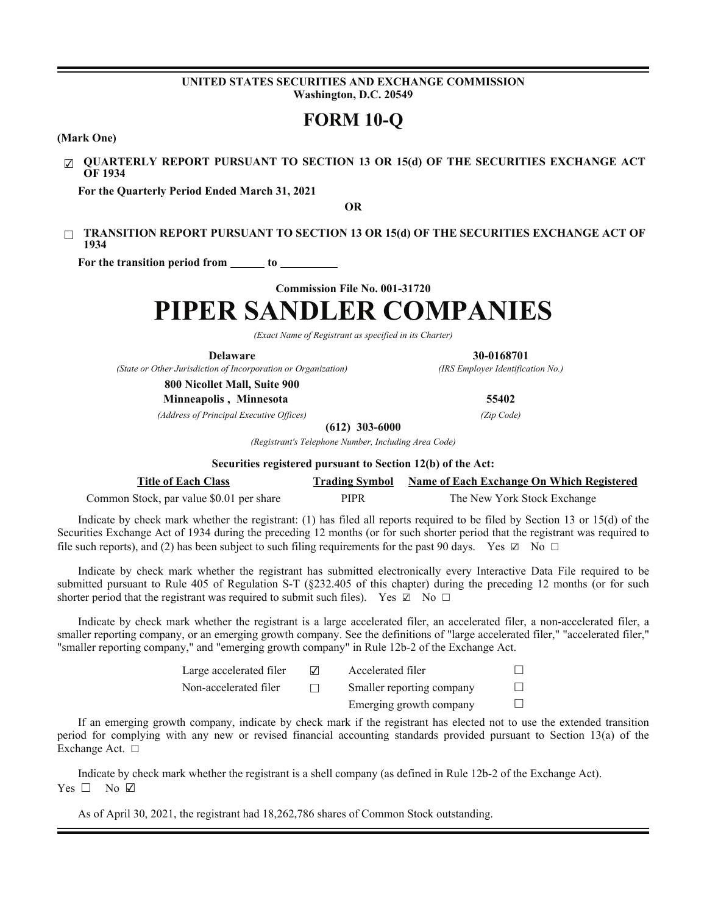**UNITED STATES SECURITIES AND EXCHANGE COMMISSION**
**Washington, D.C. 20549**

# FORM 10-Q

**(Mark One)**

☑ **QUARTERLY REPORT PURSUANT TO SECTION 13 OR 15(d) OF THE SECURITIES EXCHANGE ACT OF 1934**

**For the Quarterly Period Ended March 31, 2021**

**OR**

☐ **TRANSITION REPORT PURSUANT TO SECTION 13 OR 15(d) OF THE SECURITIES EXCHANGE ACT OF 1934**

**For the transition period from ______ to __________**

**Commission File No. 001-31720**

# PIPER SANDLER COMPANIES

*(Exact Name of Registrant as specified in its Charter)*

| **Delaware** | **30-0168701** |
|---|---|
| *(State or Other Jurisdiction of Incorporation or Organization)* | *(IRS Employer Identification No.)* |
| **800 Nicollet Mall, Suite 900** | |
| **Minneapolis , Minnesota** | **55402** |
| *(Address of Principal Executive Offices)* | *(Zip Code)* |

**(612) 303-6000**

*(Registrant's Telephone Number, Including Area Code)*

**Securities registered pursuant to Section 12(b) of the Act:**

| Title of Each Class | Trading Symbol | Name of Each Exchange On Which Registered |
|---|---|---|
| Common Stock, par value $0.01 per share | PIPR | The New York Stock Exchange |

Indicate by check mark whether the registrant: (1) has filed all reports required to be filed by Section 13 or 15(d) of the Securities Exchange Act of 1934 during the preceding 12 months (or for such shorter period that the registrant was required to file such reports), and (2) has been subject to such filing requirements for the past 90 days. Yes ☑ No ☐

Indicate by check mark whether the registrant has submitted electronically every Interactive Data File required to be submitted pursuant to Rule 405 of Regulation S-T (§232.405 of this chapter) during the preceding 12 months (or for such shorter period that the registrant was required to submit such files). Yes ☑ No ☐

Indicate by check mark whether the registrant is a large accelerated filer, an accelerated filer, a non-accelerated filer, a smaller reporting company, or an emerging growth company. See the definitions of "large accelerated filer," "accelerated filer," "smaller reporting company," and "emerging growth company" in Rule 12b-2 of the Exchange Act.

| | | | |
|---|---|---|---|
| Large accelerated filer | ☑ | Accelerated filer | ☐ |
| Non-accelerated filer | ☐ | Smaller reporting company | ☐ |
| | | Emerging growth company | ☐ |

If an emerging growth company, indicate by check mark if the registrant has elected not to use the extended transition period for complying with any new or revised financial accounting standards provided pursuant to Section 13(a) of the Exchange Act. ☐

Indicate by check mark whether the registrant is a shell company (as defined in Rule 12b-2 of the Exchange Act). Yes ☐ No ☑

As of April 30, 2021, the registrant had 18,262,786 shares of Common Stock outstanding.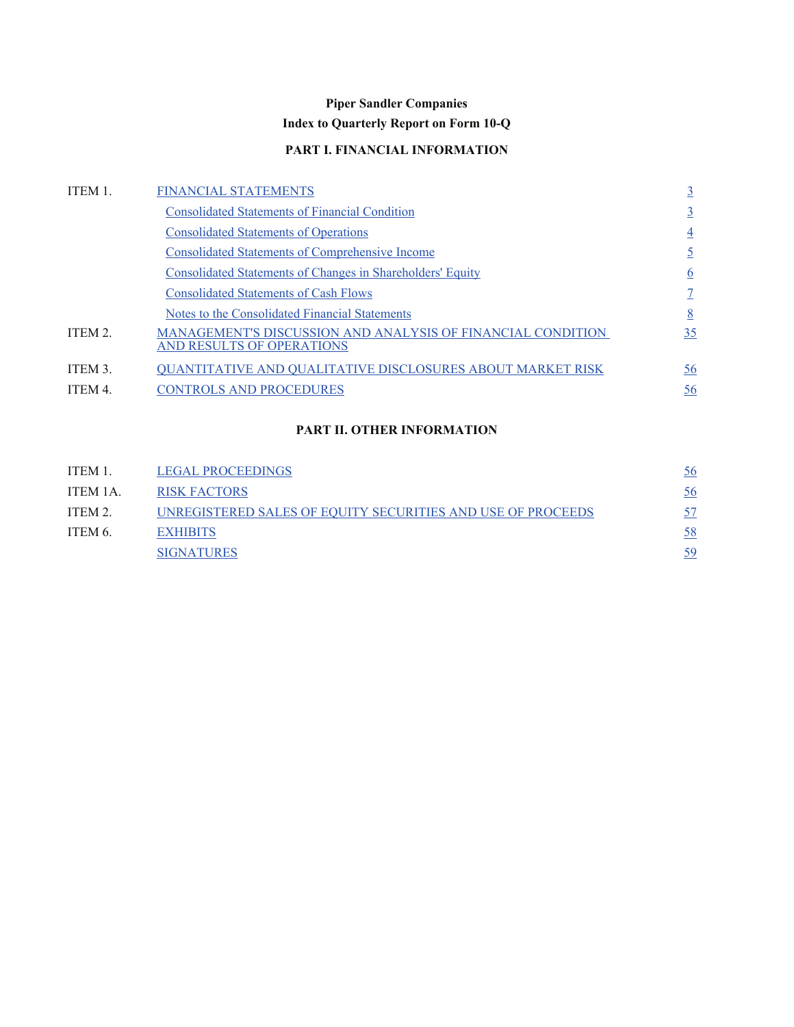# Piper Sandler Companies

## Index to Quarterly Report on Form 10-Q

### PART I. FINANCIAL INFORMATION

| | | |
|---|---|---|
| ITEM 1. | FINANCIAL STATEMENTS | 3 |
| | Consolidated Statements of Financial Condition | 3 |
| | Consolidated Statements of Operations | 4 |
| | Consolidated Statements of Comprehensive Income | 5 |
| | Consolidated Statements of Changes in Shareholders' Equity | 6 |
| | Consolidated Statements of Cash Flows | 7 |
| | Notes to the Consolidated Financial Statements | 8 |
| ITEM 2. | MANAGEMENT'S DISCUSSION AND ANALYSIS OF FINANCIAL CONDITION AND RESULTS OF OPERATIONS | 35 |
| ITEM 3. | QUANTITATIVE AND QUALITATIVE DISCLOSURES ABOUT MARKET RISK | 56 |
| ITEM 4. | CONTROLS AND PROCEDURES | 56 |

### PART II. OTHER INFORMATION

| | | |
|---|---|---|
| ITEM 1. | LEGAL PROCEEDINGS | 56 |
| ITEM 1A. | RISK FACTORS | 56 |
| ITEM 2. | UNREGISTERED SALES OF EQUITY SECURITIES AND USE OF PROCEEDS | 57 |
| ITEM 6. | EXHIBITS | 58 |
| | SIGNATURES | 59 |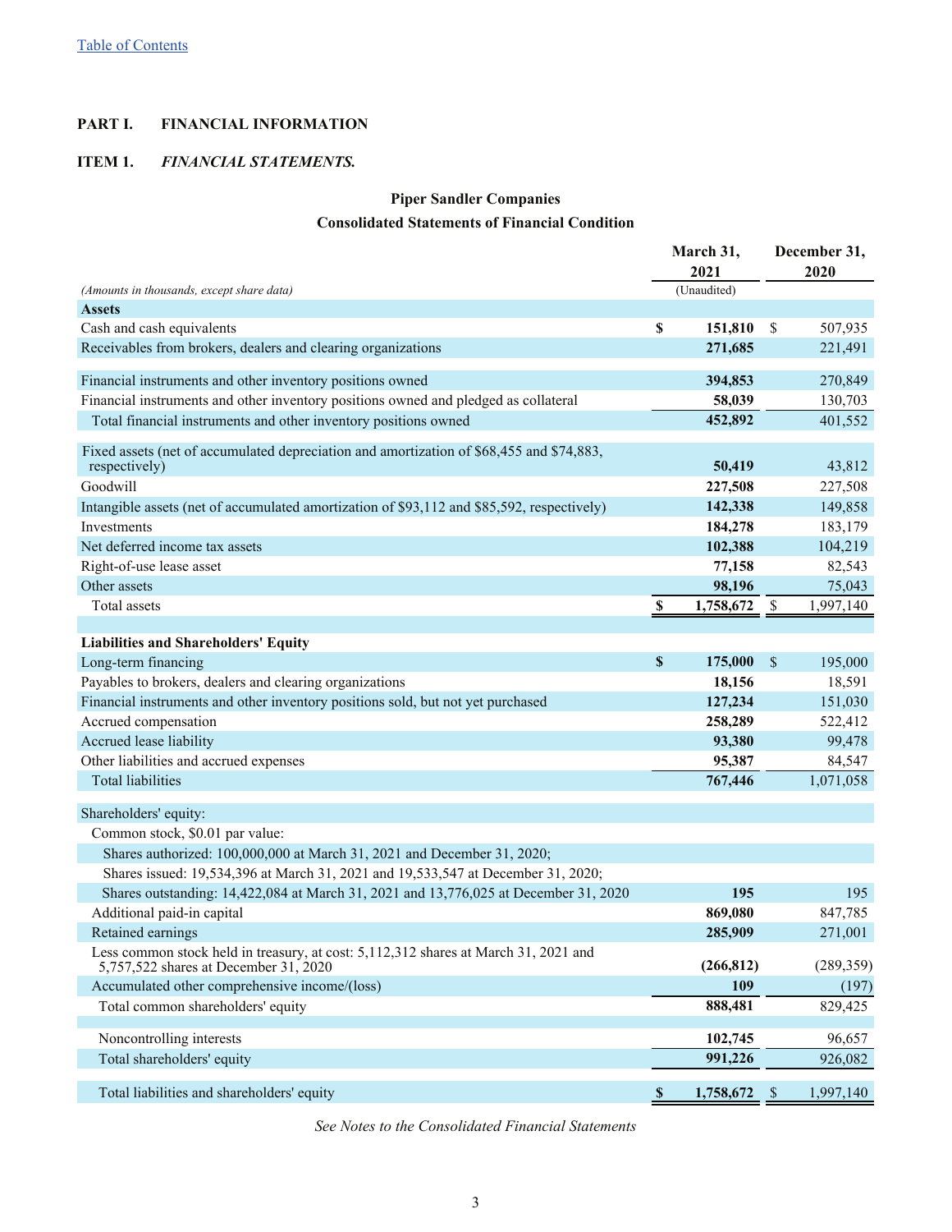[Table of Contents](#)

# PART I. FINANCIAL INFORMATION

## ITEM 1. *FINANCIAL STATEMENTS.*

### Piper Sandler Companies

### Consolidated Statements of Financial Condition

| *(Amounts in thousands, except share data)* | March 31, 2021 (Unaudited) | December 31, 2020 |
|---|---|---|
| **Assets** | | |
| Cash and cash equivalents | **$ 151,810** | $ 507,935 |
| Receivables from brokers, dealers and clearing organizations | **271,685** | 221,491 |
| Financial instruments and other inventory positions owned | **394,853** | 270,849 |
| Financial instruments and other inventory positions owned and pledged as collateral | **58,039** | 130,703 |
| Total financial instruments and other inventory positions owned | **452,892** | 401,552 |
| Fixed assets (net of accumulated depreciation and amortization of $68,455 and $74,883, respectively) | **50,419** | 43,812 |
| Goodwill | **227,508** | 227,508 |
| Intangible assets (net of accumulated amortization of $93,112 and $85,592, respectively) | **142,338** | 149,858 |
| Investments | **184,278** | 183,179 |
| Net deferred income tax assets | **102,388** | 104,219 |
| Right-of-use lease asset | **77,158** | 82,543 |
| Other assets | **98,196** | 75,043 |
| Total assets | **$ 1,758,672** | $ 1,997,140 |
| **Liabilities and Shareholders' Equity** | | |
| Long-term financing | **$ 175,000** | $ 195,000 |
| Payables to brokers, dealers and clearing organizations | **18,156** | 18,591 |
| Financial instruments and other inventory positions sold, but not yet purchased | **127,234** | 151,030 |
| Accrued compensation | **258,289** | 522,412 |
| Accrued lease liability | **93,380** | 99,478 |
| Other liabilities and accrued expenses | **95,387** | 84,547 |
| Total liabilities | **767,446** | 1,071,058 |
| Shareholders' equity: | | |
| Common stock, $0.01 par value: | | |
| Shares authorized: 100,000,000 at March 31, 2021 and December 31, 2020; | | |
| Shares issued: 19,534,396 at March 31, 2021 and 19,533,547 at December 31, 2020; | | |
| Shares outstanding: 14,422,084 at March 31, 2021 and 13,776,025 at December 31, 2020 | **195** | 195 |
| Additional paid-in capital | **869,080** | 847,785 |
| Retained earnings | **285,909** | 271,001 |
| Less common stock held in treasury, at cost: 5,112,312 shares at March 31, 2021 and 5,757,522 shares at December 31, 2020 | **(266,812)** | (289,359) |
| Accumulated other comprehensive income/(loss) | **109** | (197) |
| Total common shareholders' equity | **888,481** | 829,425 |
| Noncontrolling interests | **102,745** | 96,657 |
| Total shareholders' equity | **991,226** | 926,082 |
| Total liabilities and shareholders' equity | **$ 1,758,672** | $ 1,997,140 |

*See Notes to the Consolidated Financial Statements*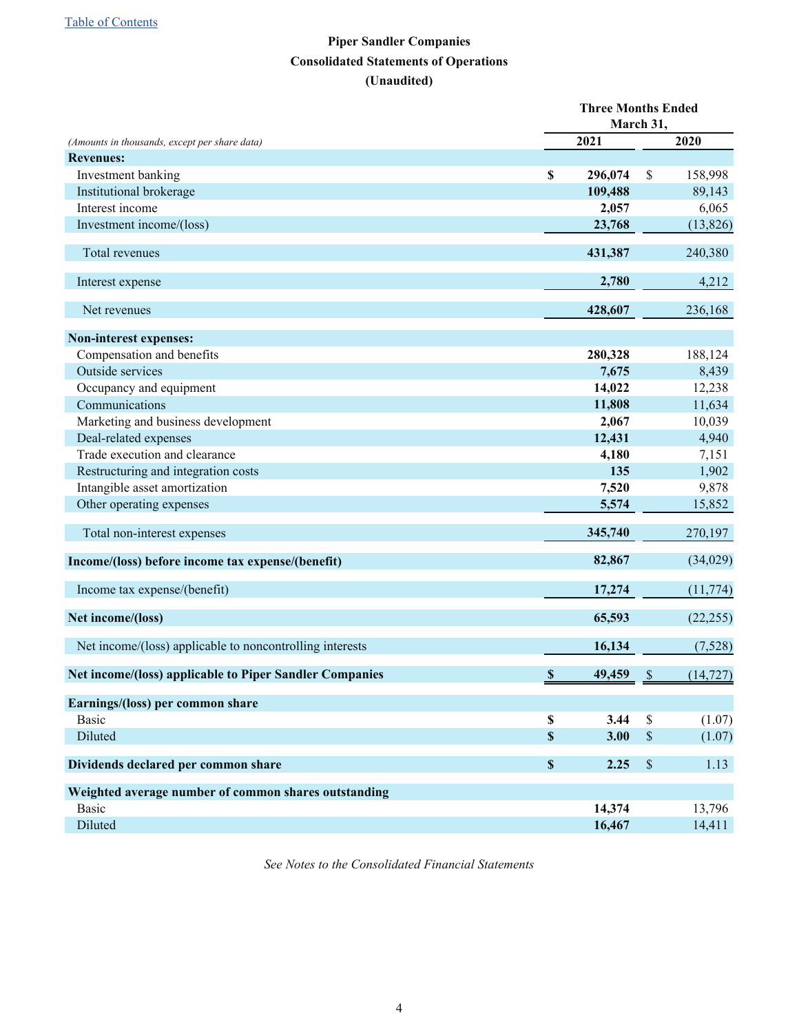[Table of Contents](#)

**Piper Sandler Companies**
**Consolidated Statements of Operations**
**(Unaudited)**

| *(Amounts in thousands, except per share data)* | Three Months Ended March 31, 2021 | Three Months Ended March 31, 2020 |
|---|---|---|
| **Revenues:** | | |
| Investment banking | **$ 296,074** | $ 158,998 |
| Institutional brokerage | **109,488** | 89,143 |
| Interest income | **2,057** | 6,065 |
| Investment income/(loss) | **23,768** | (13,826) |
| Total revenues | **431,387** | 240,380 |
| Interest expense | **2,780** | 4,212 |
| Net revenues | **428,607** | 236,168 |
| **Non-interest expenses:** | | |
| Compensation and benefits | **280,328** | 188,124 |
| Outside services | **7,675** | 8,439 |
| Occupancy and equipment | **14,022** | 12,238 |
| Communications | **11,808** | 11,634 |
| Marketing and business development | **2,067** | 10,039 |
| Deal-related expenses | **12,431** | 4,940 |
| Trade execution and clearance | **4,180** | 7,151 |
| Restructuring and integration costs | **135** | 1,902 |
| Intangible asset amortization | **7,520** | 9,878 |
| Other operating expenses | **5,574** | 15,852 |
| Total non-interest expenses | **345,740** | 270,197 |
| **Income/(loss) before income tax expense/(benefit)** | **82,867** | (34,029) |
| Income tax expense/(benefit) | **17,274** | (11,774) |
| **Net income/(loss)** | **65,593** | (22,255) |
| Net income/(loss) applicable to noncontrolling interests | **16,134** | (7,528) |
| **Net income/(loss) applicable to Piper Sandler Companies** | **$ 49,459** | $ (14,727) |
| **Earnings/(loss) per common share** | | |
| Basic | **$ 3.44** | $ (1.07) |
| Diluted | **$ 3.00** | $ (1.07) |
| **Dividends declared per common share** | **$ 2.25** | $ 1.13 |
| **Weighted average number of common shares outstanding** | | |
| Basic | **14,374** | 13,796 |
| Diluted | **16,467** | 14,411 |

*See Notes to the Consolidated Financial Statements*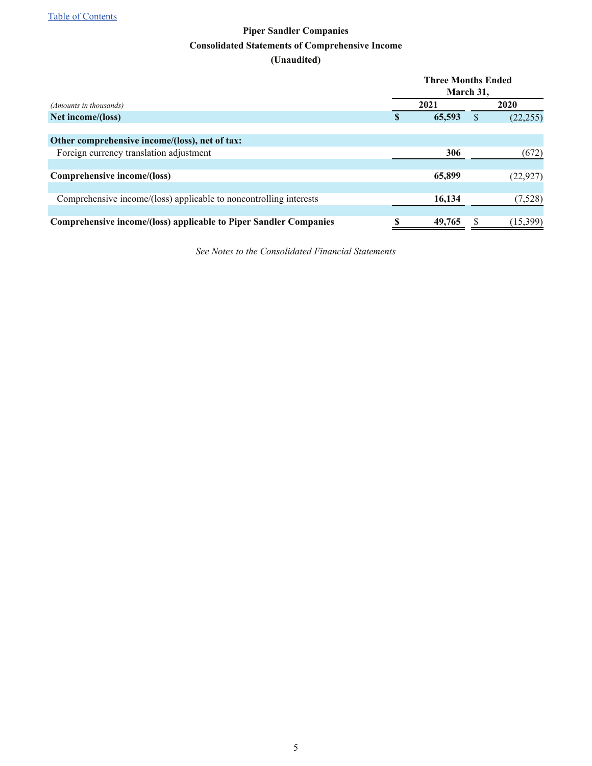[Table of Contents]

# Piper Sandler Companies

## Consolidated Statements of Comprehensive Income

## (Unaudited)

| *(Amounts in thousands)* | Three Months Ended March 31, 2021 | Three Months Ended March 31, 2020 |
|---|---|---|
| **Net income/(loss)** | **$ 65,593** | $ (22,255) |
| **Other comprehensive income/(loss), net of tax:** | | |
| Foreign currency translation adjustment | **306** | (672) |
| **Comprehensive income/(loss)** | **65,899** | (22,927) |
| Comprehensive income/(loss) applicable to noncontrolling interests | **16,134** | (7,528) |
| **Comprehensive income/(loss) applicable to Piper Sandler Companies** | **$ 49,765** | $ (15,399) |

*See Notes to the Consolidated Financial Statements*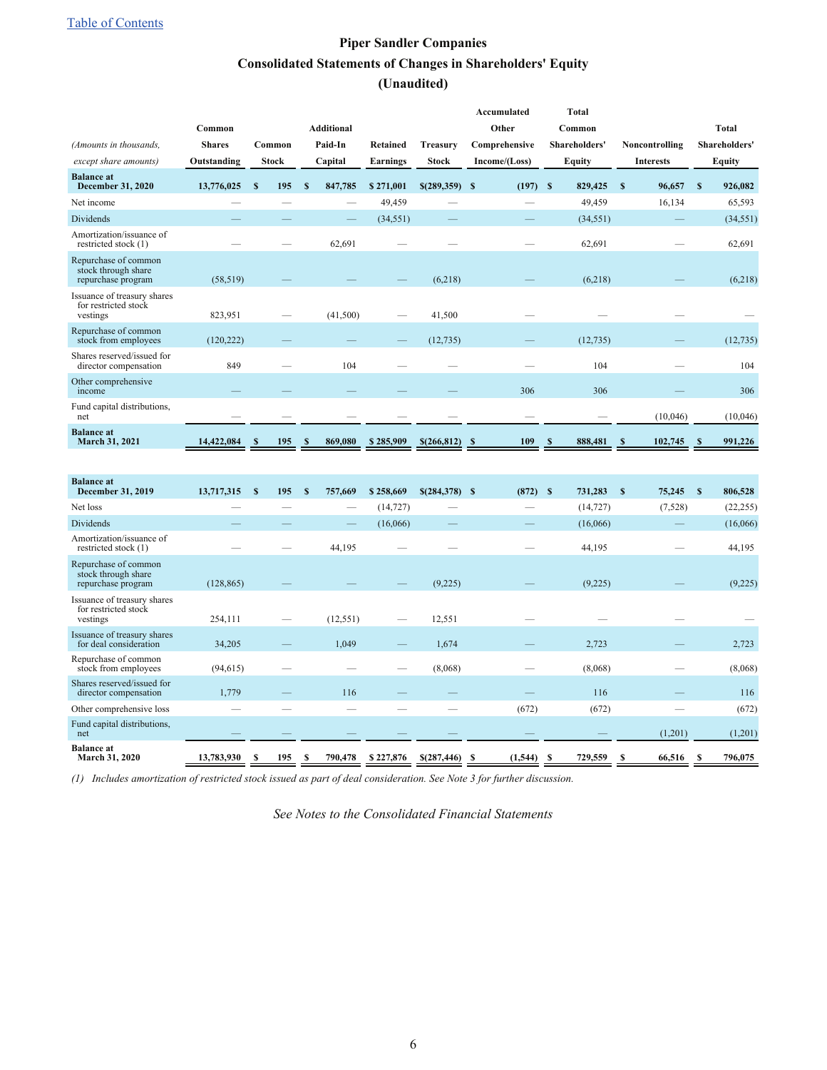[Table of Contents](#)

# Piper Sandler Companies

## Consolidated Statements of Changes in Shareholders' Equity

## (Unaudited)

| *(Amounts in thousands, except share amounts)* | Common Shares Outstanding | Common Stock | Additional Paid-In Capital | Retained Earnings | Treasury Stock | Accumulated Other Comprehensive Income/(Loss) | Total Common Shareholders' Equity | Noncontrolling Interests | Total Shareholders' Equity |
|---|---|---|---|---|---|---|---|---|---|
| **Balance at December 31, 2020** | **13,776,025** | **$ 195** | **$ 847,785** | **$ 271,001** | **$(289,359)** | **$ (197)** | **$ 829,425** | **$ 96,657** | **$ 926,082** |
| Net income | — | — | — | 49,459 | — | — | 49,459 | 16,134 | 65,593 |
| Dividends | — | — | — | (34,551) | — | — | (34,551) | — | (34,551) |
| Amortization/issuance of restricted stock (1) | — | — | 62,691 | — | — | — | 62,691 | — | 62,691 |
| Repurchase of common stock through share repurchase program | (58,519) | — | — | — | (6,218) | — | (6,218) | — | (6,218) |
| Issuance of treasury shares for restricted stock vestings | 823,951 | — | (41,500) | — | 41,500 | — | — | — | — |
| Repurchase of common stock from employees | (120,222) | — | — | — | (12,735) | — | (12,735) | — | (12,735) |
| Shares reserved/issued for director compensation | 849 | — | 104 | — | — | — | 104 | — | 104 |
| Other comprehensive income | — | — | — | — | — | 306 | 306 | — | 306 |
| Fund capital distributions, net | — | — | — | — | — | — | — | (10,046) | (10,046) |
| **Balance at March 31, 2021** | **14,422,084** | **$ 195** | **$ 869,080** | **$ 285,909** | **$(266,812)** | **$ 109** | **$ 888,481** | **$ 102,745** | **$ 991,226** |
| | | | | | | | | | |
| **Balance at December 31, 2019** | **13,717,315** | **$ 195** | **$ 757,669** | **$ 258,669** | **$(284,378)** | **$ (872)** | **$ 731,283** | **$ 75,245** | **$ 806,528** |
| Net loss | — | — | — | (14,727) | — | — | (14,727) | (7,528) | (22,255) |
| Dividends | — | — | — | (16,066) | — | — | (16,066) | — | (16,066) |
| Amortization/issuance of restricted stock (1) | — | — | 44,195 | — | — | — | 44,195 | — | 44,195 |
| Repurchase of common stock through share repurchase program | (128,865) | — | — | — | (9,225) | — | (9,225) | — | (9,225) |
| Issuance of treasury shares for restricted stock vestings | 254,111 | — | (12,551) | — | 12,551 | — | — | — | — |
| Issuance of treasury shares for deal consideration | 34,205 | — | 1,049 | — | 1,674 | — | 2,723 | — | 2,723 |
| Repurchase of common stock from employees | (94,615) | — | — | — | (8,068) | — | (8,068) | — | (8,068) |
| Shares reserved/issued for director compensation | 1,779 | — | 116 | — | — | — | 116 | — | 116 |
| Other comprehensive loss | — | — | — | — | — | (672) | (672) | — | (672) |
| Fund capital distributions, net | — | — | — | — | — | — | — | (1,201) | (1,201) |
| **Balance at March 31, 2020** | **13,783,930** | **$ 195** | **$ 790,478** | **$ 227,876** | **$(287,446)** | **$ (1,544)** | **$ 729,559** | **$ 66,516** | **$ 796,075** |

*(1) Includes amortization of restricted stock issued as part of deal consideration. See Note 3 for further discussion.*

*See Notes to the Consolidated Financial Statements*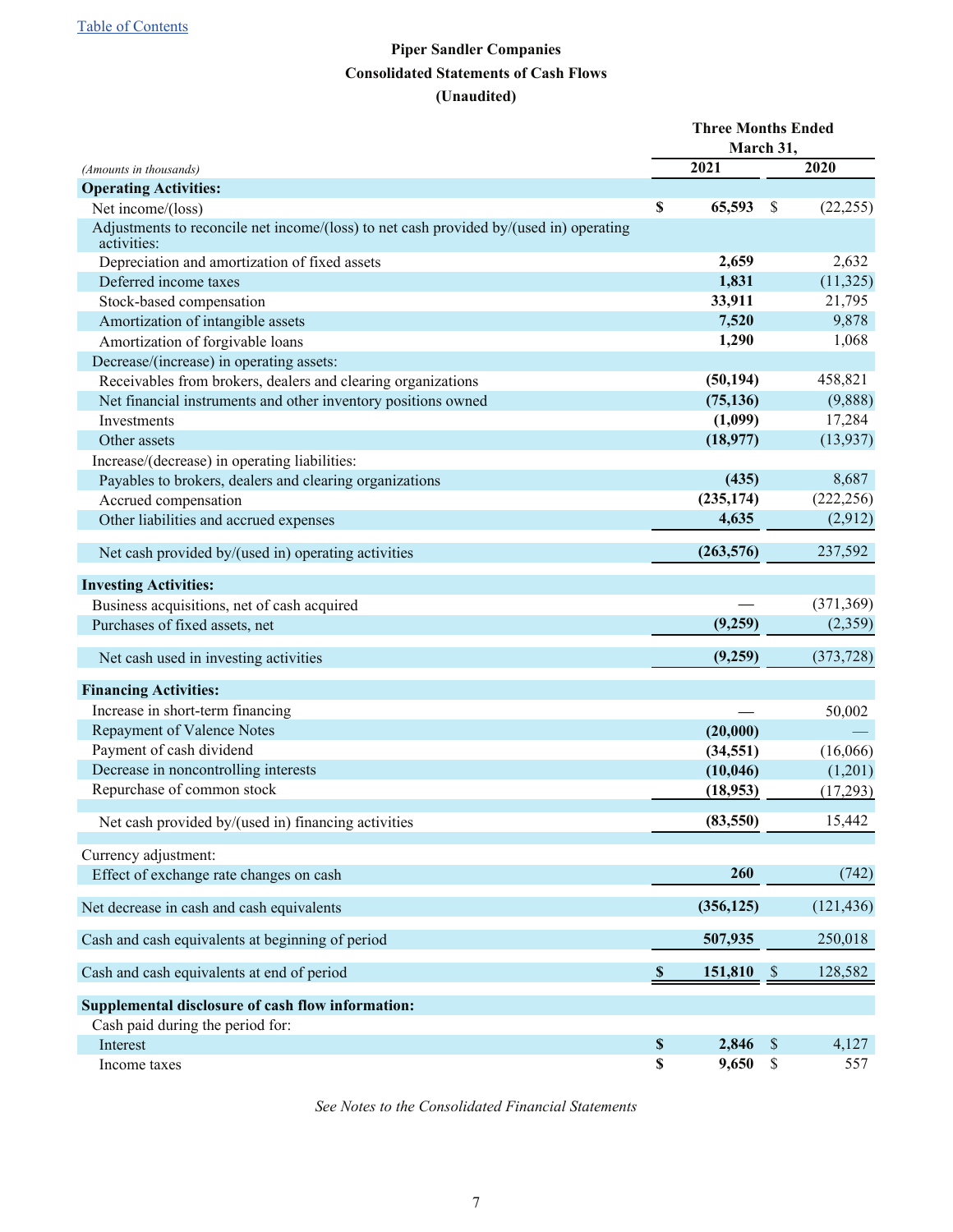[Table of Contents]

**Piper Sandler Companies**

**Consolidated Statements of Cash Flows**

**(Unaudited)**

| *(Amounts in thousands)* | Three Months Ended March 31, 2021 | Three Months Ended March 31, 2020 |
|---|---|---|
| **Operating Activities:** | | |
| Net income/(loss) | **$ 65,593** | $ (22,255) |
| Adjustments to reconcile net income/(loss) to net cash provided by/(used in) operating activities: | | |
| Depreciation and amortization of fixed assets | **2,659** | 2,632 |
| Deferred income taxes | **1,831** | (11,325) |
| Stock-based compensation | **33,911** | 21,795 |
| Amortization of intangible assets | **7,520** | 9,878 |
| Amortization of forgivable loans | **1,290** | 1,068 |
| Decrease/(increase) in operating assets: | | |
| Receivables from brokers, dealers and clearing organizations | **(50,194)** | 458,821 |
| Net financial instruments and other inventory positions owned | **(75,136)** | (9,888) |
| Investments | **(1,099)** | 17,284 |
| Other assets | **(18,977)** | (13,937) |
| Increase/(decrease) in operating liabilities: | | |
| Payables to brokers, dealers and clearing organizations | **(435)** | 8,687 |
| Accrued compensation | **(235,174)** | (222,256) |
| Other liabilities and accrued expenses | **4,635** | (2,912) |
| Net cash provided by/(used in) operating activities | **(263,576)** | 237,592 |
| **Investing Activities:** | | |
| Business acquisitions, net of cash acquired | **—** | (371,369) |
| Purchases of fixed assets, net | **(9,259)** | (2,359) |
| Net cash used in investing activities | **(9,259)** | (373,728) |
| **Financing Activities:** | | |
| Increase in short-term financing | **—** | 50,002 |
| Repayment of Valence Notes | **(20,000)** | — |
| Payment of cash dividend | **(34,551)** | (16,066) |
| Decrease in noncontrolling interests | **(10,046)** | (1,201) |
| Repurchase of common stock | **(18,953)** | (17,293) |
| Net cash provided by/(used in) financing activities | **(83,550)** | 15,442 |
| Currency adjustment: | | |
| Effect of exchange rate changes on cash | **260** | (742) |
| Net decrease in cash and cash equivalents | **(356,125)** | (121,436) |
| Cash and cash equivalents at beginning of period | **507,935** | 250,018 |
| Cash and cash equivalents at end of period | **$ 151,810** | $ 128,582 |
| **Supplemental disclosure of cash flow information:** | | |
| Cash paid during the period for: | | |
| Interest | **$ 2,846** | $ 4,127 |
| Income taxes | **$ 9,650** | $ 557 |

*See Notes to the Consolidated Financial Statements*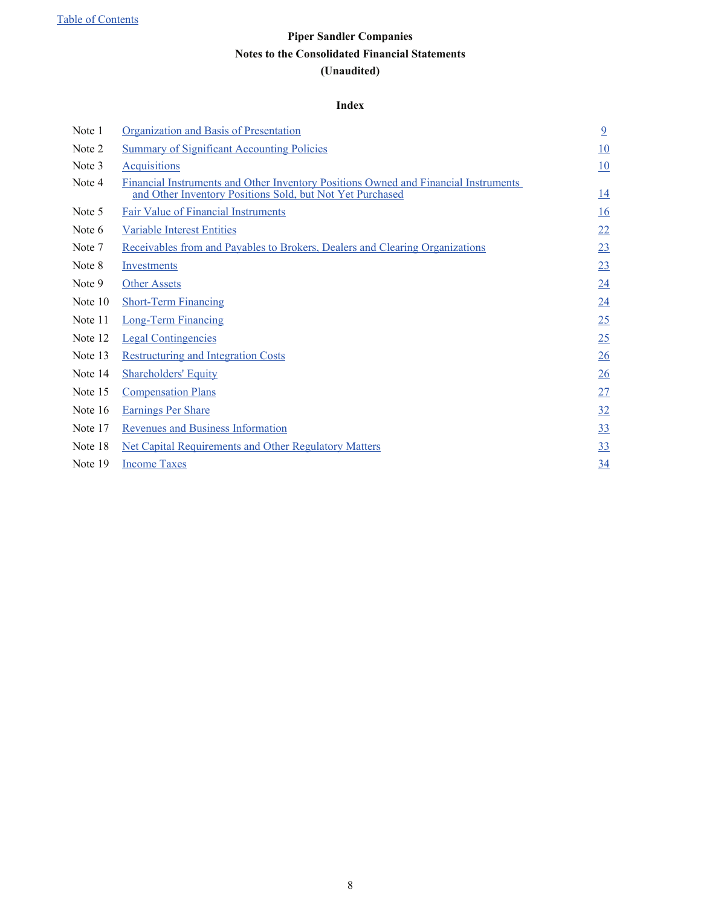**Piper Sandler Companies**

**Notes to the Consolidated Financial Statements**

**(Unaudited)**

**Index**

| | | |
|---|---|---|
| Note 1 | Organization and Basis of Presentation | 9 |
| Note 2 | Summary of Significant Accounting Policies | 10 |
| Note 3 | Acquisitions | 10 |
| Note 4 | Financial Instruments and Other Inventory Positions Owned and Financial Instruments and Other Inventory Positions Sold, but Not Yet Purchased | 14 |
| Note 5 | Fair Value of Financial Instruments | 16 |
| Note 6 | Variable Interest Entities | 22 |
| Note 7 | Receivables from and Payables to Brokers, Dealers and Clearing Organizations | 23 |
| Note 8 | Investments | 23 |
| Note 9 | Other Assets | 24 |
| Note 10 | Short-Term Financing | 24 |
| Note 11 | Long-Term Financing | 25 |
| Note 12 | Legal Contingencies | 25 |
| Note 13 | Restructuring and Integration Costs | 26 |
| Note 14 | Shareholders' Equity | 26 |
| Note 15 | Compensation Plans | 27 |
| Note 16 | Earnings Per Share | 32 |
| Note 17 | Revenues and Business Information | 33 |
| Note 18 | Net Capital Requirements and Other Regulatory Matters | 33 |
| Note 19 | Income Taxes | 34 |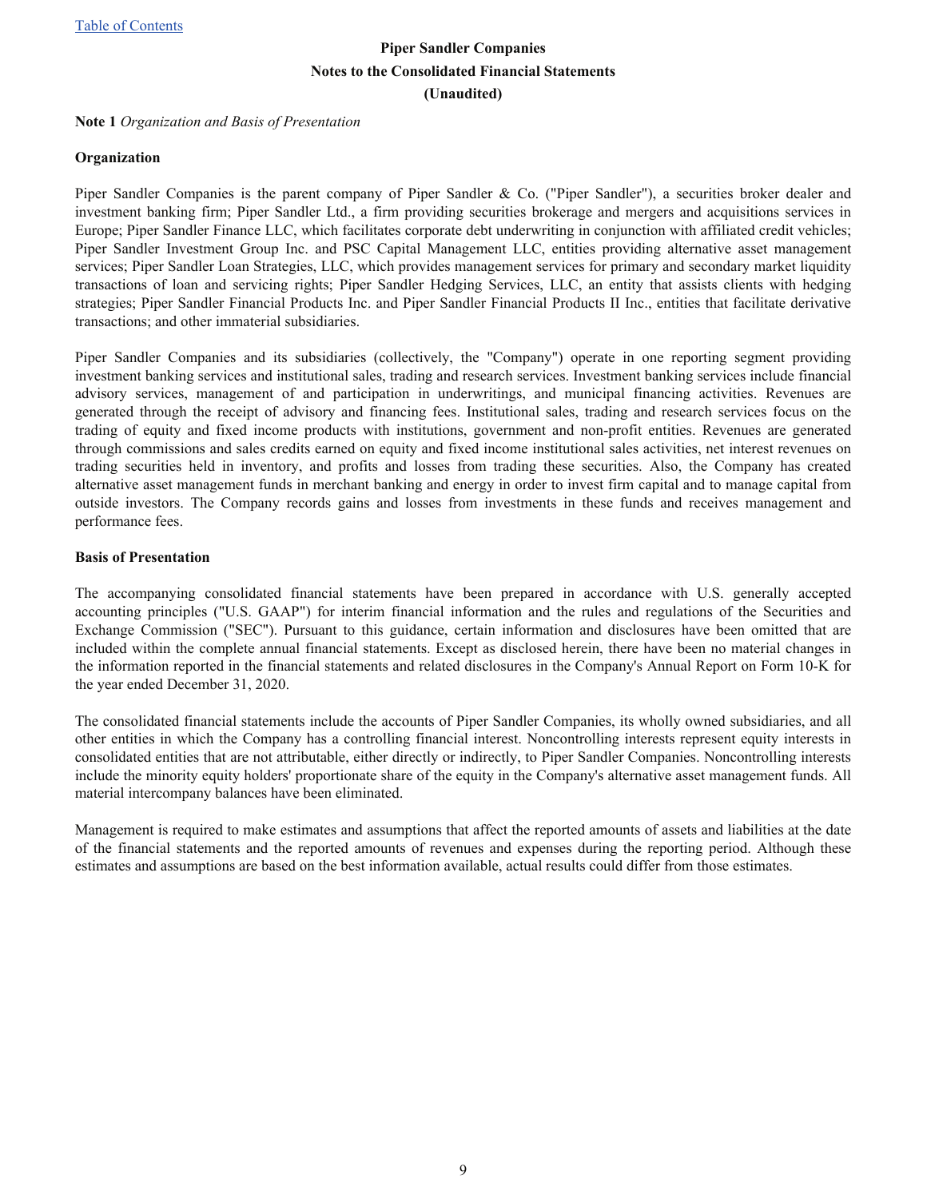**Piper Sandler Companies**

**Notes to the Consolidated Financial Statements**

**(Unaudited)**

**Note 1** *Organization and Basis of Presentation*

**Organization**

Piper Sandler Companies is the parent company of Piper Sandler & Co. ("Piper Sandler"), a securities broker dealer and investment banking firm; Piper Sandler Ltd., a firm providing securities brokerage and mergers and acquisitions services in Europe; Piper Sandler Finance LLC, which facilitates corporate debt underwriting in conjunction with affiliated credit vehicles; Piper Sandler Investment Group Inc. and PSC Capital Management LLC, entities providing alternative asset management services; Piper Sandler Loan Strategies, LLC, which provides management services for primary and secondary market liquidity transactions of loan and servicing rights; Piper Sandler Hedging Services, LLC, an entity that assists clients with hedging strategies; Piper Sandler Financial Products Inc. and Piper Sandler Financial Products II Inc., entities that facilitate derivative transactions; and other immaterial subsidiaries.

Piper Sandler Companies and its subsidiaries (collectively, the "Company") operate in one reporting segment providing investment banking services and institutional sales, trading and research services. Investment banking services include financial advisory services, management of and participation in underwritings, and municipal financing activities. Revenues are generated through the receipt of advisory and financing fees. Institutional sales, trading and research services focus on the trading of equity and fixed income products with institutions, government and non-profit entities. Revenues are generated through commissions and sales credits earned on equity and fixed income institutional sales activities, net interest revenues on trading securities held in inventory, and profits and losses from trading these securities. Also, the Company has created alternative asset management funds in merchant banking and energy in order to invest firm capital and to manage capital from outside investors. The Company records gains and losses from investments in these funds and receives management and performance fees.

**Basis of Presentation**

The accompanying consolidated financial statements have been prepared in accordance with U.S. generally accepted accounting principles ("U.S. GAAP") for interim financial information and the rules and regulations of the Securities and Exchange Commission ("SEC"). Pursuant to this guidance, certain information and disclosures have been omitted that are included within the complete annual financial statements. Except as disclosed herein, there have been no material changes in the information reported in the financial statements and related disclosures in the Company's Annual Report on Form 10-K for the year ended December 31, 2020.

The consolidated financial statements include the accounts of Piper Sandler Companies, its wholly owned subsidiaries, and all other entities in which the Company has a controlling financial interest. Noncontrolling interests represent equity interests in consolidated entities that are not attributable, either directly or indirectly, to Piper Sandler Companies. Noncontrolling interests include the minority equity holders' proportionate share of the equity in the Company's alternative asset management funds. All material intercompany balances have been eliminated.

Management is required to make estimates and assumptions that affect the reported amounts of assets and liabilities at the date of the financial statements and the reported amounts of revenues and expenses during the reporting period. Although these estimates and assumptions are based on the best information available, actual results could differ from those estimates.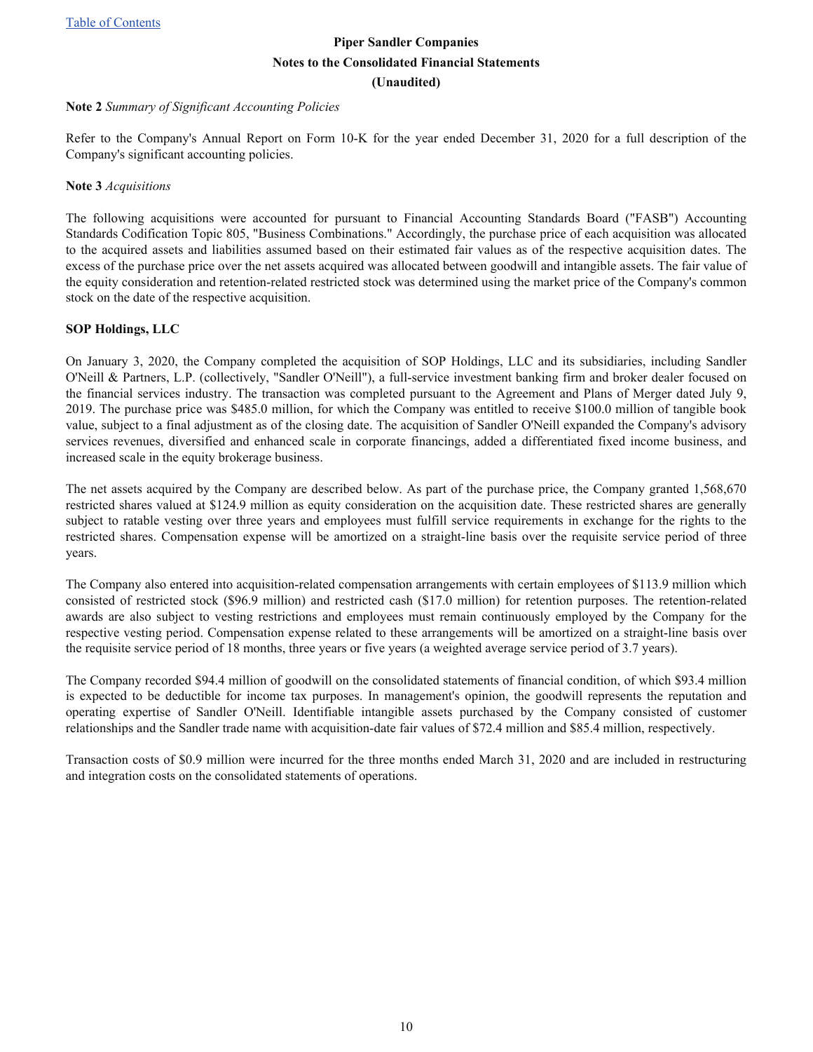**Piper Sandler Companies**

**Notes to the Consolidated Financial Statements**

**(Unaudited)**

**Note 2** *Summary of Significant Accounting Policies*

Refer to the Company's Annual Report on Form 10-K for the year ended December 31, 2020 for a full description of the Company's significant accounting policies.

**Note 3** *Acquisitions*

The following acquisitions were accounted for pursuant to Financial Accounting Standards Board ("FASB") Accounting Standards Codification Topic 805, "Business Combinations." Accordingly, the purchase price of each acquisition was allocated to the acquired assets and liabilities assumed based on their estimated fair values as of the respective acquisition dates. The excess of the purchase price over the net assets acquired was allocated between goodwill and intangible assets. The fair value of the equity consideration and retention-related restricted stock was determined using the market price of the Company's common stock on the date of the respective acquisition.

**SOP Holdings, LLC**

On January 3, 2020, the Company completed the acquisition of SOP Holdings, LLC and its subsidiaries, including Sandler O'Neill & Partners, L.P. (collectively, "Sandler O'Neill"), a full-service investment banking firm and broker dealer focused on the financial services industry. The transaction was completed pursuant to the Agreement and Plans of Merger dated July 9, 2019. The purchase price was $485.0 million, for which the Company was entitled to receive $100.0 million of tangible book value, subject to a final adjustment as of the closing date. The acquisition of Sandler O'Neill expanded the Company's advisory services revenues, diversified and enhanced scale in corporate financings, added a differentiated fixed income business, and increased scale in the equity brokerage business.

The net assets acquired by the Company are described below. As part of the purchase price, the Company granted 1,568,670 restricted shares valued at $124.9 million as equity consideration on the acquisition date. These restricted shares are generally subject to ratable vesting over three years and employees must fulfill service requirements in exchange for the rights to the restricted shares. Compensation expense will be amortized on a straight-line basis over the requisite service period of three years.

The Company also entered into acquisition-related compensation arrangements with certain employees of $113.9 million which consisted of restricted stock ($96.9 million) and restricted cash ($17.0 million) for retention purposes. The retention-related awards are also subject to vesting restrictions and employees must remain continuously employed by the Company for the respective vesting period. Compensation expense related to these arrangements will be amortized on a straight-line basis over the requisite service period of 18 months, three years or five years (a weighted average service period of 3.7 years).

The Company recorded $94.4 million of goodwill on the consolidated statements of financial condition, of which $93.4 million is expected to be deductible for income tax purposes. In management's opinion, the goodwill represents the reputation and operating expertise of Sandler O'Neill. Identifiable intangible assets purchased by the Company consisted of customer relationships and the Sandler trade name with acquisition-date fair values of $72.4 million and $85.4 million, respectively.

Transaction costs of $0.9 million were incurred for the three months ended March 31, 2020 and are included in restructuring and integration costs on the consolidated statements of operations.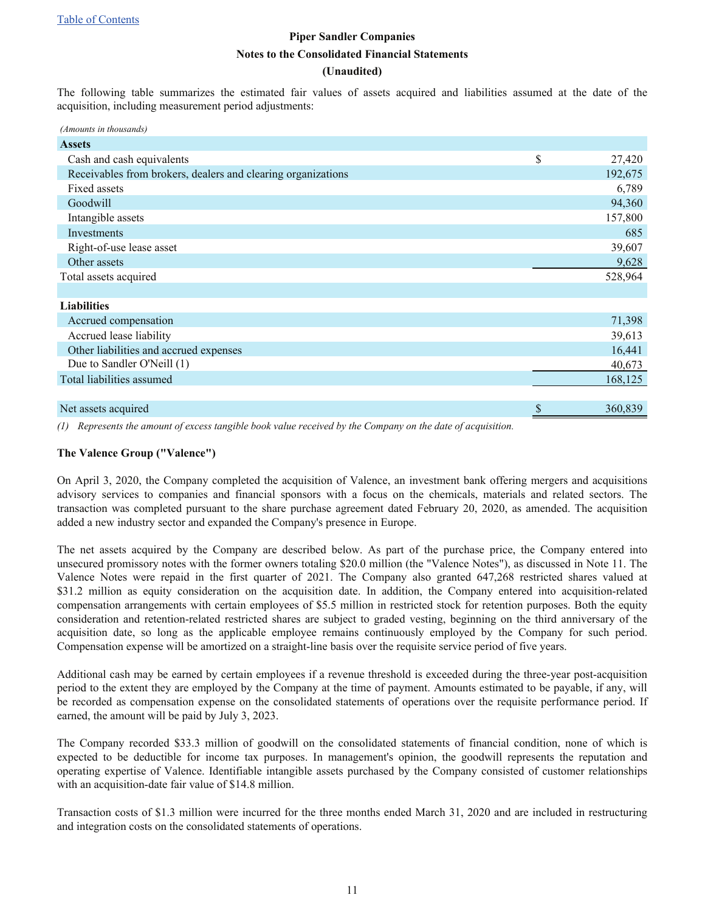**Piper Sandler Companies**

**Notes to the Consolidated Financial Statements**

**(Unaudited)**

The following table summarizes the estimated fair values of assets acquired and liabilities assumed at the date of the acquisition, including measurement period adjustments:

| *(Amounts in thousands)* | | |
|---|---|---|
| **Assets** | | |
| Cash and cash equivalents | $ | 27,420 |
| Receivables from brokers, dealers and clearing organizations | | 192,675 |
| Fixed assets | | 6,789 |
| Goodwill | | 94,360 |
| Intangible assets | | 157,800 |
| Investments | | 685 |
| Right-of-use lease asset | | 39,607 |
| Other assets | | 9,628 |
| Total assets acquired | | 528,964 |
| | | |
| **Liabilities** | | |
| Accrued compensation | | 71,398 |
| Accrued lease liability | | 39,613 |
| Other liabilities and accrued expenses | | 16,441 |
| Due to Sandler O'Neill (1) | | 40,673 |
| Total liabilities assumed | | 168,125 |
| | | |
| Net assets acquired | $ | 360,839 |

*(1) Represents the amount of excess tangible book value received by the Company on the date of acquisition.*

**The Valence Group ("Valence")**

On April 3, 2020, the Company completed the acquisition of Valence, an investment bank offering mergers and acquisitions advisory services to companies and financial sponsors with a focus on the chemicals, materials and related sectors. The transaction was completed pursuant to the share purchase agreement dated February 20, 2020, as amended. The acquisition added a new industry sector and expanded the Company's presence in Europe.

The net assets acquired by the Company are described below. As part of the purchase price, the Company entered into unsecured promissory notes with the former owners totaling $20.0 million (the "Valence Notes"), as discussed in Note 11. The Valence Notes were repaid in the first quarter of 2021. The Company also granted 647,268 restricted shares valued at $31.2 million as equity consideration on the acquisition date. In addition, the Company entered into acquisition-related compensation arrangements with certain employees of $5.5 million in restricted stock for retention purposes. Both the equity consideration and retention-related restricted shares are subject to graded vesting, beginning on the third anniversary of the acquisition date, so long as the applicable employee remains continuously employed by the Company for such period. Compensation expense will be amortized on a straight-line basis over the requisite service period of five years.

Additional cash may be earned by certain employees if a revenue threshold is exceeded during the three-year post-acquisition period to the extent they are employed by the Company at the time of payment. Amounts estimated to be payable, if any, will be recorded as compensation expense on the consolidated statements of operations over the requisite performance period. If earned, the amount will be paid by July 3, 2023.

The Company recorded $33.3 million of goodwill on the consolidated statements of financial condition, none of which is expected to be deductible for income tax purposes. In management's opinion, the goodwill represents the reputation and operating expertise of Valence. Identifiable intangible assets purchased by the Company consisted of customer relationships with an acquisition-date fair value of $14.8 million.

Transaction costs of $1.3 million were incurred for the three months ended March 31, 2020 and are included in restructuring and integration costs on the consolidated statements of operations.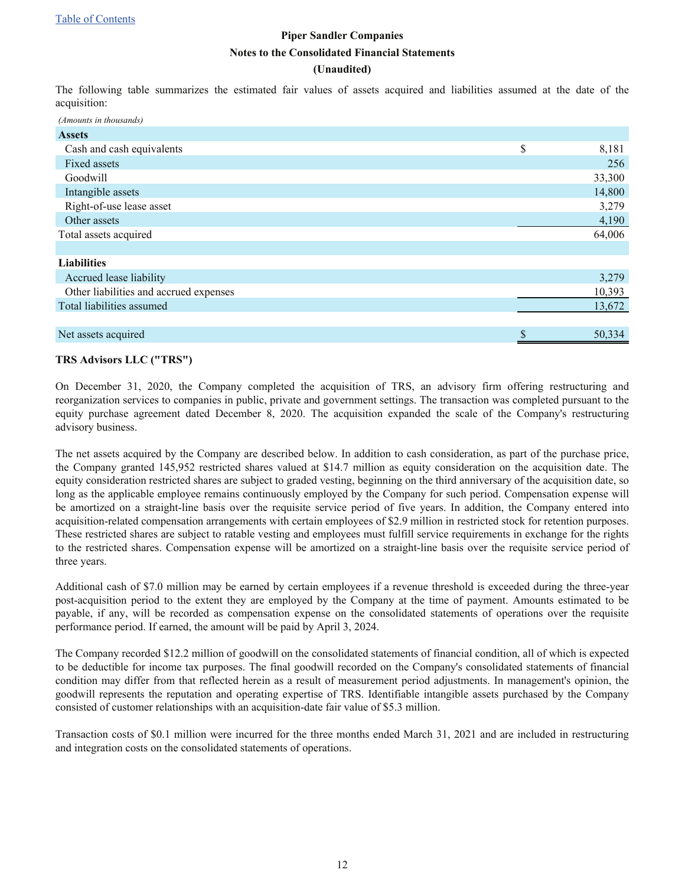# Piper Sandler Companies

## Notes to the Consolidated Financial Statements

## (Unaudited)

The following table summarizes the estimated fair values of assets acquired and liabilities assumed at the date of the acquisition:

| *(Amounts in thousands)* | |
|---|---|
| **Assets** | |
| Cash and cash equivalents | $ 8,181 |
| Fixed assets | 256 |
| Goodwill | 33,300 |
| Intangible assets | 14,800 |
| Right-of-use lease asset | 3,279 |
| Other assets | 4,190 |
| Total assets acquired | 64,006 |
| | |
| **Liabilities** | |
| Accrued lease liability | 3,279 |
| Other liabilities and accrued expenses | 10,393 |
| Total liabilities assumed | 13,672 |
| | |
| Net assets acquired | $ 50,334 |

**TRS Advisors LLC ("TRS")**

On December 31, 2020, the Company completed the acquisition of TRS, an advisory firm offering restructuring and reorganization services to companies in public, private and government settings. The transaction was completed pursuant to the equity purchase agreement dated December 8, 2020. The acquisition expanded the scale of the Company's restructuring advisory business.

The net assets acquired by the Company are described below. In addition to cash consideration, as part of the purchase price, the Company granted 145,952 restricted shares valued at $14.7 million as equity consideration on the acquisition date. The equity consideration restricted shares are subject to graded vesting, beginning on the third anniversary of the acquisition date, so long as the applicable employee remains continuously employed by the Company for such period. Compensation expense will be amortized on a straight-line basis over the requisite service period of five years. In addition, the Company entered into acquisition-related compensation arrangements with certain employees of $2.9 million in restricted stock for retention purposes. These restricted shares are subject to ratable vesting and employees must fulfill service requirements in exchange for the rights to the restricted shares. Compensation expense will be amortized on a straight-line basis over the requisite service period of three years.

Additional cash of $7.0 million may be earned by certain employees if a revenue threshold is exceeded during the three-year post-acquisition period to the extent they are employed by the Company at the time of payment. Amounts estimated to be payable, if any, will be recorded as compensation expense on the consolidated statements of operations over the requisite performance period. If earned, the amount will be paid by April 3, 2024.

The Company recorded $12.2 million of goodwill on the consolidated statements of financial condition, all of which is expected to be deductible for income tax purposes. The final goodwill recorded on the Company's consolidated statements of financial condition may differ from that reflected herein as a result of measurement period adjustments. In management's opinion, the goodwill represents the reputation and operating expertise of TRS. Identifiable intangible assets purchased by the Company consisted of customer relationships with an acquisition-date fair value of $5.3 million.

Transaction costs of $0.1 million were incurred for the three months ended March 31, 2021 and are included in restructuring and integration costs on the consolidated statements of operations.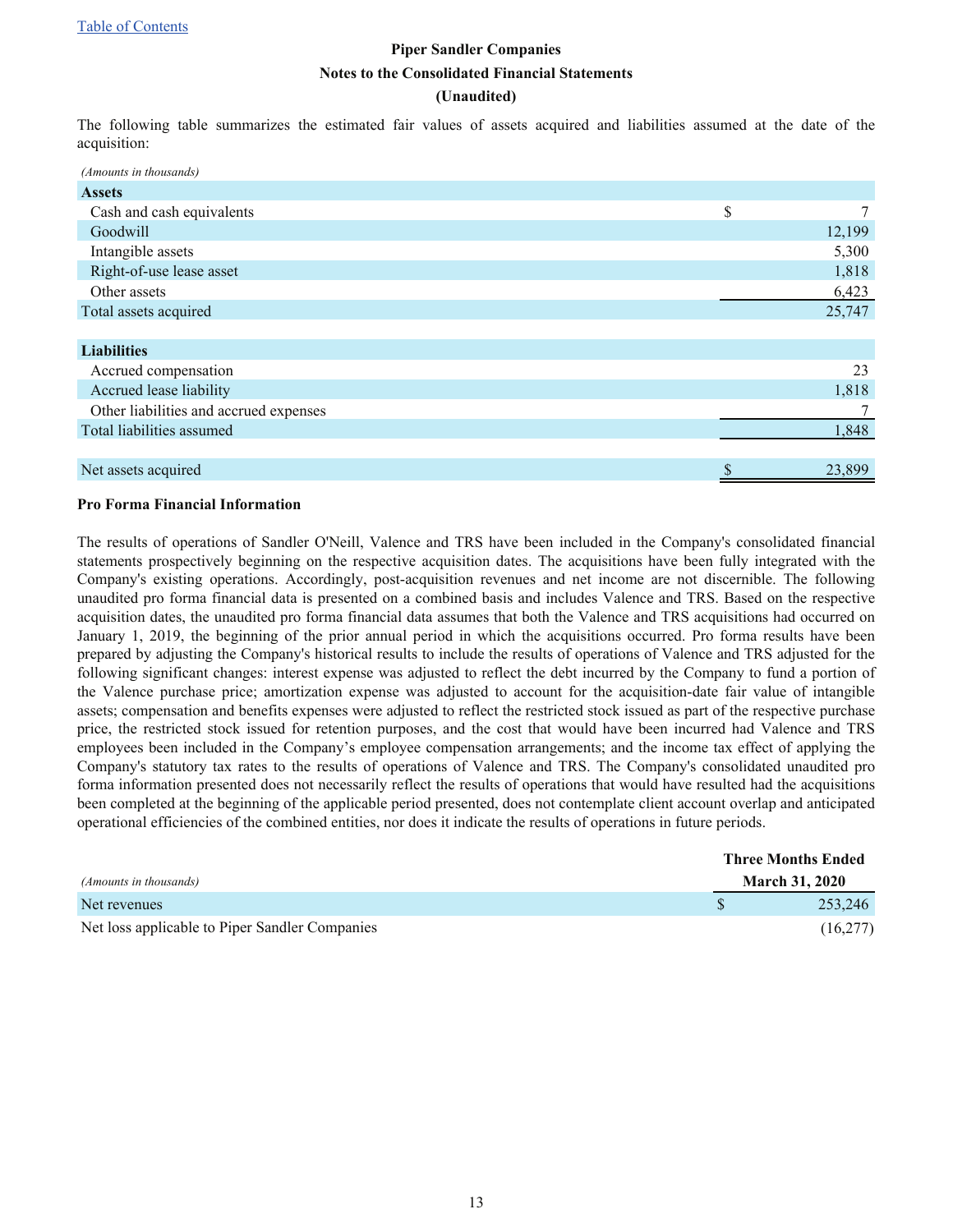Piper Sandler Companies

Notes to the Consolidated Financial Statements

(Unaudited)

The following table summarizes the estimated fair values of assets acquired and liabilities assumed at the date of the acquisition:

| *(Amounts in thousands)* | |
|---|---|
| **Assets** | |
| Cash and cash equivalents | $ 7 |
| Goodwill | 12,199 |
| Intangible assets | 5,300 |
| Right-of-use lease asset | 1,818 |
| Other assets | 6,423 |
| Total assets acquired | 25,747 |
| | |
| **Liabilities** | |
| Accrued compensation | 23 |
| Accrued lease liability | 1,818 |
| Other liabilities and accrued expenses | 7 |
| Total liabilities assumed | 1,848 |
| | |
| Net assets acquired | $ 23,899 |

**Pro Forma Financial Information**

The results of operations of Sandler O'Neill, Valence and TRS have been included in the Company's consolidated financial statements prospectively beginning on the respective acquisition dates. The acquisitions have been fully integrated with the Company's existing operations. Accordingly, post-acquisition revenues and net income are not discernible. The following unaudited pro forma financial data is presented on a combined basis and includes Valence and TRS. Based on the respective acquisition dates, the unaudited pro forma financial data assumes that both the Valence and TRS acquisitions had occurred on January 1, 2019, the beginning of the prior annual period in which the acquisitions occurred. Pro forma results have been prepared by adjusting the Company's historical results to include the results of operations of Valence and TRS adjusted for the following significant changes: interest expense was adjusted to reflect the debt incurred by the Company to fund a portion of the Valence purchase price; amortization expense was adjusted to account for the acquisition-date fair value of intangible assets; compensation and benefits expenses were adjusted to reflect the restricted stock issued as part of the respective purchase price, the restricted stock issued for retention purposes, and the cost that would have been incurred had Valence and TRS employees been included in the Company's employee compensation arrangements; and the income tax effect of applying the Company's statutory tax rates to the results of operations of Valence and TRS. The Company's consolidated unaudited pro forma information presented does not necessarily reflect the results of operations that would have resulted had the acquisitions been completed at the beginning of the applicable period presented, does not contemplate client account overlap and anticipated operational efficiencies of the combined entities, nor does it indicate the results of operations in future periods.

| *(Amounts in thousands)* | Three Months Ended March 31, 2020 |
|---|---|
| Net revenues | $ 253,246 |
| Net loss applicable to Piper Sandler Companies | (16,277) |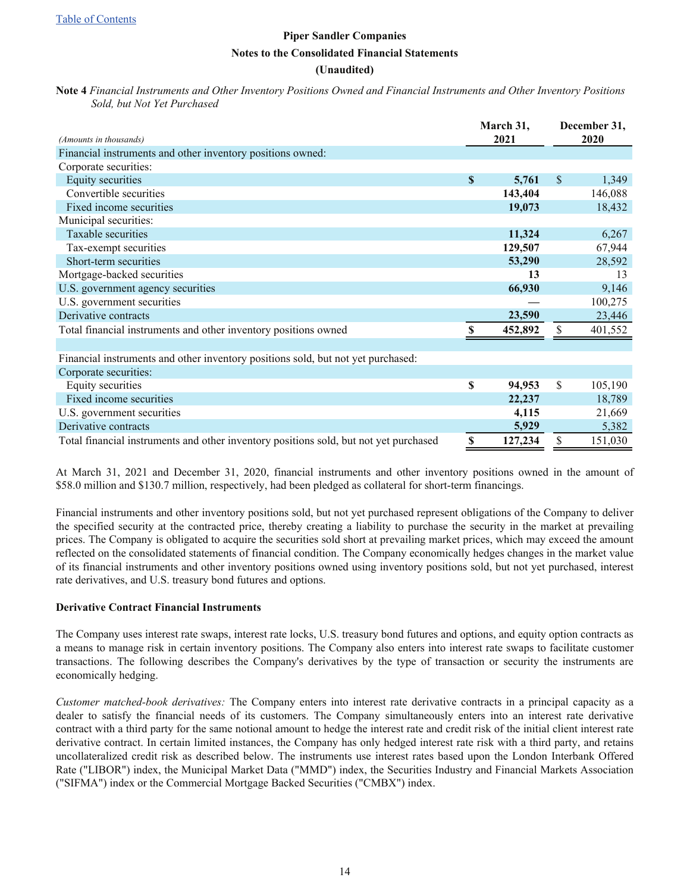Piper Sandler Companies

Notes to the Consolidated Financial Statements

(Unaudited)

**Note 4** *Financial Instruments and Other Inventory Positions Owned and Financial Instruments and Other Inventory Positions Sold, but Not Yet Purchased*

| *(Amounts in thousands)* | March 31, 2021 | December 31, 2020 |
|---|---|---|
| Financial instruments and other inventory positions owned: | | |
| Corporate securities: | | |
| Equity securities | **$ 5,761** | $ 1,349 |
| Convertible securities | **143,404** | 146,088 |
| Fixed income securities | **19,073** | 18,432 |
| Municipal securities: | | |
| Taxable securities | **11,324** | 6,267 |
| Tax-exempt securities | **129,507** | 67,944 |
| Short-term securities | **53,290** | 28,592 |
| Mortgage-backed securities | **13** | 13 |
| U.S. government agency securities | **66,930** | 9,146 |
| U.S. government securities | **—** | 100,275 |
| Derivative contracts | **23,590** | 23,446 |
| Total financial instruments and other inventory positions owned | **$ 452,892** | $ 401,552 |
| | | |
| Financial instruments and other inventory positions sold, but not yet purchased: | | |
| Corporate securities: | | |
| Equity securities | **$ 94,953** | $ 105,190 |
| Fixed income securities | **22,237** | 18,789 |
| U.S. government securities | **4,115** | 21,669 |
| Derivative contracts | **5,929** | 5,382 |
| Total financial instruments and other inventory positions sold, but not yet purchased | **$ 127,234** | $ 151,030 |

At March 31, 2021 and December 31, 2020, financial instruments and other inventory positions owned in the amount of $58.0 million and $130.7 million, respectively, had been pledged as collateral for short-term financings.

Financial instruments and other inventory positions sold, but not yet purchased represent obligations of the Company to deliver the specified security at the contracted price, thereby creating a liability to purchase the security in the market at prevailing prices. The Company is obligated to acquire the securities sold short at prevailing market prices, which may exceed the amount reflected on the consolidated statements of financial condition. The Company economically hedges changes in the market value of its financial instruments and other inventory positions owned using inventory positions sold, but not yet purchased, interest rate derivatives, and U.S. treasury bond futures and options.

**Derivative Contract Financial Instruments**

The Company uses interest rate swaps, interest rate locks, U.S. treasury bond futures and options, and equity option contracts as a means to manage risk in certain inventory positions. The Company also enters into interest rate swaps to facilitate customer transactions. The following describes the Company's derivatives by the type of transaction or security the instruments are economically hedging.

*Customer matched-book derivatives:* The Company enters into interest rate derivative contracts in a principal capacity as a dealer to satisfy the financial needs of its customers. The Company simultaneously enters into an interest rate derivative contract with a third party for the same notional amount to hedge the interest rate and credit risk of the initial client interest rate derivative contract. In certain limited instances, the Company has only hedged interest rate risk with a third party, and retains uncollateralized credit risk as described below. The instruments use interest rates based upon the London Interbank Offered Rate ("LIBOR") index, the Municipal Market Data ("MMD") index, the Securities Industry and Financial Markets Association ("SIFMA") index or the Commercial Mortgage Backed Securities ("CMBX") index.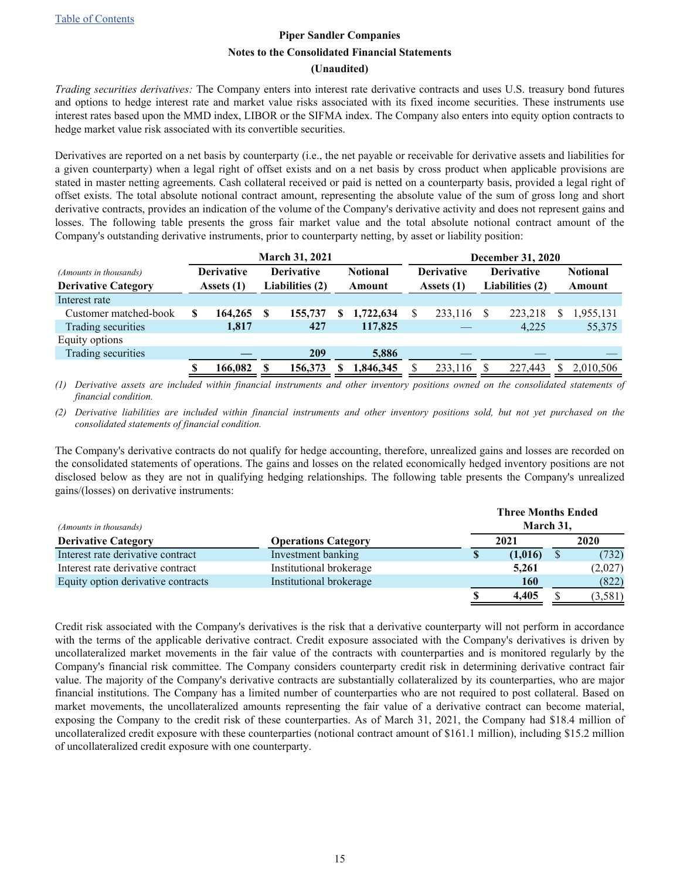*Trading securities derivatives:* The Company enters into interest rate derivative contracts and uses U.S. treasury bond futures and options to hedge interest rate and market value risks associated with its fixed income securities. These instruments use interest rates based upon the MMD index, LIBOR or the SIFMA index. The Company also enters into equity option contracts to hedge market value risk associated with its convertible securities.

Derivatives are reported on a net basis by counterparty (i.e., the net payable or receivable for derivative assets and liabilities for a given counterparty) when a legal right of offset exists and on a net basis by cross product when applicable provisions are stated in master netting agreements. Cash collateral received or paid is netted on a counterparty basis, provided a legal right of offset exists. The total absolute notional contract amount, representing the absolute value of the sum of gross long and short derivative contracts, provides an indication of the volume of the Company's derivative activity and does not represent gains and losses. The following table presents the gross fair market value and the total absolute notional contract amount of the Company's outstanding derivative instruments, prior to counterparty netting, by asset or liability position:

| *(Amounts in thousands)* | March 31, 2021 | | | December 31, 2020 | | |
|---|---|---|---|---|---|---|
| **Derivative Category** | **Derivative Assets (1)** | **Derivative Liabilities (2)** | **Notional Amount** | **Derivative Assets (1)** | **Derivative Liabilities (2)** | **Notional Amount** |
| Interest rate | | | | | | |
| Customer matched-book | **$ 164,265** | **$ 155,737** | **$ 1,722,634** | $ 233,116 | $ 223,218 | $ 1,955,131 |
| Trading securities | **1,817** | **427** | **117,825** | — | 4,225 | 55,375 |
| Equity options | | | | | | |
| Trading securities | **—** | **209** | **5,886** | — | — | — |
| | **$ 166,082** | **$ 156,373** | **$ 1,846,345** | $ 233,116 | $ 227,443 | $ 2,010,506 |

(1) *Derivative assets are included within financial instruments and other inventory positions owned on the consolidated statements of financial condition.*

(2) *Derivative liabilities are included within financial instruments and other inventory positions sold, but not yet purchased on the consolidated statements of financial condition.*

The Company's derivative contracts do not qualify for hedge accounting, therefore, unrealized gains and losses are recorded on the consolidated statements of operations. The gains and losses on the related economically hedged inventory positions are not disclosed below as they are not in qualifying hedging relationships. The following table presents the Company's unrealized gains/(losses) on derivative instruments:

| *(Amounts in thousands)* | | Three Months Ended March 31, | |
|---|---|---|---|
| **Derivative Category** | **Operations Category** | **2021** | **2020** |
| Interest rate derivative contract | Investment banking | **$ (1,016)** | $ (732) |
| Interest rate derivative contract | Institutional brokerage | **5,261** | (2,027) |
| Equity option derivative contracts | Institutional brokerage | **160** | (822) |
| | | **$ 4,405** | $ (3,581) |

Credit risk associated with the Company's derivatives is the risk that a derivative counterparty will not perform in accordance with the terms of the applicable derivative contract. Credit exposure associated with the Company's derivatives is driven by uncollateralized market movements in the fair value of the contracts with counterparties and is monitored regularly by the Company's financial risk committee. The Company considers counterparty credit risk in determining derivative contract fair value. The majority of the Company's derivative contracts are substantially collateralized by its counterparties, who are major financial institutions. The Company has a limited number of counterparties who are not required to post collateral. Based on market movements, the uncollateralized amounts representing the fair value of a derivative contract can become material, exposing the Company to the credit risk of these counterparties. As of March 31, 2021, the Company had $18.4 million of uncollateralized credit exposure with these counterparties (notional contract amount of $161.1 million), including $15.2 million of uncollateralized credit exposure with one counterparty.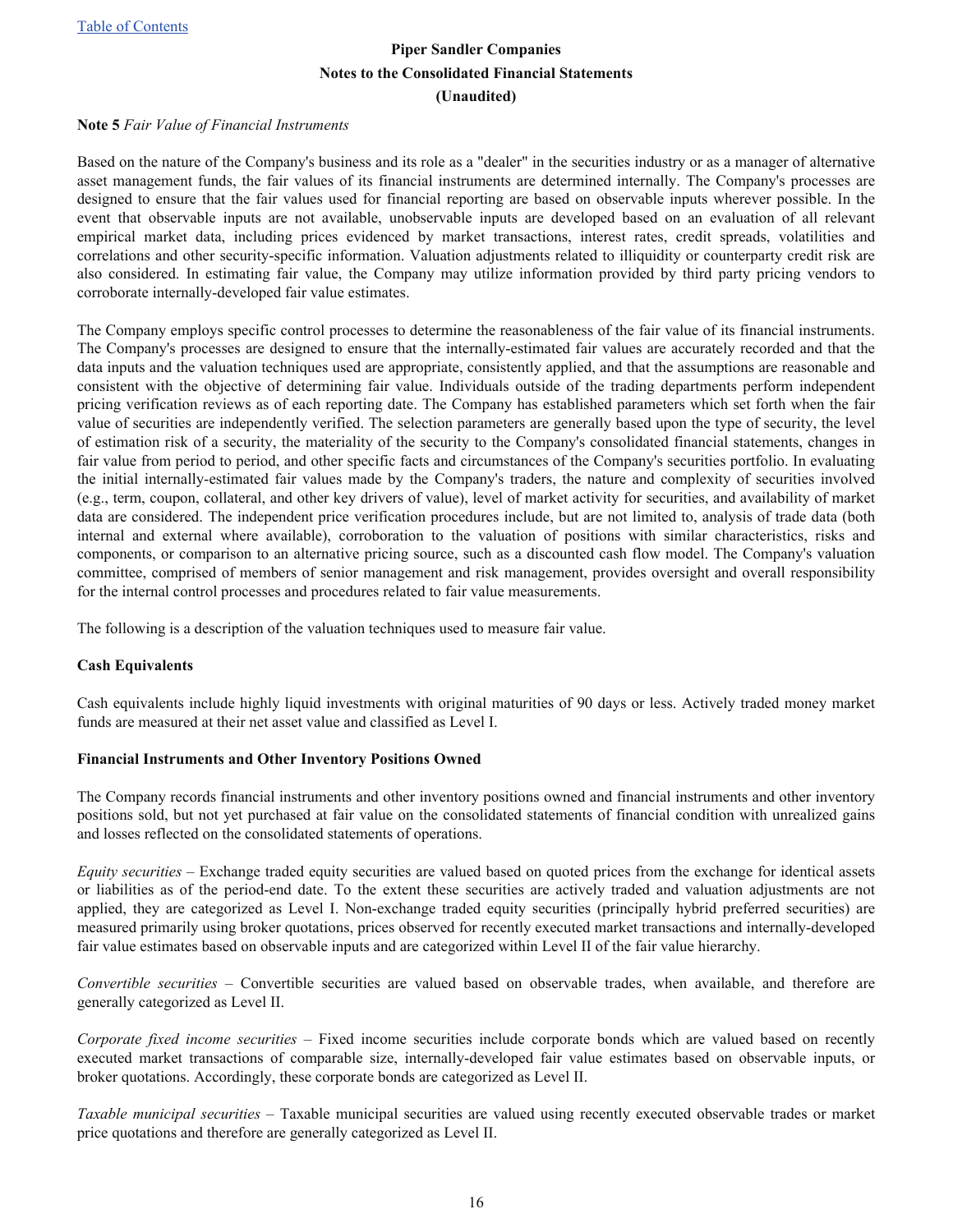**Piper Sandler Companies**
**Notes to the Consolidated Financial Statements**
**(Unaudited)**

**Note 5** *Fair Value of Financial Instruments*

Based on the nature of the Company's business and its role as a "dealer" in the securities industry or as a manager of alternative asset management funds, the fair values of its financial instruments are determined internally. The Company's processes are designed to ensure that the fair values used for financial reporting are based on observable inputs wherever possible. In the event that observable inputs are not available, unobservable inputs are developed based on an evaluation of all relevant empirical market data, including prices evidenced by market transactions, interest rates, credit spreads, volatilities and correlations and other security-specific information. Valuation adjustments related to illiquidity or counterparty credit risk are also considered. In estimating fair value, the Company may utilize information provided by third party pricing vendors to corroborate internally-developed fair value estimates.

The Company employs specific control processes to determine the reasonableness of the fair value of its financial instruments. The Company's processes are designed to ensure that the internally-estimated fair values are accurately recorded and that the data inputs and the valuation techniques used are appropriate, consistently applied, and that the assumptions are reasonable and consistent with the objective of determining fair value. Individuals outside of the trading departments perform independent pricing verification reviews as of each reporting date. The Company has established parameters which set forth when the fair value of securities are independently verified. The selection parameters are generally based upon the type of security, the level of estimation risk of a security, the materiality of the security to the Company's consolidated financial statements, changes in fair value from period to period, and other specific facts and circumstances of the Company's securities portfolio. In evaluating the initial internally-estimated fair values made by the Company's traders, the nature and complexity of securities involved (e.g., term, coupon, collateral, and other key drivers of value), level of market activity for securities, and availability of market data are considered. The independent price verification procedures include, but are not limited to, analysis of trade data (both internal and external where available), corroboration to the valuation of positions with similar characteristics, risks and components, or comparison to an alternative pricing source, such as a discounted cash flow model. The Company's valuation committee, comprised of members of senior management and risk management, provides oversight and overall responsibility for the internal control processes and procedures related to fair value measurements.

The following is a description of the valuation techniques used to measure fair value.

**Cash Equivalents**

Cash equivalents include highly liquid investments with original maturities of 90 days or less. Actively traded money market funds are measured at their net asset value and classified as Level I.

**Financial Instruments and Other Inventory Positions Owned**

The Company records financial instruments and other inventory positions owned and financial instruments and other inventory positions sold, but not yet purchased at fair value on the consolidated statements of financial condition with unrealized gains and losses reflected on the consolidated statements of operations.

*Equity securities* – Exchange traded equity securities are valued based on quoted prices from the exchange for identical assets or liabilities as of the period-end date. To the extent these securities are actively traded and valuation adjustments are not applied, they are categorized as Level I. Non-exchange traded equity securities (principally hybrid preferred securities) are measured primarily using broker quotations, prices observed for recently executed market transactions and internally-developed fair value estimates based on observable inputs and are categorized within Level II of the fair value hierarchy.

*Convertible securities* – Convertible securities are valued based on observable trades, when available, and therefore are generally categorized as Level II.

*Corporate fixed income securities* – Fixed income securities include corporate bonds which are valued based on recently executed market transactions of comparable size, internally-developed fair value estimates based on observable inputs, or broker quotations. Accordingly, these corporate bonds are categorized as Level II.

*Taxable municipal securities* – Taxable municipal securities are valued using recently executed observable trades or market price quotations and therefore are generally categorized as Level II.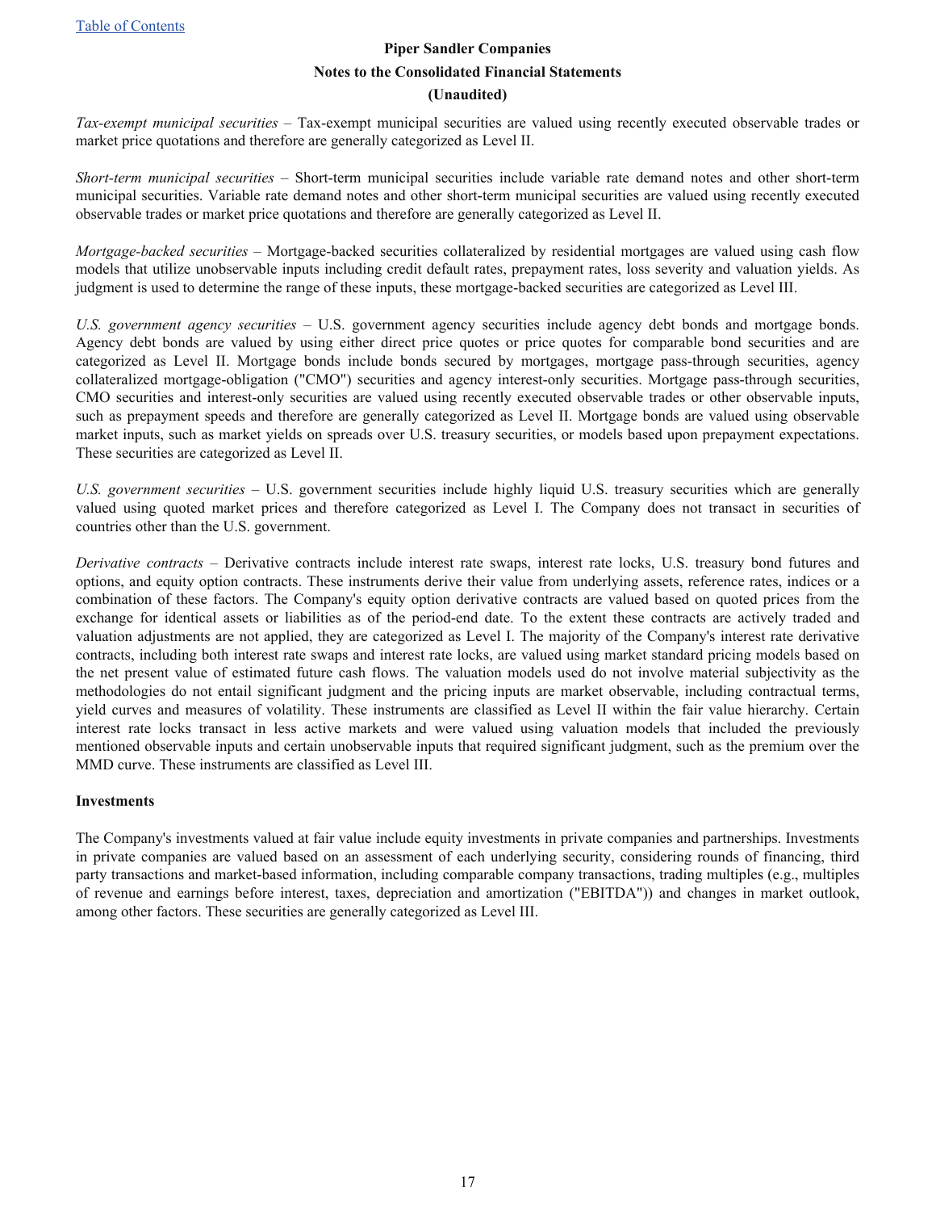*Tax-exempt municipal securities* – Tax-exempt municipal securities are valued using recently executed observable trades or market price quotations and therefore are generally categorized as Level II.

*Short-term municipal securities* – Short-term municipal securities include variable rate demand notes and other short-term municipal securities. Variable rate demand notes and other short-term municipal securities are valued using recently executed observable trades or market price quotations and therefore are generally categorized as Level II.

*Mortgage-backed securities* – Mortgage-backed securities collateralized by residential mortgages are valued using cash flow models that utilize unobservable inputs including credit default rates, prepayment rates, loss severity and valuation yields. As judgment is used to determine the range of these inputs, these mortgage-backed securities are categorized as Level III.

*U.S. government agency securities* – U.S. government agency securities include agency debt bonds and mortgage bonds. Agency debt bonds are valued by using either direct price quotes or price quotes for comparable bond securities and are categorized as Level II. Mortgage bonds include bonds secured by mortgages, mortgage pass-through securities, agency collateralized mortgage-obligation ("CMO") securities and agency interest-only securities. Mortgage pass-through securities, CMO securities and interest-only securities are valued using recently executed observable trades or other observable inputs, such as prepayment speeds and therefore are generally categorized as Level II. Mortgage bonds are valued using observable market inputs, such as market yields on spreads over U.S. treasury securities, or models based upon prepayment expectations. These securities are categorized as Level II.

*U.S. government securities* – U.S. government securities include highly liquid U.S. treasury securities which are generally valued using quoted market prices and therefore categorized as Level I. The Company does not transact in securities of countries other than the U.S. government.

*Derivative contracts* – Derivative contracts include interest rate swaps, interest rate locks, U.S. treasury bond futures and options, and equity option contracts. These instruments derive their value from underlying assets, reference rates, indices or a combination of these factors. The Company's equity option derivative contracts are valued based on quoted prices from the exchange for identical assets or liabilities as of the period-end date. To the extent these contracts are actively traded and valuation adjustments are not applied, they are categorized as Level I. The majority of the Company's interest rate derivative contracts, including both interest rate swaps and interest rate locks, are valued using market standard pricing models based on the net present value of estimated future cash flows. The valuation models used do not involve material subjectivity as the methodologies do not entail significant judgment and the pricing inputs are market observable, including contractual terms, yield curves and measures of volatility. These instruments are classified as Level II within the fair value hierarchy. Certain interest rate locks transact in less active markets and were valued using valuation models that included the previously mentioned observable inputs and certain unobservable inputs that required significant judgment, such as the premium over the MMD curve. These instruments are classified as Level III.

**Investments**

The Company's investments valued at fair value include equity investments in private companies and partnerships. Investments in private companies are valued based on an assessment of each underlying security, considering rounds of financing, third party transactions and market-based information, including comparable company transactions, trading multiples (e.g., multiples of revenue and earnings before interest, taxes, depreciation and amortization ("EBITDA")) and changes in market outlook, among other factors. These securities are generally categorized as Level III.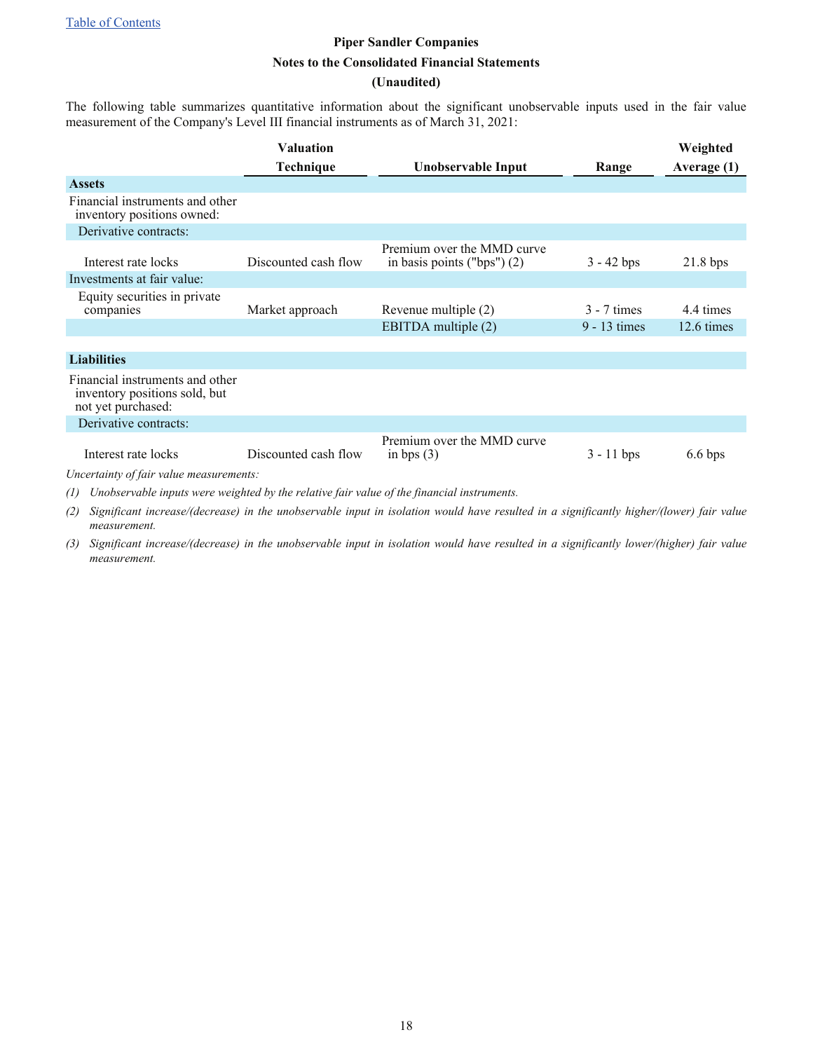Piper Sandler Companies

Notes to the Consolidated Financial Statements

(Unaudited)

The following table summarizes quantitative information about the significant unobservable inputs used in the fair value measurement of the Company's Level III financial instruments as of March 31, 2021:

| | Valuation Technique | Unobservable Input | Range | Weighted Average (1) |
|---|---|---|---|---|
| **Assets** | | | | |
| Financial instruments and other inventory positions owned: | | | | |
| Derivative contracts: | | | | |
| Interest rate locks | Discounted cash flow | Premium over the MMD curve in basis points ("bps") (2) | 3 - 42 bps | 21.8 bps |
| Investments at fair value: | | | | |
| Equity securities in private companies | Market approach | Revenue multiple (2) | 3 - 7 times | 4.4 times |
| | | EBITDA multiple (2) | 9 - 13 times | 12.6 times |
| **Liabilities** | | | | |
| Financial instruments and other inventory positions sold, but not yet purchased: | | | | |
| Derivative contracts: | | | | |
| Interest rate locks | Discounted cash flow | Premium over the MMD curve in bps (3) | 3 - 11 bps | 6.6 bps |

*Uncertainty of fair value measurements:*

*(1) Unobservable inputs were weighted by the relative fair value of the financial instruments.*

*(2) Significant increase/(decrease) in the unobservable input in isolation would have resulted in a significantly higher/(lower) fair value measurement.*

*(3) Significant increase/(decrease) in the unobservable input in isolation would have resulted in a significantly lower/(higher) fair value measurement.*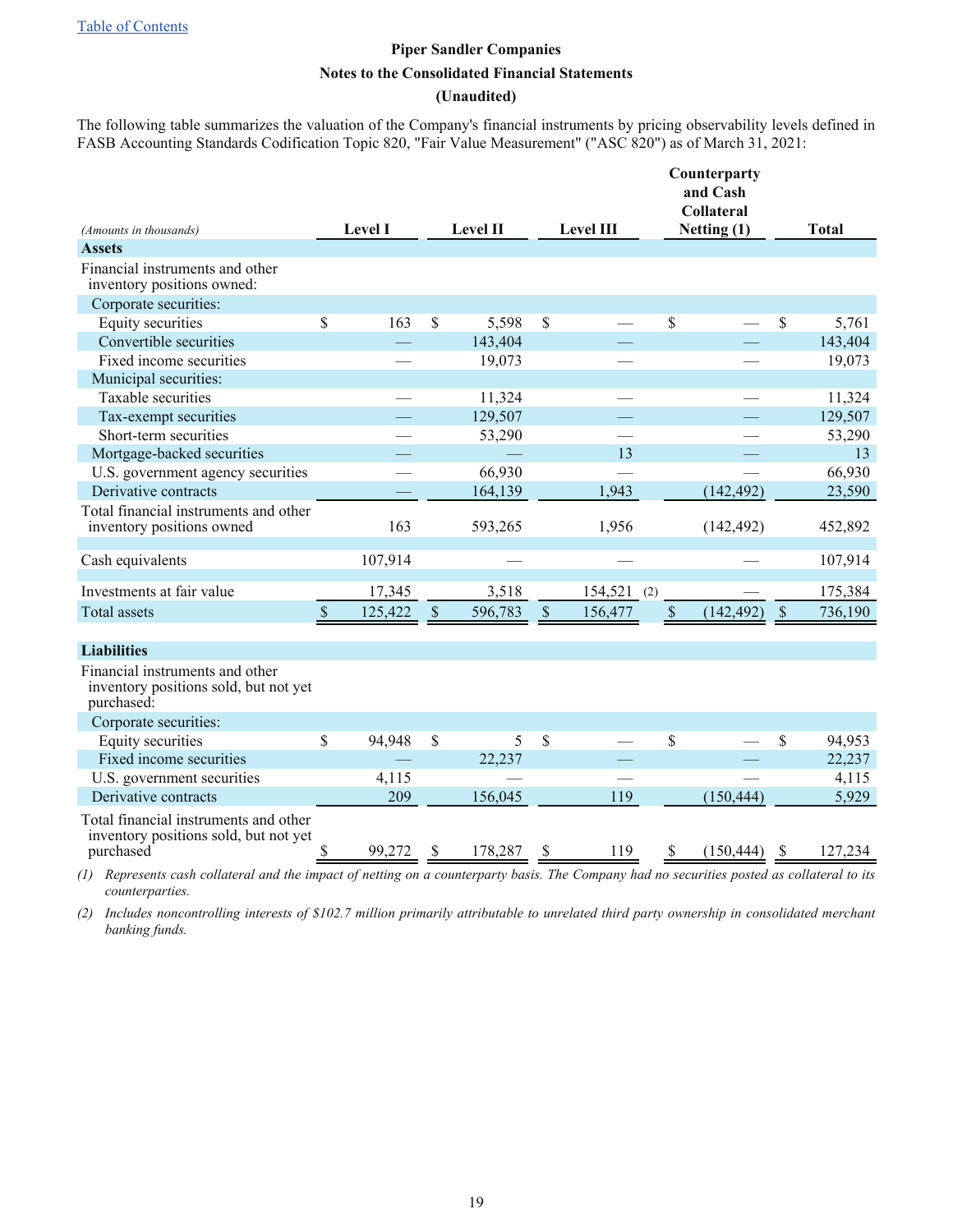Table of Contents

**Piper Sandler Companies**

**Notes to the Consolidated Financial Statements**

**(Unaudited)**

The following table summarizes the valuation of the Company's financial instruments by pricing observability levels defined in FASB Accounting Standards Codification Topic 820, "Fair Value Measurement" ("ASC 820") as of March 31, 2021:

| *(Amounts in thousands)* | Level I | Level II | Level III | Counterparty and Cash Collateral Netting (1) | Total |
|---|---|---|---|---|---|
| **Assets** | | | | | |
| Financial instruments and other inventory positions owned: | | | | | |
| Corporate securities: | | | | | |
| Equity securities | $ 163 | $ 5,598 | $ — | $ — | $ 5,761 |
| Convertible securities | — | 143,404 | — | — | 143,404 |
| Fixed income securities | — | 19,073 | — | — | 19,073 |
| Municipal securities: | | | | | |
| Taxable securities | — | 11,324 | — | — | 11,324 |
| Tax-exempt securities | — | 129,507 | — | — | 129,507 |
| Short-term securities | — | 53,290 | — | — | 53,290 |
| Mortgage-backed securities | — | — | 13 | — | 13 |
| U.S. government agency securities | — | 66,930 | — | — | 66,930 |
| Derivative contracts | — | 164,139 | 1,943 | (142,492) | 23,590 |
| Total financial instruments and other inventory positions owned | 163 | 593,265 | 1,956 | (142,492) | 452,892 |
| Cash equivalents | 107,914 | — | — | — | 107,914 |
| Investments at fair value | 17,345 | 3,518 | 154,521 (2) | — | 175,384 |
| Total assets | $ 125,422 | $ 596,783 | $ 156,477 | $ (142,492) | $ 736,190 |
| **Liabilities** | | | | | |
| Financial instruments and other inventory positions sold, but not yet purchased: | | | | | |
| Corporate securities: | | | | | |
| Equity securities | $ 94,948 | $ 5 | $ — | $ — | $ 94,953 |
| Fixed income securities | — | 22,237 | — | — | 22,237 |
| U.S. government securities | 4,115 | — | — | — | 4,115 |
| Derivative contracts | 209 | 156,045 | 119 | (150,444) | 5,929 |
| Total financial instruments and other inventory positions sold, but not yet purchased | $ 99,272 | $ 178,287 | $ 119 | $ (150,444) | $ 127,234 |

*(1) Represents cash collateral and the impact of netting on a counterparty basis. The Company had no securities posted as collateral to its counterparties.*

*(2) Includes noncontrolling interests of $102.7 million primarily attributable to unrelated third party ownership in consolidated merchant banking funds.*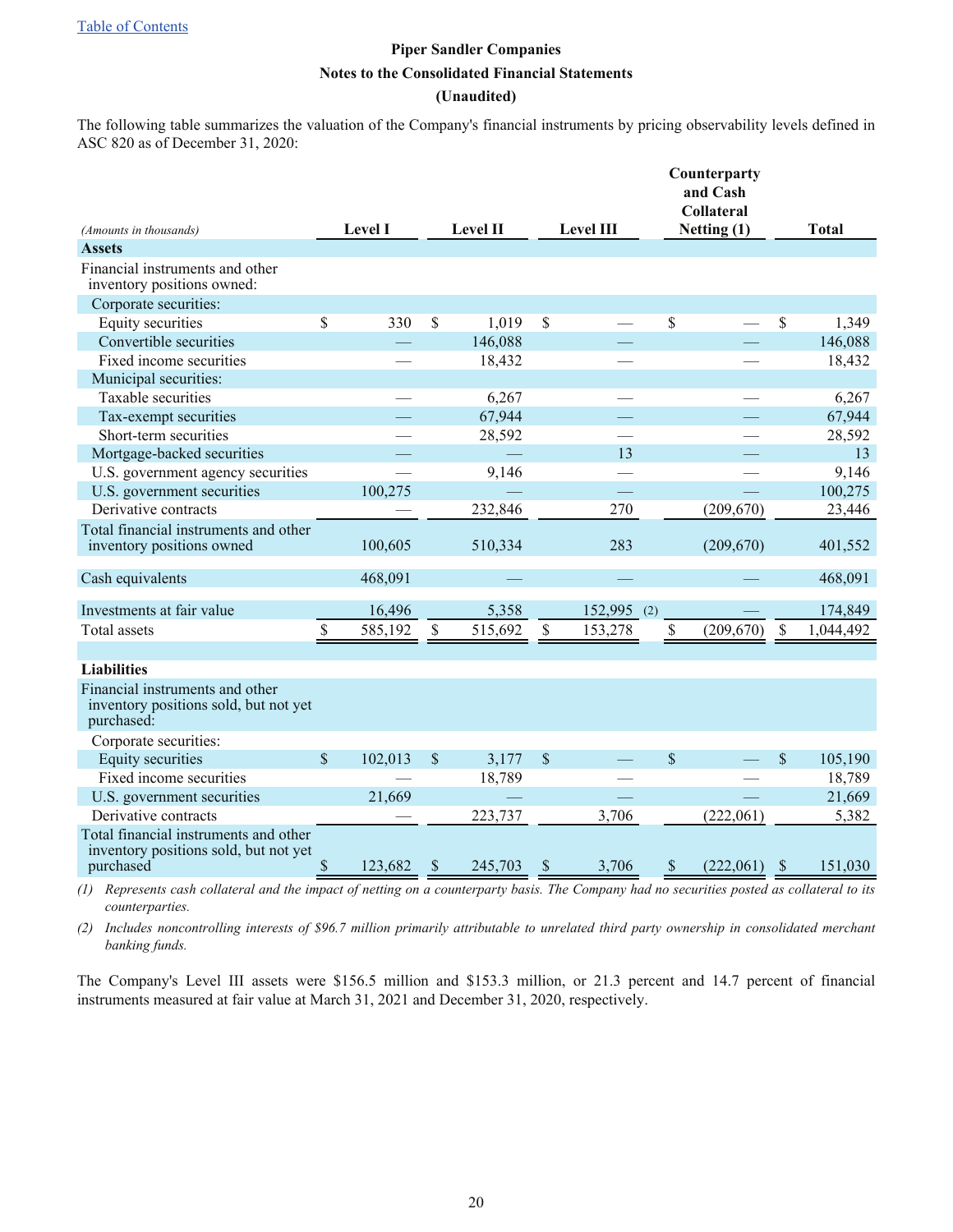[Table of Contents](#)

**Piper Sandler Companies**
**Notes to the Consolidated Financial Statements**
**(Unaudited)**

The following table summarizes the valuation of the Company's financial instruments by pricing observability levels defined in ASC 820 as of December 31, 2020:

| *(Amounts in thousands)* | Level I | Level II | Level III | Counterparty and Cash Collateral Netting (1) | Total |
|---|---|---|---|---|---|
| **Assets** | | | | | |
| Financial instruments and other inventory positions owned: | | | | | |
| Corporate securities: | | | | | |
| Equity securities | $ 330 | $ 1,019 | $ — | $ — | $ 1,349 |
| Convertible securities | — | 146,088 | — | — | 146,088 |
| Fixed income securities | — | 18,432 | — | — | 18,432 |
| Municipal securities: | | | | | |
| Taxable securities | — | 6,267 | — | — | 6,267 |
| Tax-exempt securities | — | 67,944 | — | — | 67,944 |
| Short-term securities | — | 28,592 | — | — | 28,592 |
| Mortgage-backed securities | — | — | 13 | — | 13 |
| U.S. government agency securities | — | 9,146 | — | — | 9,146 |
| U.S. government securities | 100,275 | — | — | — | 100,275 |
| Derivative contracts | — | 232,846 | 270 | (209,670) | 23,446 |
| Total financial instruments and other inventory positions owned | 100,605 | 510,334 | 283 | (209,670) | 401,552 |
| Cash equivalents | 468,091 | — | — | — | 468,091 |
| Investments at fair value | 16,496 | 5,358 | 152,995 (2) | — | 174,849 |
| Total assets | $ 585,192 | $ 515,692 | $ 153,278 | $ (209,670) | $ 1,044,492 |
| **Liabilities** | | | | | |
| Financial instruments and other inventory positions sold, but not yet purchased: | | | | | |
| Corporate securities: | | | | | |
| Equity securities | $ 102,013 | $ 3,177 | $ — | $ — | $ 105,190 |
| Fixed income securities | — | 18,789 | — | — | 18,789 |
| U.S. government securities | 21,669 | — | — | — | 21,669 |
| Derivative contracts | — | 223,737 | 3,706 | (222,061) | 5,382 |
| Total financial instruments and other inventory positions sold, but not yet purchased | $ 123,682 | $ 245,703 | $ 3,706 | $ (222,061) | $ 151,030 |

*(1) Represents cash collateral and the impact of netting on a counterparty basis. The Company had no securities posted as collateral to its counterparties.*

*(2) Includes noncontrolling interests of $96.7 million primarily attributable to unrelated third party ownership in consolidated merchant banking funds.*

The Company's Level III assets were $156.5 million and $153.3 million, or 21.3 percent and 14.7 percent of financial instruments measured at fair value at March 31, 2021 and December 31, 2020, respectively.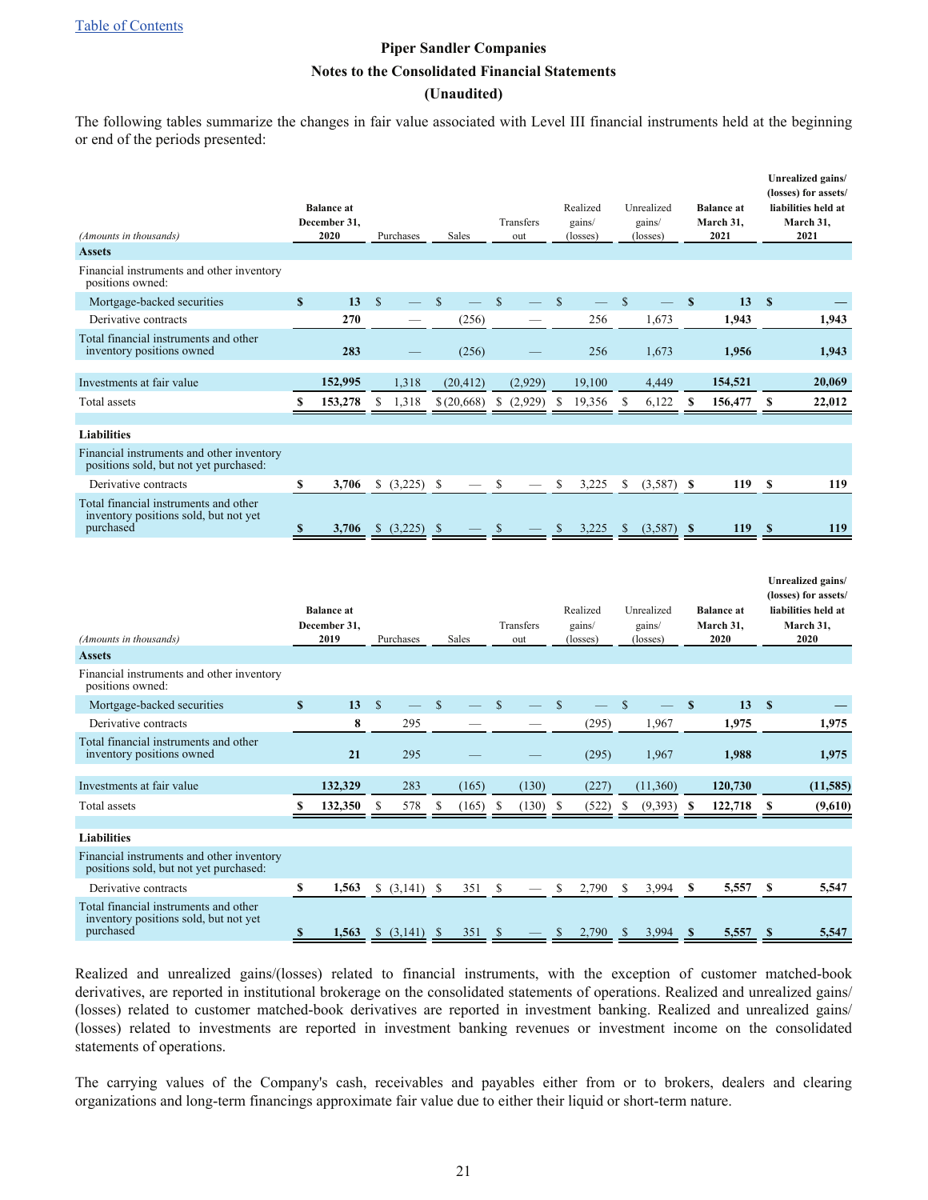Piper Sandler Companies

Notes to the Consolidated Financial Statements

(Unaudited)

The following tables summarize the changes in fair value associated with Level III financial instruments held at the beginning or end of the periods presented:

| *(Amounts in thousands)* | Balance at December 31, 2020 | Purchases | Sales | Transfers out | Realized gains/ (losses) | Unrealized gains/ (losses) | Balance at March 31, 2021 | Unrealized gains/ (losses) for assets/ liabilities held at March 31, 2021 |
|---|---|---|---|---|---|---|---|---|
| **Assets** | | | | | | | | |
| Financial instruments and other inventory positions owned: | | | | | | | | |
| Mortgage-backed securities | $ 13 | $ — | $ — | $ — | $ — | $ — | $ 13 | $ — |
| Derivative contracts | 270 | — | (256) | — | 256 | 1,673 | 1,943 | 1,943 |
| Total financial instruments and other inventory positions owned | 283 | — | (256) | — | 256 | 1,673 | 1,956 | 1,943 |
| Investments at fair value | 152,995 | 1,318 | (20,412) | (2,929) | 19,100 | 4,449 | 154,521 | 20,069 |
| Total assets | $ 153,278 | $ 1,318 | $ (20,668) | $ (2,929) | $ 19,356 | $ 6,122 | $ 156,477 | $ 22,012 |
| **Liabilities** | | | | | | | | |
| Financial instruments and other inventory positions sold, but not yet purchased: | | | | | | | | |
| Derivative contracts | $ 3,706 | $ (3,225) | $ — | $ — | $ 3,225 | $ (3,587) | $ 119 | $ 119 |
| Total financial instruments and other inventory positions sold, but not yet purchased | $ 3,706 | $ (3,225) | $ — | $ — | $ 3,225 | $ (3,587) | $ 119 | $ 119 |

| *(Amounts in thousands)* | Balance at December 31, 2019 | Purchases | Sales | Transfers out | Realized gains/ (losses) | Unrealized gains/ (losses) | Balance at March 31, 2020 | Unrealized gains/ (losses) for assets/ liabilities held at March 31, 2020 |
|---|---|---|---|---|---|---|---|---|
| **Assets** | | | | | | | | |
| Financial instruments and other inventory positions owned: | | | | | | | | |
| Mortgage-backed securities | $ 13 | $ — | $ — | $ — | $ — | $ — | $ 13 | $ — |
| Derivative contracts | 8 | 295 | — | — | (295) | 1,967 | 1,975 | 1,975 |
| Total financial instruments and other inventory positions owned | 21 | 295 | — | — | (295) | 1,967 | 1,988 | 1,975 |
| Investments at fair value | 132,329 | 283 | (165) | (130) | (227) | (11,360) | 120,730 | (11,585) |
| Total assets | $ 132,350 | $ 578 | $ (165) | $ (130) | $ (522) | $ (9,393) | $ 122,718 | $ (9,610) |
| **Liabilities** | | | | | | | | |
| Financial instruments and other inventory positions sold, but not yet purchased: | | | | | | | | |
| Derivative contracts | $ 1,563 | $ (3,141) | $ 351 | $ — | $ 2,790 | $ 3,994 | $ 5,557 | $ 5,547 |
| Total financial instruments and other inventory positions sold, but not yet purchased | $ 1,563 | $ (3,141) | $ 351 | $ — | $ 2,790 | $ 3,994 | $ 5,557 | $ 5,547 |

Realized and unrealized gains/(losses) related to financial instruments, with the exception of customer matched-book derivatives, are reported in institutional brokerage on the consolidated statements of operations. Realized and unrealized gains/(losses) related to customer matched-book derivatives are reported in investment banking. Realized and unrealized gains/(losses) related to investments are reported in investment banking revenues or investment income on the consolidated statements of operations.

The carrying values of the Company's cash, receivables and payables either from or to brokers, dealers and clearing organizations and long-term financings approximate fair value due to either their liquid or short-term nature.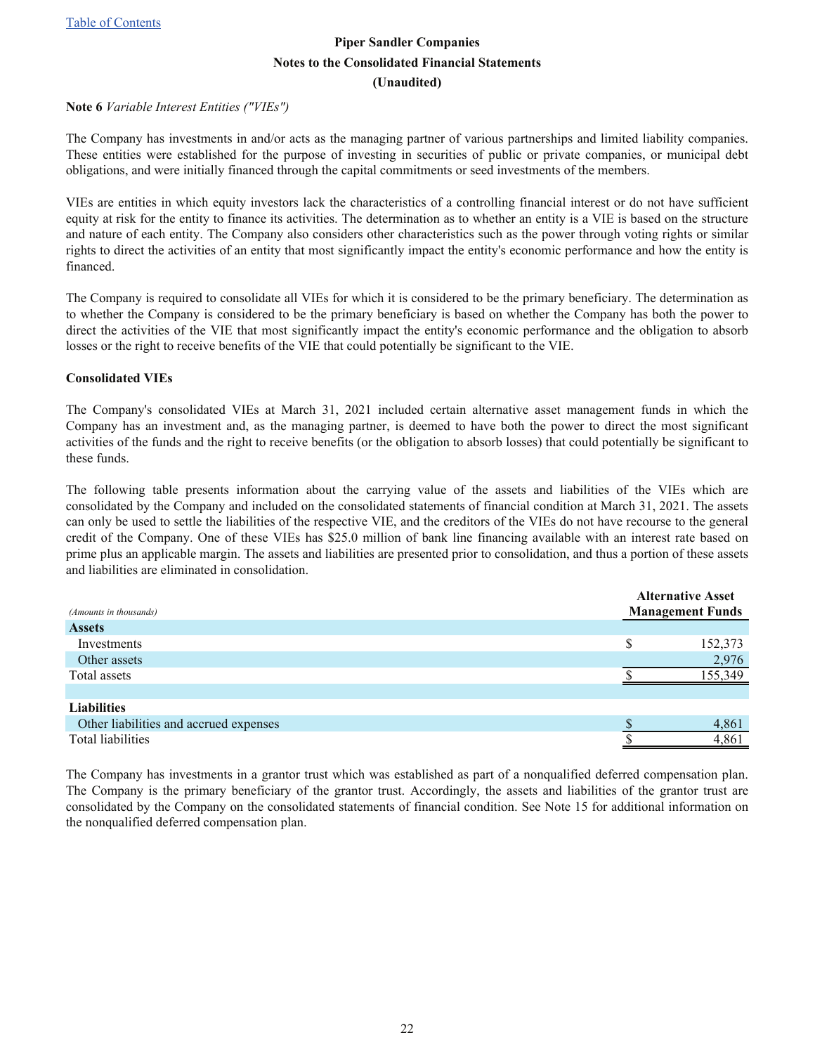**Note 6** *Variable Interest Entities ("VIEs")*

The Company has investments in and/or acts as the managing partner of various partnerships and limited liability companies. These entities were established for the purpose of investing in securities of public or private companies, or municipal debt obligations, and were initially financed through the capital commitments or seed investments of the members.

VIEs are entities in which equity investors lack the characteristics of a controlling financial interest or do not have sufficient equity at risk for the entity to finance its activities. The determination as to whether an entity is a VIE is based on the structure and nature of each entity. The Company also considers other characteristics such as the power through voting rights or similar rights to direct the activities of an entity that most significantly impact the entity's economic performance and how the entity is financed.

The Company is required to consolidate all VIEs for which it is considered to be the primary beneficiary. The determination as to whether the Company is considered to be the primary beneficiary is based on whether the Company has both the power to direct the activities of the VIE that most significantly impact the entity's economic performance and the obligation to absorb losses or the right to receive benefits of the VIE that could potentially be significant to the VIE.

**Consolidated VIEs**

The Company's consolidated VIEs at March 31, 2021 included certain alternative asset management funds in which the Company has an investment and, as the managing partner, is deemed to have both the power to direct the most significant activities of the funds and the right to receive benefits (or the obligation to absorb losses) that could potentially be significant to these funds.

The following table presents information about the carrying value of the assets and liabilities of the VIEs which are consolidated by the Company and included on the consolidated statements of financial condition at March 31, 2021. The assets can only be used to settle the liabilities of the respective VIE, and the creditors of the VIEs do not have recourse to the general credit of the Company. One of these VIEs has $25.0 million of bank line financing available with an interest rate based on prime plus an applicable margin. The assets and liabilities are presented prior to consolidation, and thus a portion of these assets and liabilities are eliminated in consolidation.

| *(Amounts in thousands)* | Alternative Asset Management Funds |
|---|---|
| **Assets** | |
| Investments | $ 152,373 |
| Other assets | 2,976 |
| Total assets | $ 155,349 |
| | |
| **Liabilities** | |
| Other liabilities and accrued expenses | $ 4,861 |
| Total liabilities | $ 4,861 |

The Company has investments in a grantor trust which was established as part of a nonqualified deferred compensation plan. The Company is the primary beneficiary of the grantor trust. Accordingly, the assets and liabilities of the grantor trust are consolidated by the Company on the consolidated statements of financial condition. See Note 15 for additional information on the nonqualified deferred compensation plan.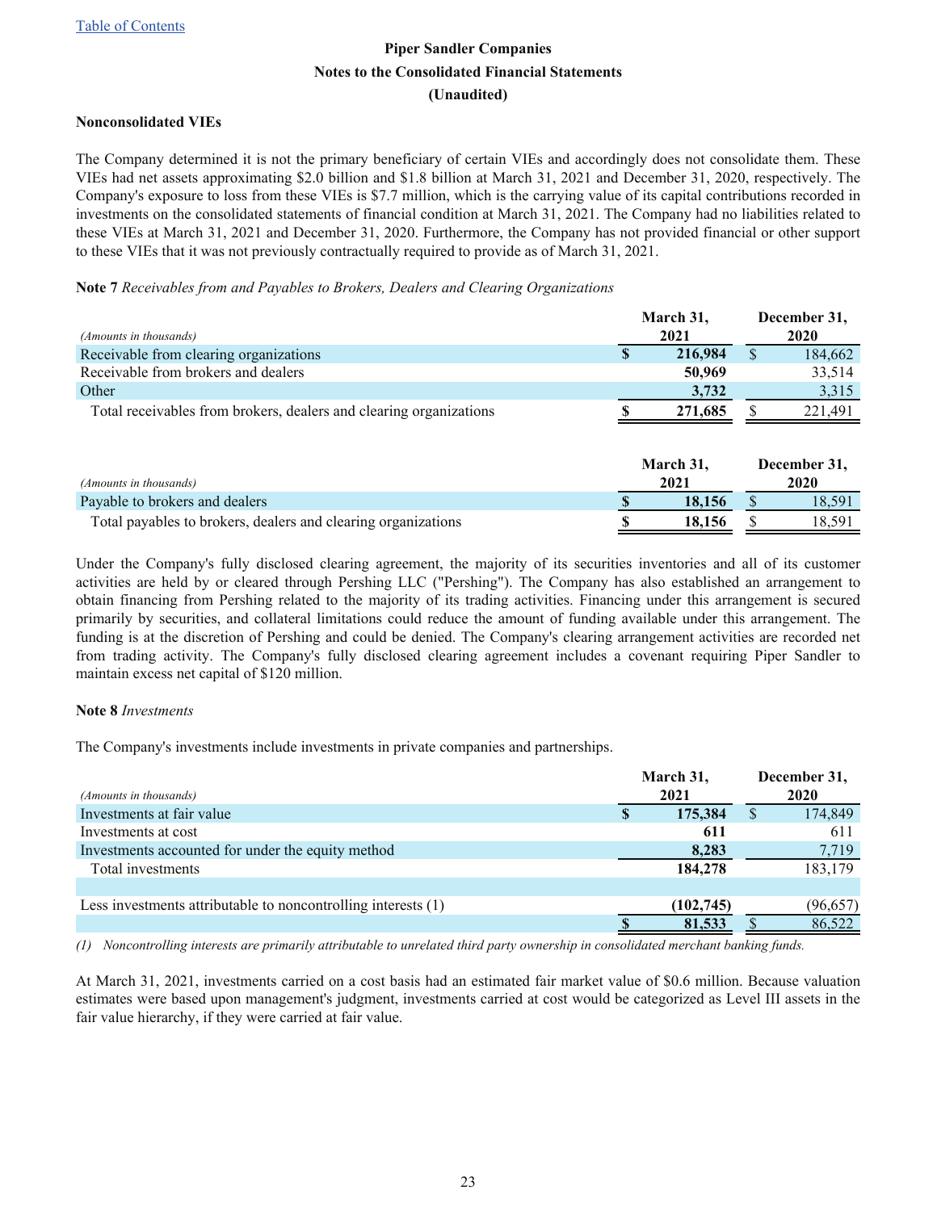Piper Sandler Companies

Notes to the Consolidated Financial Statements

(Unaudited)

**Nonconsolidated VIEs**

The Company determined it is not the primary beneficiary of certain VIEs and accordingly does not consolidate them. These VIEs had net assets approximating $2.0 billion and $1.8 billion at March 31, 2021 and December 31, 2020, respectively. The Company's exposure to loss from these VIEs is $7.7 million, which is the carrying value of its capital contributions recorded in investments on the consolidated statements of financial condition at March 31, 2021. The Company had no liabilities related to these VIEs at March 31, 2021 and December 31, 2020. Furthermore, the Company has not provided financial or other support to these VIEs that it was not previously contractually required to provide as of March 31, 2021.

**Note 7** *Receivables from and Payables to Brokers, Dealers and Clearing Organizations*

| *(Amounts in thousands)* | March 31, 2021 | December 31, 2020 |
|---|---|---|
| Receivable from clearing organizations | **$ 216,984** | $ 184,662 |
| Receivable from brokers and dealers | **50,969** | 33,514 |
| Other | **3,732** | 3,315 |
| Total receivables from brokers, dealers and clearing organizations | **$ 271,685** | $ 221,491 |

| *(Amounts in thousands)* | March 31, 2021 | December 31, 2020 |
|---|---|---|
| Payable to brokers and dealers | **$ 18,156** | $ 18,591 |
| Total payables to brokers, dealers and clearing organizations | **$ 18,156** | $ 18,591 |

Under the Company's fully disclosed clearing agreement, the majority of its securities inventories and all of its customer activities are held by or cleared through Pershing LLC ("Pershing"). The Company has also established an arrangement to obtain financing from Pershing related to the majority of its trading activities. Financing under this arrangement is secured primarily by securities, and collateral limitations could reduce the amount of funding available under this arrangement. The funding is at the discretion of Pershing and could be denied. The Company's clearing arrangement activities are recorded net from trading activity. The Company's fully disclosed clearing agreement includes a covenant requiring Piper Sandler to maintain excess net capital of $120 million.

**Note 8** *Investments*

The Company's investments include investments in private companies and partnerships.

| *(Amounts in thousands)* | March 31, 2021 | December 31, 2020 |
|---|---|---|
| Investments at fair value | **$ 175,384** | $ 174,849 |
| Investments at cost | **611** | 611 |
| Investments accounted for under the equity method | **8,283** | 7,719 |
| Total investments | **184,278** | 183,179 |
| | | |
| Less investments attributable to noncontrolling interests (1) | **(102,745)** | (96,657) |
| | **$ 81,533** | $ 86,522 |

*(1) Noncontrolling interests are primarily attributable to unrelated third party ownership in consolidated merchant banking funds.*

At March 31, 2021, investments carried on a cost basis had an estimated fair market value of $0.6 million. Because valuation estimates were based upon management's judgment, investments carried at cost would be categorized as Level III assets in the fair value hierarchy, if they were carried at fair value.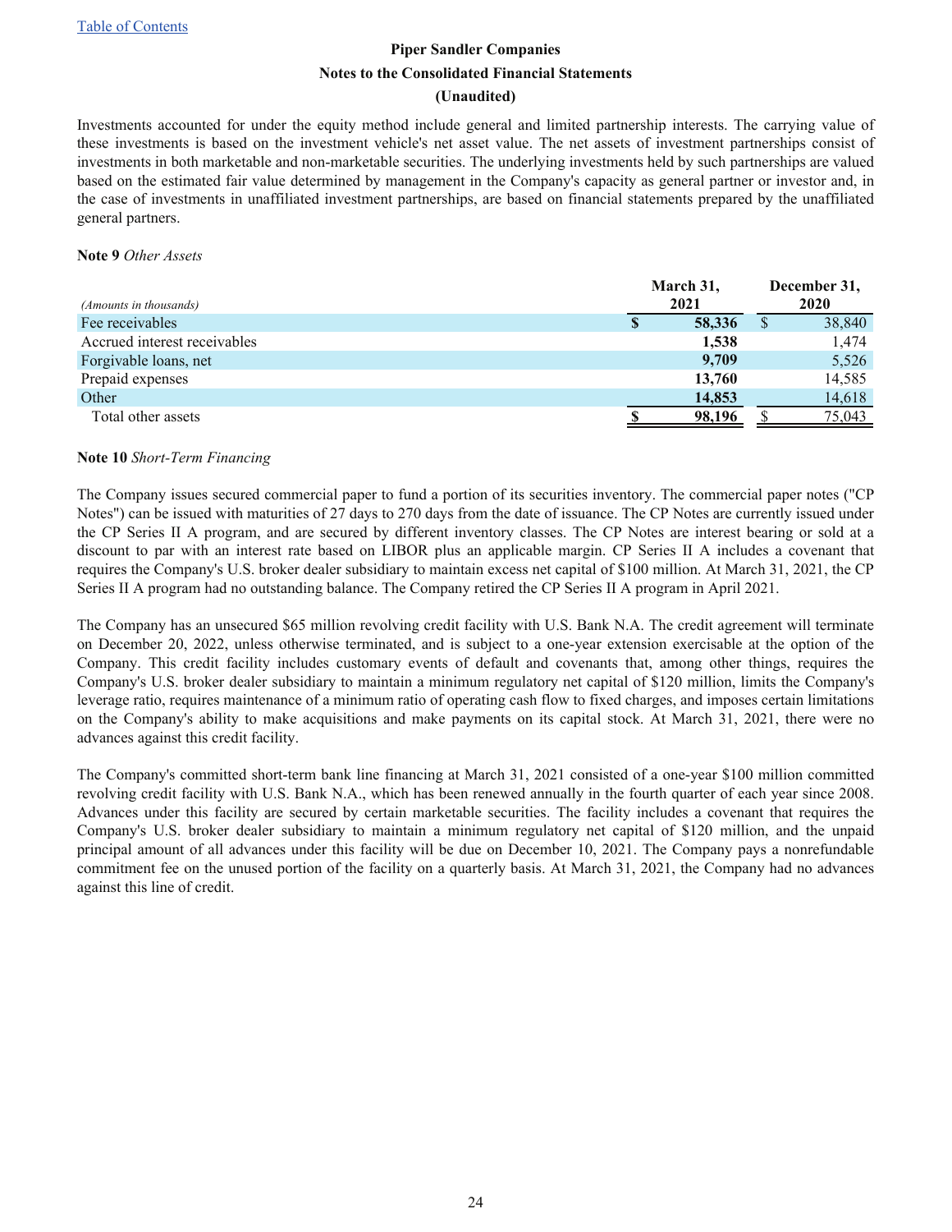Table of Contents

**Piper Sandler Companies**

**Notes to the Consolidated Financial Statements**

**(Unaudited)**

Investments accounted for under the equity method include general and limited partnership interests. The carrying value of these investments is based on the investment vehicle's net asset value. The net assets of investment partnerships consist of investments in both marketable and non-marketable securities. The underlying investments held by such partnerships are valued based on the estimated fair value determined by management in the Company's capacity as general partner or investor and, in the case of investments in unaffiliated investment partnerships, are based on financial statements prepared by the unaffiliated general partners.

**Note 9** *Other Assets*

| *(Amounts in thousands)* | March 31, 2021 | December 31, 2020 |
|---|---|---|
| Fee receivables | **$ 58,336** | $ 38,840 |
| Accrued interest receivables | **1,538** | 1,474 |
| Forgivable loans, net | **9,709** | 5,526 |
| Prepaid expenses | **13,760** | 14,585 |
| Other | **14,853** | 14,618 |
| Total other assets | **$ 98,196** | $ 75,043 |

**Note 10** *Short-Term Financing*

The Company issues secured commercial paper to fund a portion of its securities inventory. The commercial paper notes ("CP Notes") can be issued with maturities of 27 days to 270 days from the date of issuance. The CP Notes are currently issued under the CP Series II A program, and are secured by different inventory classes. The CP Notes are interest bearing or sold at a discount to par with an interest rate based on LIBOR plus an applicable margin. CP Series II A includes a covenant that requires the Company's U.S. broker dealer subsidiary to maintain excess net capital of $100 million. At March 31, 2021, the CP Series II A program had no outstanding balance. The Company retired the CP Series II A program in April 2021.

The Company has an unsecured $65 million revolving credit facility with U.S. Bank N.A. The credit agreement will terminate on December 20, 2022, unless otherwise terminated, and is subject to a one-year extension exercisable at the option of the Company. This credit facility includes customary events of default and covenants that, among other things, requires the Company's U.S. broker dealer subsidiary to maintain a minimum regulatory net capital of $120 million, limits the Company's leverage ratio, requires maintenance of a minimum ratio of operating cash flow to fixed charges, and imposes certain limitations on the Company's ability to make acquisitions and make payments on its capital stock. At March 31, 2021, there were no advances against this credit facility.

The Company's committed short-term bank line financing at March 31, 2021 consisted of a one-year $100 million committed revolving credit facility with U.S. Bank N.A., which has been renewed annually in the fourth quarter of each year since 2008. Advances under this facility are secured by certain marketable securities. The facility includes a covenant that requires the Company's U.S. broker dealer subsidiary to maintain a minimum regulatory net capital of $120 million, and the unpaid principal amount of all advances under this facility will be due on December 10, 2021. The Company pays a nonrefundable commitment fee on the unused portion of the facility on a quarterly basis. At March 31, 2021, the Company had no advances against this line of credit.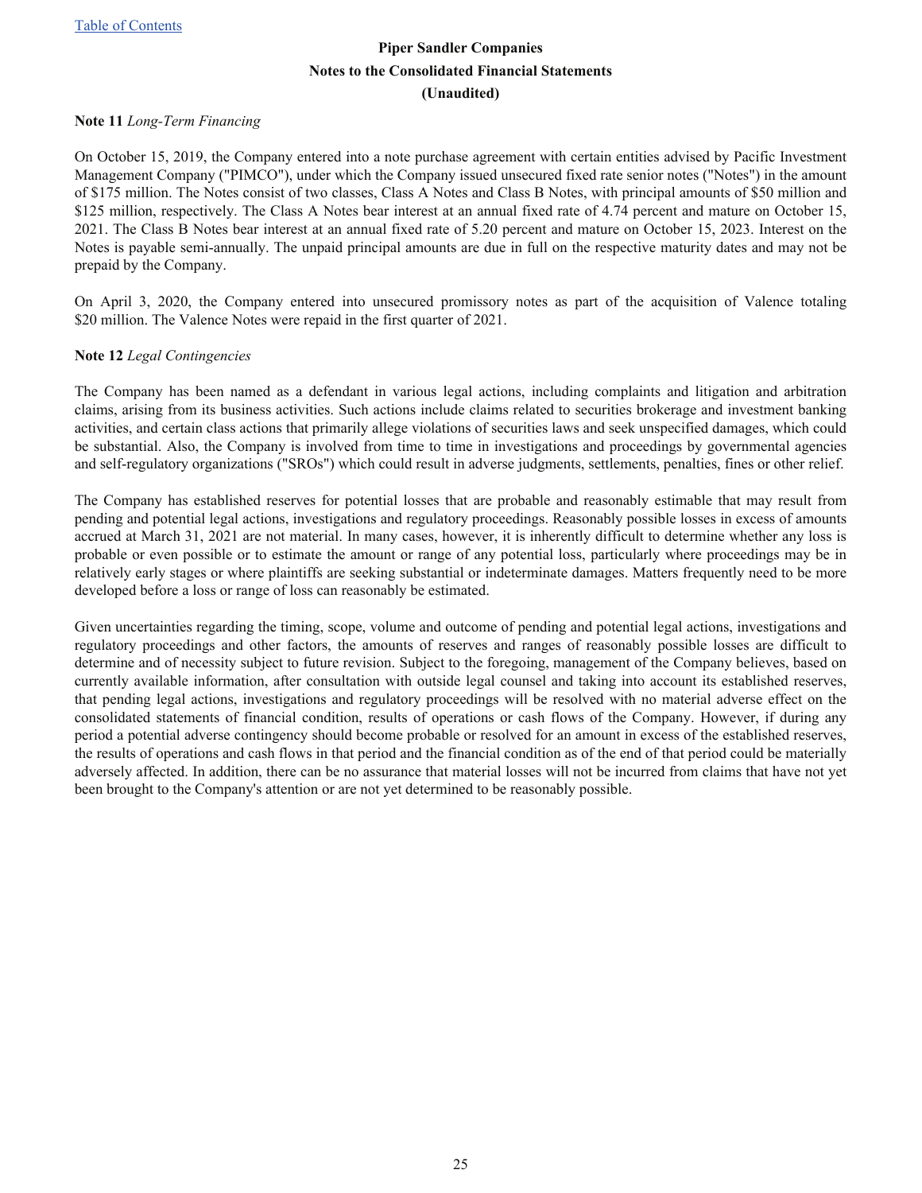**Piper Sandler Companies**
**Notes to the Consolidated Financial Statements**
**(Unaudited)**

**Note 11** *Long-Term Financing*

On October 15, 2019, the Company entered into a note purchase agreement with certain entities advised by Pacific Investment Management Company ("PIMCO"), under which the Company issued unsecured fixed rate senior notes ("Notes") in the amount of $175 million. The Notes consist of two classes, Class A Notes and Class B Notes, with principal amounts of $50 million and $125 million, respectively. The Class A Notes bear interest at an annual fixed rate of 4.74 percent and mature on October 15, 2021. The Class B Notes bear interest at an annual fixed rate of 5.20 percent and mature on October 15, 2023. Interest on the Notes is payable semi-annually. The unpaid principal amounts are due in full on the respective maturity dates and may not be prepaid by the Company.

On April 3, 2020, the Company entered into unsecured promissory notes as part of the acquisition of Valence totaling $20 million. The Valence Notes were repaid in the first quarter of 2021.

**Note 12** *Legal Contingencies*

The Company has been named as a defendant in various legal actions, including complaints and litigation and arbitration claims, arising from its business activities. Such actions include claims related to securities brokerage and investment banking activities, and certain class actions that primarily allege violations of securities laws and seek unspecified damages, which could be substantial. Also, the Company is involved from time to time in investigations and proceedings by governmental agencies and self-regulatory organizations ("SROs") which could result in adverse judgments, settlements, penalties, fines or other relief.

The Company has established reserves for potential losses that are probable and reasonably estimable that may result from pending and potential legal actions, investigations and regulatory proceedings. Reasonably possible losses in excess of amounts accrued at March 31, 2021 are not material. In many cases, however, it is inherently difficult to determine whether any loss is probable or even possible or to estimate the amount or range of any potential loss, particularly where proceedings may be in relatively early stages or where plaintiffs are seeking substantial or indeterminate damages. Matters frequently need to be more developed before a loss or range of loss can reasonably be estimated.

Given uncertainties regarding the timing, scope, volume and outcome of pending and potential legal actions, investigations and regulatory proceedings and other factors, the amounts of reserves and ranges of reasonably possible losses are difficult to determine and of necessity subject to future revision. Subject to the foregoing, management of the Company believes, based on currently available information, after consultation with outside legal counsel and taking into account its established reserves, that pending legal actions, investigations and regulatory proceedings will be resolved with no material adverse effect on the consolidated statements of financial condition, results of operations or cash flows of the Company. However, if during any period a potential adverse contingency should become probable or resolved for an amount in excess of the established reserves, the results of operations and cash flows in that period and the financial condition as of the end of that period could be materially adversely affected. In addition, there can be no assurance that material losses will not be incurred from claims that have not yet been brought to the Company's attention or are not yet determined to be reasonably possible.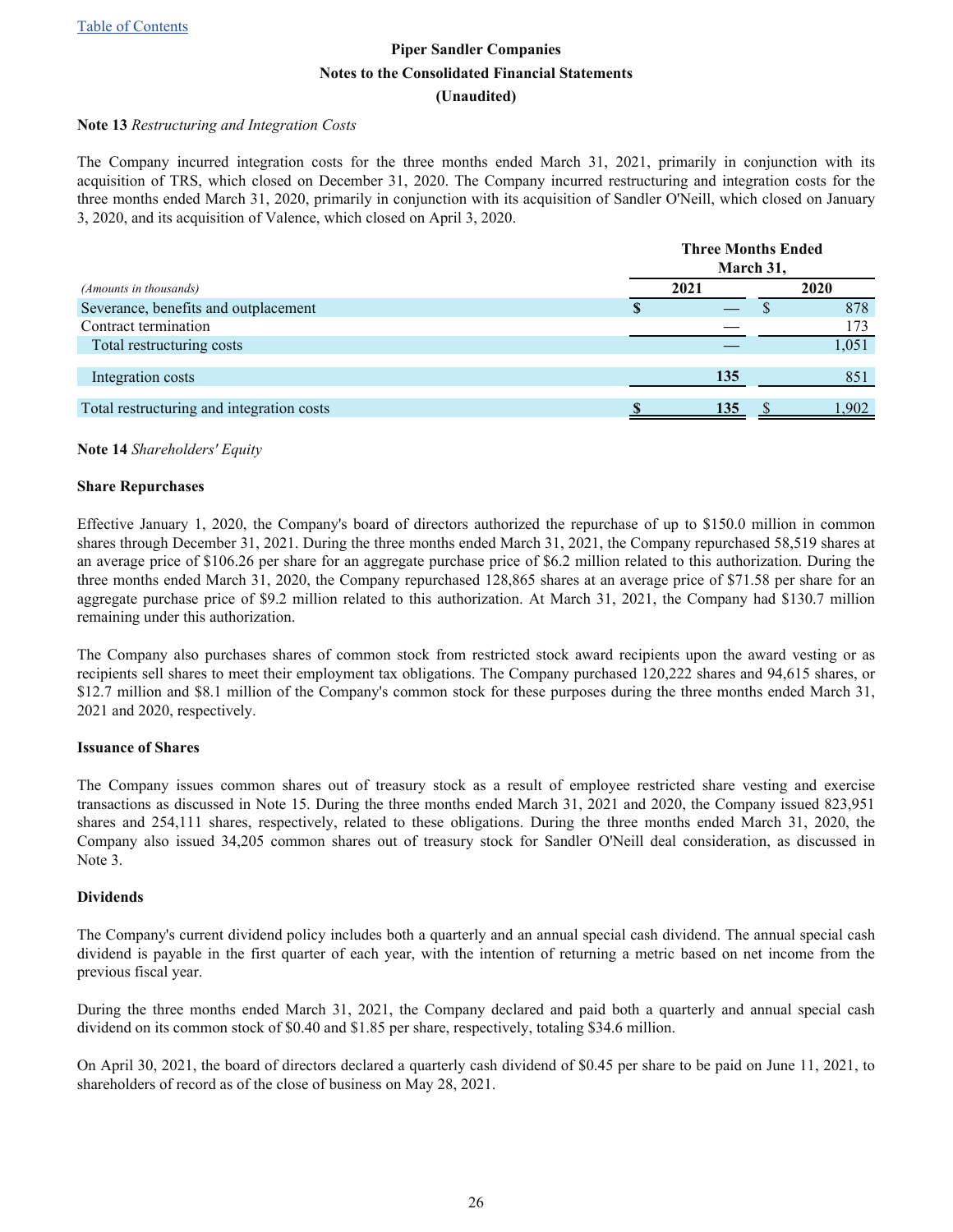Piper Sandler Companies

Notes to the Consolidated Financial Statements

(Unaudited)

**Note 13** *Restructuring and Integration Costs*

The Company incurred integration costs for the three months ended March 31, 2021, primarily in conjunction with its acquisition of TRS, which closed on December 31, 2020. The Company incurred restructuring and integration costs for the three months ended March 31, 2020, primarily in conjunction with its acquisition of Sandler O'Neill, which closed on January 3, 2020, and its acquisition of Valence, which closed on April 3, 2020.

| | Three Months Ended March 31, | |
|---|---|---|
| *(Amounts in thousands)* | **2021** | **2020** |
| Severance, benefits and outplacement | **$ —** | $ 878 |
| Contract termination | **—** | 173 |
| Total restructuring costs | **—** | 1,051 |
| Integration costs | **135** | 851 |
| Total restructuring and integration costs | **$ 135** | $ 1,902 |

**Note 14** *Shareholders' Equity*

**Share Repurchases**

Effective January 1, 2020, the Company's board of directors authorized the repurchase of up to $150.0 million in common shares through December 31, 2021. During the three months ended March 31, 2021, the Company repurchased 58,519 shares at an average price of $106.26 per share for an aggregate purchase price of $6.2 million related to this authorization. During the three months ended March 31, 2020, the Company repurchased 128,865 shares at an average price of $71.58 per share for an aggregate purchase price of $9.2 million related to this authorization. At March 31, 2021, the Company had $130.7 million remaining under this authorization.

The Company also purchases shares of common stock from restricted stock award recipients upon the award vesting or as recipients sell shares to meet their employment tax obligations. The Company purchased 120,222 shares and 94,615 shares, or $12.7 million and $8.1 million of the Company's common stock for these purposes during the three months ended March 31, 2021 and 2020, respectively.

**Issuance of Shares**

The Company issues common shares out of treasury stock as a result of employee restricted share vesting and exercise transactions as discussed in Note 15. During the three months ended March 31, 2021 and 2020, the Company issued 823,951 shares and 254,111 shares, respectively, related to these obligations. During the three months ended March 31, 2020, the Company also issued 34,205 common shares out of treasury stock for Sandler O'Neill deal consideration, as discussed in Note 3.

**Dividends**

The Company's current dividend policy includes both a quarterly and an annual special cash dividend. The annual special cash dividend is payable in the first quarter of each year, with the intention of returning a metric based on net income from the previous fiscal year.

During the three months ended March 31, 2021, the Company declared and paid both a quarterly and annual special cash dividend on its common stock of $0.40 and $1.85 per share, respectively, totaling $34.6 million.

On April 30, 2021, the board of directors declared a quarterly cash dividend of $0.45 per share to be paid on June 11, 2021, to shareholders of record as of the close of business on May 28, 2021.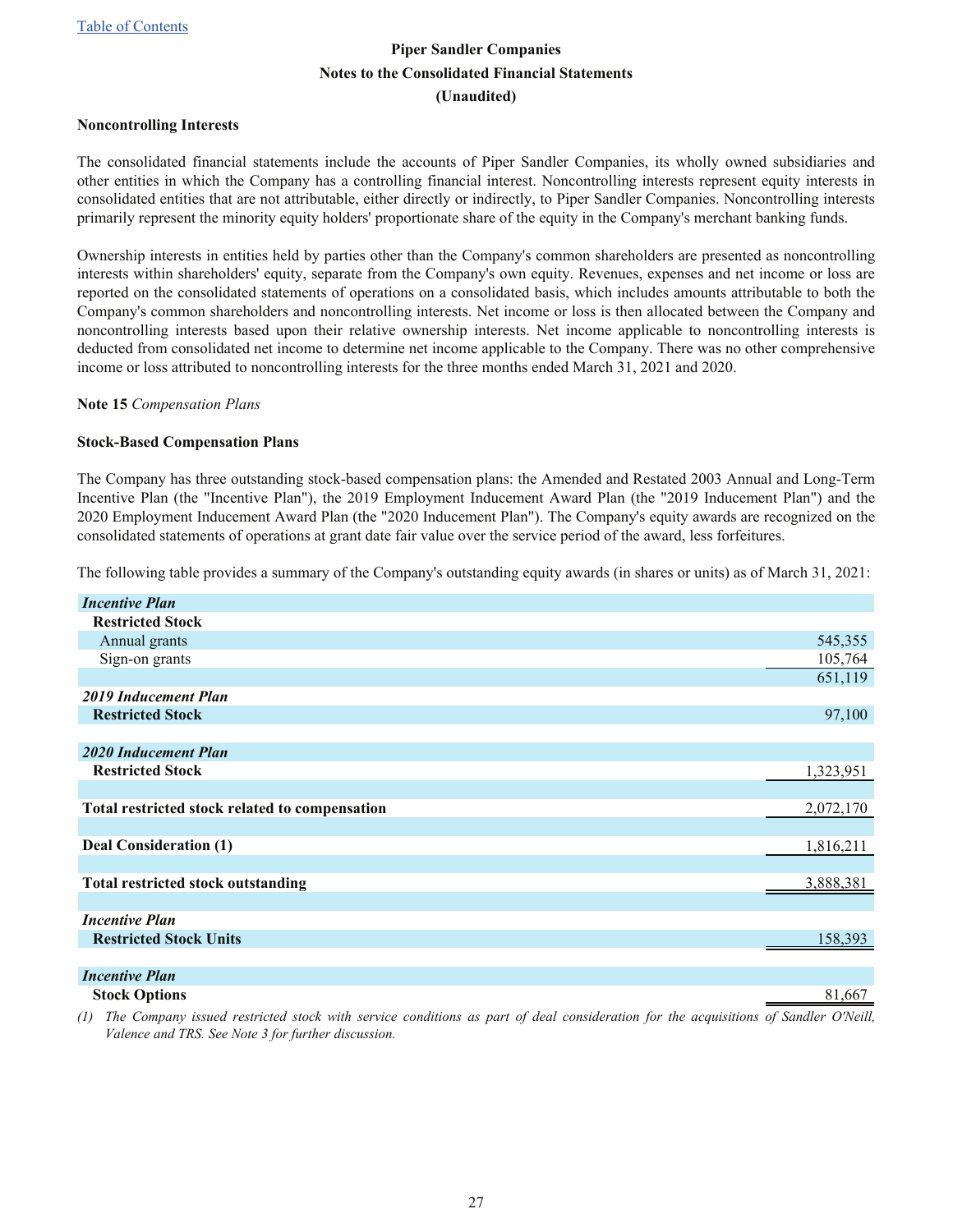**Noncontrolling Interests**

The consolidated financial statements include the accounts of Piper Sandler Companies, its wholly owned subsidiaries and other entities in which the Company has a controlling financial interest. Noncontrolling interests represent equity interests in consolidated entities that are not attributable, either directly or indirectly, to Piper Sandler Companies. Noncontrolling interests primarily represent the minority equity holders' proportionate share of the equity in the Company's merchant banking funds.

Ownership interests in entities held by parties other than the Company's common shareholders are presented as noncontrolling interests within shareholders' equity, separate from the Company's own equity. Revenues, expenses and net income or loss are reported on the consolidated statements of operations on a consolidated basis, which includes amounts attributable to both the Company's common shareholders and noncontrolling interests. Net income or loss is then allocated between the Company and noncontrolling interests based upon their relative ownership interests. Net income applicable to noncontrolling interests is deducted from consolidated net income to determine net income applicable to the Company. There was no other comprehensive income or loss attributed to noncontrolling interests for the three months ended March 31, 2021 and 2020.

**Note 15** *Compensation Plans*

**Stock-Based Compensation Plans**

The Company has three outstanding stock-based compensation plans: the Amended and Restated 2003 Annual and Long-Term Incentive Plan (the "Incentive Plan"), the 2019 Employment Inducement Award Plan (the "2019 Inducement Plan") and the 2020 Employment Inducement Award Plan (the "2020 Inducement Plan"). The Company's equity awards are recognized on the consolidated statements of operations at grant date fair value over the service period of the award, less forfeitures.

The following table provides a summary of the Company's outstanding equity awards (in shares or units) as of March 31, 2021:

| | |
|---|---|
| ***Incentive Plan*** | |
| **Restricted Stock** | |
| Annual grants | 545,355 |
| Sign-on grants | 105,764 |
| | 651,119 |
| ***2019 Inducement Plan*** | |
| **Restricted Stock** | 97,100 |
| ***2020 Inducement Plan*** | |
| **Restricted Stock** | 1,323,951 |
| **Total restricted stock related to compensation** | 2,072,170 |
| **Deal Consideration (1)** | 1,816,211 |
| **Total restricted stock outstanding** | 3,888,381 |
| ***Incentive Plan*** | |
| **Restricted Stock Units** | 158,393 |
| ***Incentive Plan*** | |
| **Stock Options** | 81,667 |

*(1) The Company issued restricted stock with service conditions as part of deal consideration for the acquisitions of Sandler O'Neill, Valence and TRS. See Note 3 for further discussion.*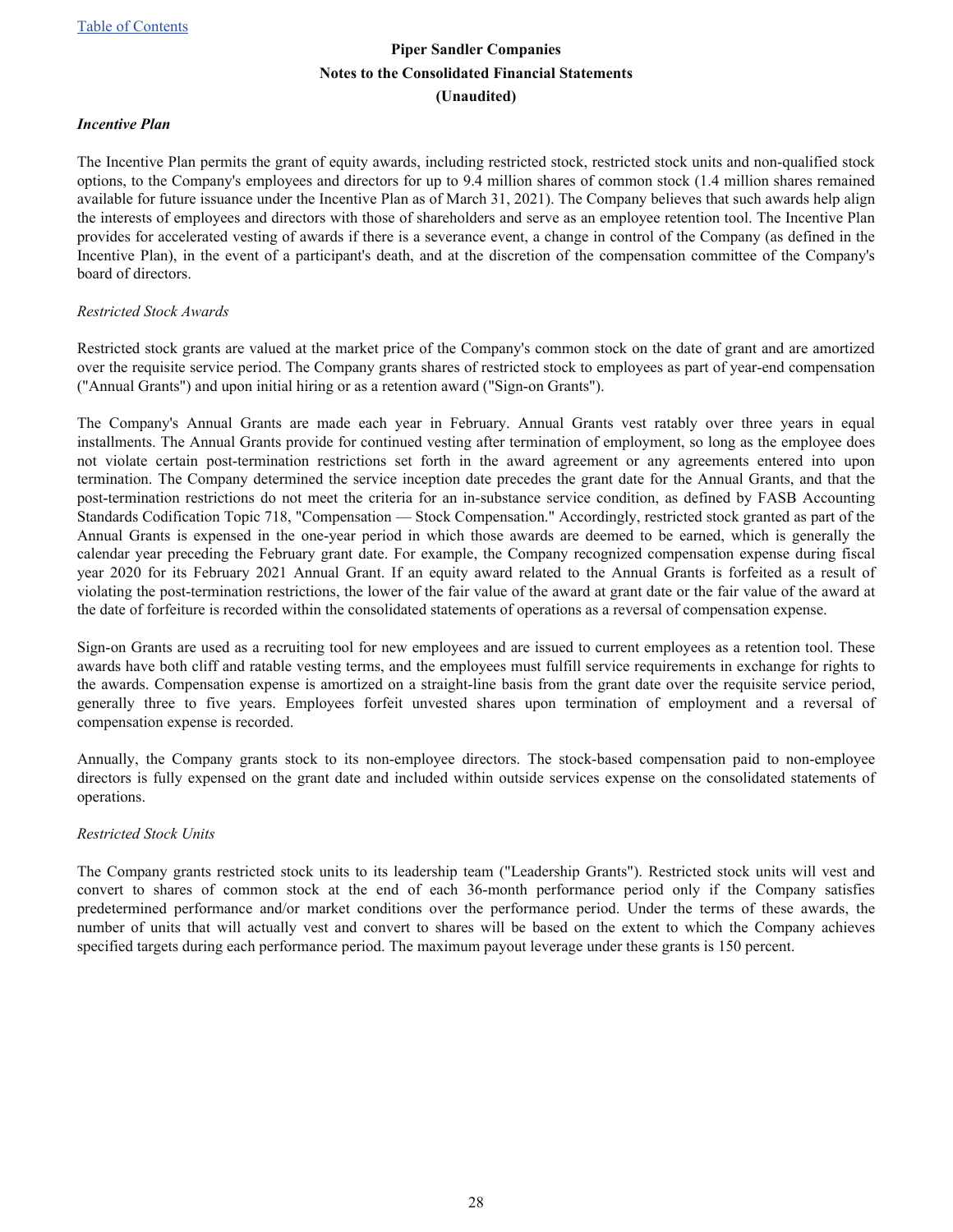### *Incentive Plan*

The Incentive Plan permits the grant of equity awards, including restricted stock, restricted stock units and non-qualified stock options, to the Company's employees and directors for up to 9.4 million shares of common stock (1.4 million shares remained available for future issuance under the Incentive Plan as of March 31, 2021). The Company believes that such awards help align the interests of employees and directors with those of shareholders and serve as an employee retention tool. The Incentive Plan provides for accelerated vesting of awards if there is a severance event, a change in control of the Company (as defined in the Incentive Plan), in the event of a participant's death, and at the discretion of the compensation committee of the Company's board of directors.

*Restricted Stock Awards*

Restricted stock grants are valued at the market price of the Company's common stock on the date of grant and are amortized over the requisite service period. The Company grants shares of restricted stock to employees as part of year-end compensation ("Annual Grants") and upon initial hiring or as a retention award ("Sign-on Grants").

The Company's Annual Grants are made each year in February. Annual Grants vest ratably over three years in equal installments. The Annual Grants provide for continued vesting after termination of employment, so long as the employee does not violate certain post-termination restrictions set forth in the award agreement or any agreements entered into upon termination. The Company determined the service inception date precedes the grant date for the Annual Grants, and that the post-termination restrictions do not meet the criteria for an in-substance service condition, as defined by FASB Accounting Standards Codification Topic 718, "Compensation — Stock Compensation." Accordingly, restricted stock granted as part of the Annual Grants is expensed in the one-year period in which those awards are deemed to be earned, which is generally the calendar year preceding the February grant date. For example, the Company recognized compensation expense during fiscal year 2020 for its February 2021 Annual Grant. If an equity award related to the Annual Grants is forfeited as a result of violating the post-termination restrictions, the lower of the fair value of the award at grant date or the fair value of the award at the date of forfeiture is recorded within the consolidated statements of operations as a reversal of compensation expense.

Sign-on Grants are used as a recruiting tool for new employees and are issued to current employees as a retention tool. These awards have both cliff and ratable vesting terms, and the employees must fulfill service requirements in exchange for rights to the awards. Compensation expense is amortized on a straight-line basis from the grant date over the requisite service period, generally three to five years. Employees forfeit unvested shares upon termination of employment and a reversal of compensation expense is recorded.

Annually, the Company grants stock to its non-employee directors. The stock-based compensation paid to non-employee directors is fully expensed on the grant date and included within outside services expense on the consolidated statements of operations.

*Restricted Stock Units*

The Company grants restricted stock units to its leadership team ("Leadership Grants"). Restricted stock units will vest and convert to shares of common stock at the end of each 36-month performance period only if the Company satisfies predetermined performance and/or market conditions over the performance period. Under the terms of these awards, the number of units that will actually vest and convert to shares will be based on the extent to which the Company achieves specified targets during each performance period. The maximum payout leverage under these grants is 150 percent.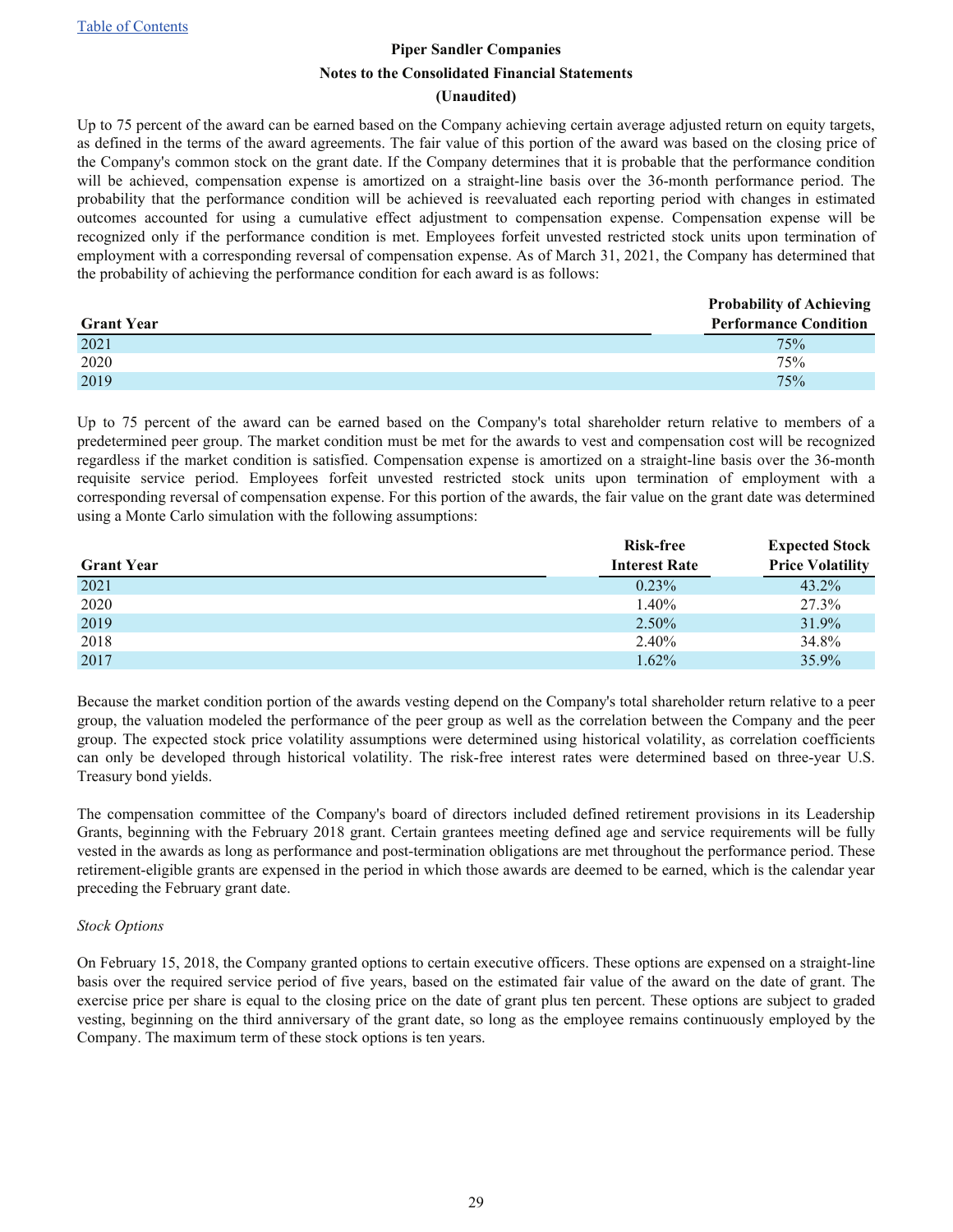Up to 75 percent of the award can be earned based on the Company achieving certain average adjusted return on equity targets, as defined in the terms of the award agreements. The fair value of this portion of the award was based on the closing price of the Company's common stock on the grant date. If the Company determines that it is probable that the performance condition will be achieved, compensation expense is amortized on a straight-line basis over the 36-month performance period. The probability that the performance condition will be achieved is reevaluated each reporting period with changes in estimated outcomes accounted for using a cumulative effect adjustment to compensation expense. Compensation expense will be recognized only if the performance condition is met. Employees forfeit unvested restricted stock units upon termination of employment with a corresponding reversal of compensation expense. As of March 31, 2021, the Company has determined that the probability of achieving the performance condition for each award is as follows:

| Grant Year | Probability of Achieving Performance Condition |
|---|---|
| 2021 | 75% |
| 2020 | 75% |
| 2019 | 75% |

Up to 75 percent of the award can be earned based on the Company's total shareholder return relative to members of a predetermined peer group. The market condition must be met for the awards to vest and compensation cost will be recognized regardless if the market condition is satisfied. Compensation expense is amortized on a straight-line basis over the 36-month requisite service period. Employees forfeit unvested restricted stock units upon termination of employment with a corresponding reversal of compensation expense. For this portion of the awards, the fair value on the grant date was determined using a Monte Carlo simulation with the following assumptions:

| Grant Year | Risk-free Interest Rate | Expected Stock Price Volatility |
|---|---|---|
| 2021 | 0.23% | 43.2% |
| 2020 | 1.40% | 27.3% |
| 2019 | 2.50% | 31.9% |
| 2018 | 2.40% | 34.8% |
| 2017 | 1.62% | 35.9% |

Because the market condition portion of the awards vesting depend on the Company's total shareholder return relative to a peer group, the valuation modeled the performance of the peer group as well as the correlation between the Company and the peer group. The expected stock price volatility assumptions were determined using historical volatility, as correlation coefficients can only be developed through historical volatility. The risk-free interest rates were determined based on three-year U.S. Treasury bond yields.

The compensation committee of the Company's board of directors included defined retirement provisions in its Leadership Grants, beginning with the February 2018 grant. Certain grantees meeting defined age and service requirements will be fully vested in the awards as long as performance and post-termination obligations are met throughout the performance period. These retirement-eligible grants are expensed in the period in which those awards are deemed to be earned, which is the calendar year preceding the February grant date.

*Stock Options*

On February 15, 2018, the Company granted options to certain executive officers. These options are expensed on a straight-line basis over the required service period of five years, based on the estimated fair value of the award on the date of grant. The exercise price per share is equal to the closing price on the date of grant plus ten percent. These options are subject to graded vesting, beginning on the third anniversary of the grant date, so long as the employee remains continuously employed by the Company. The maximum term of these stock options is ten years.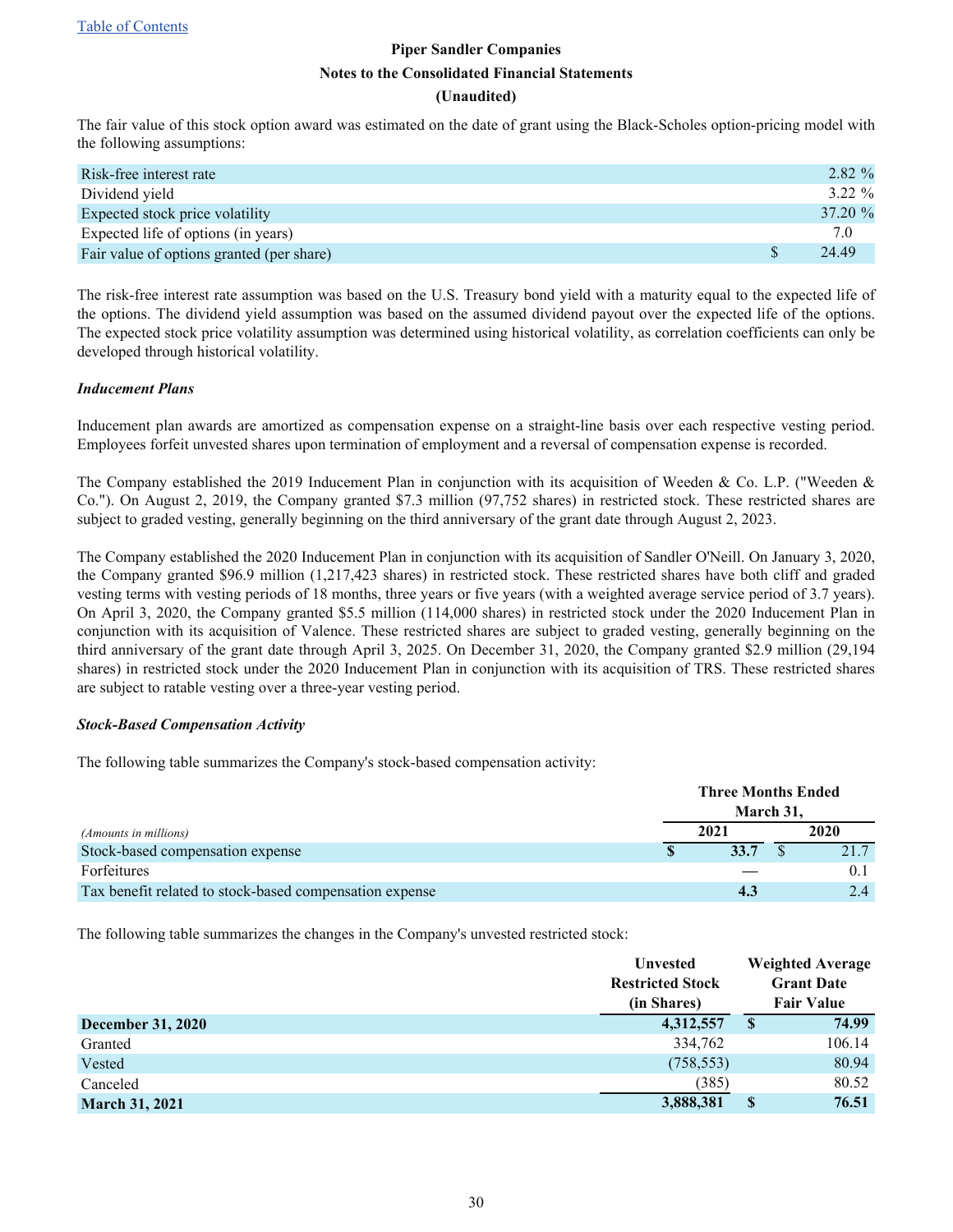The fair value of this stock option award was estimated on the date of grant using the Black-Scholes option-pricing model with the following assumptions:

| | |
|---|---|
| Risk-free interest rate | 2.82 % |
| Dividend yield | 3.22 % |
| Expected stock price volatility | 37.20 % |
| Expected life of options (in years) | 7.0 |
| Fair value of options granted (per share) | $ 24.49 |

The risk-free interest rate assumption was based on the U.S. Treasury bond yield with a maturity equal to the expected life of the options. The dividend yield assumption was based on the assumed dividend payout over the expected life of the options. The expected stock price volatility assumption was determined using historical volatility, as correlation coefficients can only be developed through historical volatility.

***Inducement Plans***

Inducement plan awards are amortized as compensation expense on a straight-line basis over each respective vesting period. Employees forfeit unvested shares upon termination of employment and a reversal of compensation expense is recorded.

The Company established the 2019 Inducement Plan in conjunction with its acquisition of Weeden & Co. L.P. ("Weeden & Co."). On August 2, 2019, the Company granted $7.3 million (97,752 shares) in restricted stock. These restricted shares are subject to graded vesting, generally beginning on the third anniversary of the grant date through August 2, 2023.

The Company established the 2020 Inducement Plan in conjunction with its acquisition of Sandler O'Neill. On January 3, 2020, the Company granted $96.9 million (1,217,423 shares) in restricted stock. These restricted shares have both cliff and graded vesting terms with vesting periods of 18 months, three years or five years (with a weighted average service period of 3.7 years). On April 3, 2020, the Company granted $5.5 million (114,000 shares) in restricted stock under the 2020 Inducement Plan in conjunction with its acquisition of Valence. These restricted shares are subject to graded vesting, generally beginning on the third anniversary of the grant date through April 3, 2025. On December 31, 2020, the Company granted $2.9 million (29,194 shares) in restricted stock under the 2020 Inducement Plan in conjunction with its acquisition of TRS. These restricted shares are subject to ratable vesting over a three-year vesting period.

***Stock-Based Compensation Activity***

The following table summarizes the Company's stock-based compensation activity:

| *(Amounts in millions)* | Three Months Ended March 31, 2021 | Three Months Ended March 31, 2020 |
|---|---|---|
| Stock-based compensation expense | **$ 33.7** | $ 21.7 |
| Forfeitures | **—** | 0.1 |
| Tax benefit related to stock-based compensation expense | **4.3** | 2.4 |

The following table summarizes the changes in the Company's unvested restricted stock:

| | Unvested Restricted Stock (in Shares) | Weighted Average Grant Date Fair Value |
|---|---|---|
| **December 31, 2020** | **4,312,557** | **$ 74.99** |
| Granted | 334,762 | 106.14 |
| Vested | (758,553) | 80.94 |
| Canceled | (385) | 80.52 |
| **March 31, 2021** | **3,888,381** | **$ 76.51** |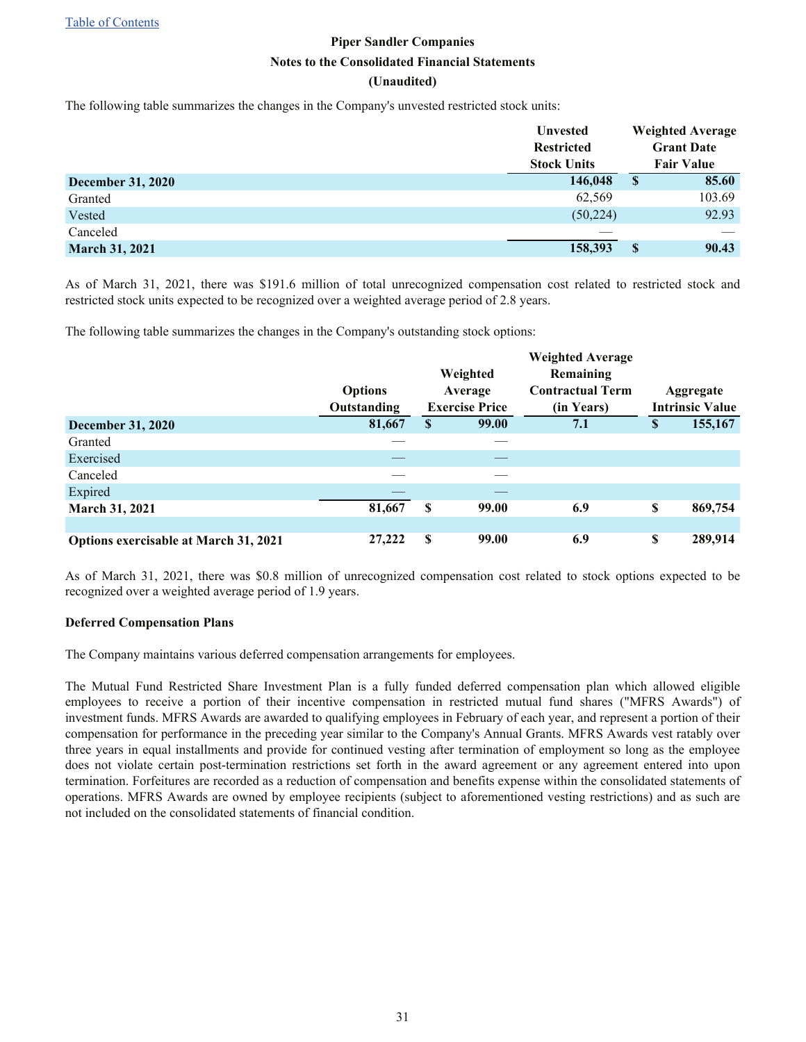Piper Sandler Companies
Notes to the Consolidated Financial Statements
(Unaudited)

The following table summarizes the changes in the Company's unvested restricted stock units:

| | Unvested Restricted Stock Units | Weighted Average Grant Date Fair Value |
|---|---|---|
| **December 31, 2020** | **146,048** | **$ 85.60** |
| Granted | 62,569 | 103.69 |
| Vested | (50,224) | 92.93 |
| Canceled | — | — |
| **March 31, 2021** | **158,393** | **$ 90.43** |

As of March 31, 2021, there was $191.6 million of total unrecognized compensation cost related to restricted stock and restricted stock units expected to be recognized over a weighted average period of 2.8 years.

The following table summarizes the changes in the Company's outstanding stock options:

| | Options Outstanding | Weighted Average Exercise Price | Weighted Average Remaining Contractual Term (in Years) | Aggregate Intrinsic Value |
|---|---|---|---|---|
| **December 31, 2020** | **81,667** | **$ 99.00** | **7.1** | **$ 155,167** |
| Granted | — | — | | |
| Exercised | — | — | | |
| Canceled | — | — | | |
| Expired | — | — | | |
| **March 31, 2021** | **81,667** | **$ 99.00** | **6.9** | **$ 869,754** |
| | | | | |
| **Options exercisable at March 31, 2021** | **27,222** | **$ 99.00** | **6.9** | **$ 289,914** |

As of March 31, 2021, there was $0.8 million of unrecognized compensation cost related to stock options expected to be recognized over a weighted average period of 1.9 years.

**Deferred Compensation Plans**

The Company maintains various deferred compensation arrangements for employees.

The Mutual Fund Restricted Share Investment Plan is a fully funded deferred compensation plan which allowed eligible employees to receive a portion of their incentive compensation in restricted mutual fund shares ("MFRS Awards") of investment funds. MFRS Awards are awarded to qualifying employees in February of each year, and represent a portion of their compensation for performance in the preceding year similar to the Company's Annual Grants. MFRS Awards vest ratably over three years in equal installments and provide for continued vesting after termination of employment so long as the employee does not violate certain post-termination restrictions set forth in the award agreement or any agreement entered into upon termination. Forfeitures are recorded as a reduction of compensation and benefits expense within the consolidated statements of operations. MFRS Awards are owned by employee recipients (subject to aforementioned vesting restrictions) and as such are not included on the consolidated statements of financial condition.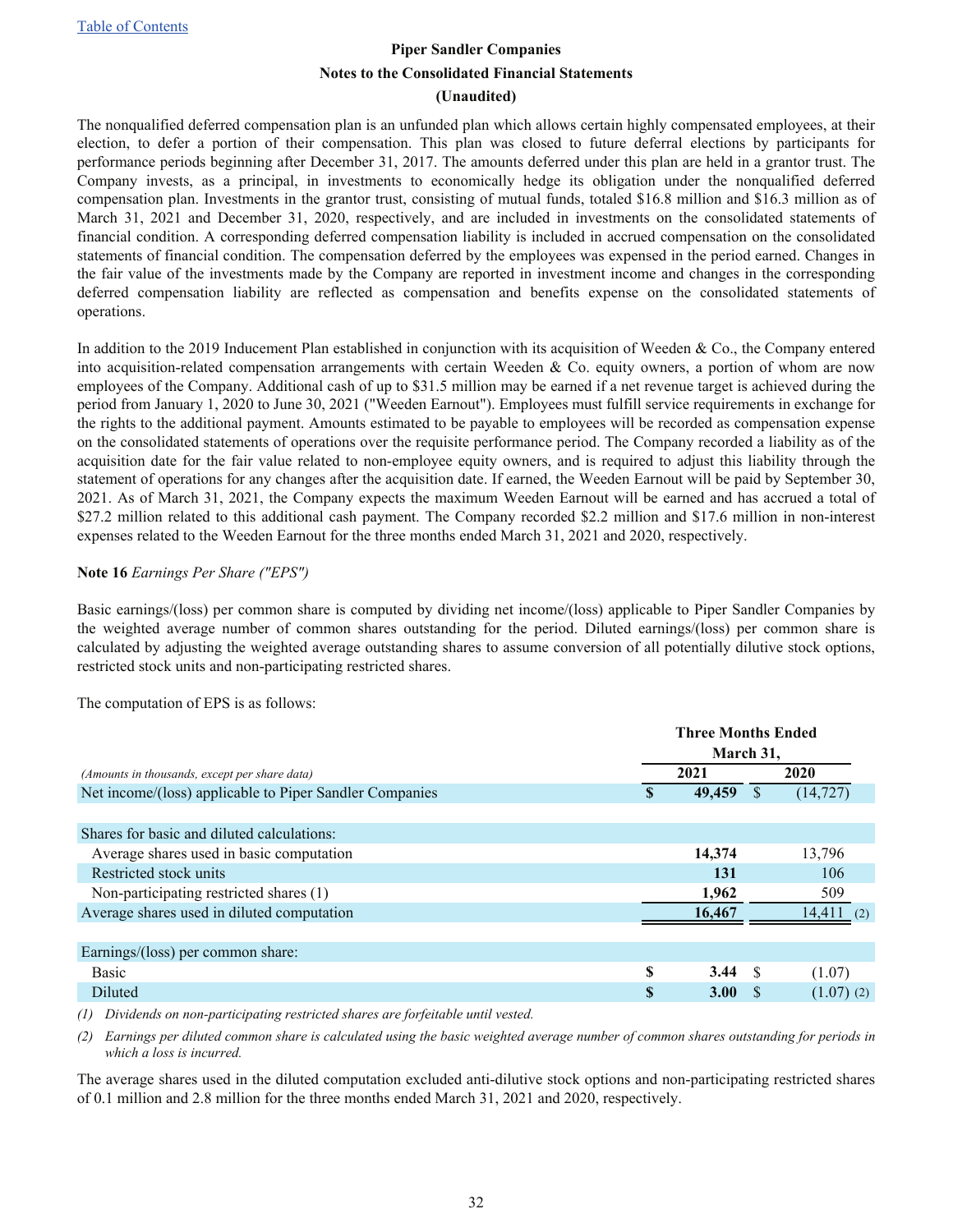The nonqualified deferred compensation plan is an unfunded plan which allows certain highly compensated employees, at their election, to defer a portion of their compensation. This plan was closed to future deferral elections by participants for performance periods beginning after December 31, 2017. The amounts deferred under this plan are held in a grantor trust. The Company invests, as a principal, in investments to economically hedge its obligation under the nonqualified deferred compensation plan. Investments in the grantor trust, consisting of mutual funds, totaled $16.8 million and $16.3 million as of March 31, 2021 and December 31, 2020, respectively, and are included in investments on the consolidated statements of financial condition. A corresponding deferred compensation liability is included in accrued compensation on the consolidated statements of financial condition. The compensation deferred by the employees was expensed in the period earned. Changes in the fair value of the investments made by the Company are reported in investment income and changes in the corresponding deferred compensation liability are reflected as compensation and benefits expense on the consolidated statements of operations.

In addition to the 2019 Inducement Plan established in conjunction with its acquisition of Weeden & Co., the Company entered into acquisition-related compensation arrangements with certain Weeden & Co. equity owners, a portion of whom are now employees of the Company. Additional cash of up to $31.5 million may be earned if a net revenue target is achieved during the period from January 1, 2020 to June 30, 2021 ("Weeden Earnout"). Employees must fulfill service requirements in exchange for the rights to the additional payment. Amounts estimated to be payable to employees will be recorded as compensation expense on the consolidated statements of operations over the requisite performance period. The Company recorded a liability as of the acquisition date for the fair value related to non-employee equity owners, and is required to adjust this liability through the statement of operations for any changes after the acquisition date. If earned, the Weeden Earnout will be paid by September 30, 2021. As of March 31, 2021, the Company expects the maximum Weeden Earnout will be earned and has accrued a total of $27.2 million related to this additional cash payment. The Company recorded $2.2 million and $17.6 million in non-interest expenses related to the Weeden Earnout for the three months ended March 31, 2021 and 2020, respectively.

**Note 16** *Earnings Per Share ("EPS")*

Basic earnings/(loss) per common share is computed by dividing net income/(loss) applicable to Piper Sandler Companies by the weighted average number of common shares outstanding for the period. Diluted earnings/(loss) per common share is calculated by adjusting the weighted average outstanding shares to assume conversion of all potentially dilutive stock options, restricted stock units and non-participating restricted shares.

The computation of EPS is as follows:

| *(Amounts in thousands, except per share data)* | Three Months Ended March 31, 2021 | Three Months Ended March 31, 2020 |
|---|---|---|
| Net income/(loss) applicable to Piper Sandler Companies | **$ 49,459** | $ (14,727) |
| | | |
| Shares for basic and diluted calculations: | | |
| Average shares used in basic computation | **14,374** | 13,796 |
| Restricted stock units | **131** | 106 |
| Non-participating restricted shares (1) | **1,962** | 509 |
| Average shares used in diluted computation | **16,467** | 14,411 (2) |
| | | |
| Earnings/(loss) per common share: | | |
| Basic | **$ 3.44** | $ (1.07) |
| Diluted | **$ 3.00** | $ (1.07) (2) |

(1) *Dividends on non-participating restricted shares are forfeitable until vested.*

(2) *Earnings per diluted common share is calculated using the basic weighted average number of common shares outstanding for periods in which a loss is incurred.*

The average shares used in the diluted computation excluded anti-dilutive stock options and non-participating restricted shares of 0.1 million and 2.8 million for the three months ended March 31, 2021 and 2020, respectively.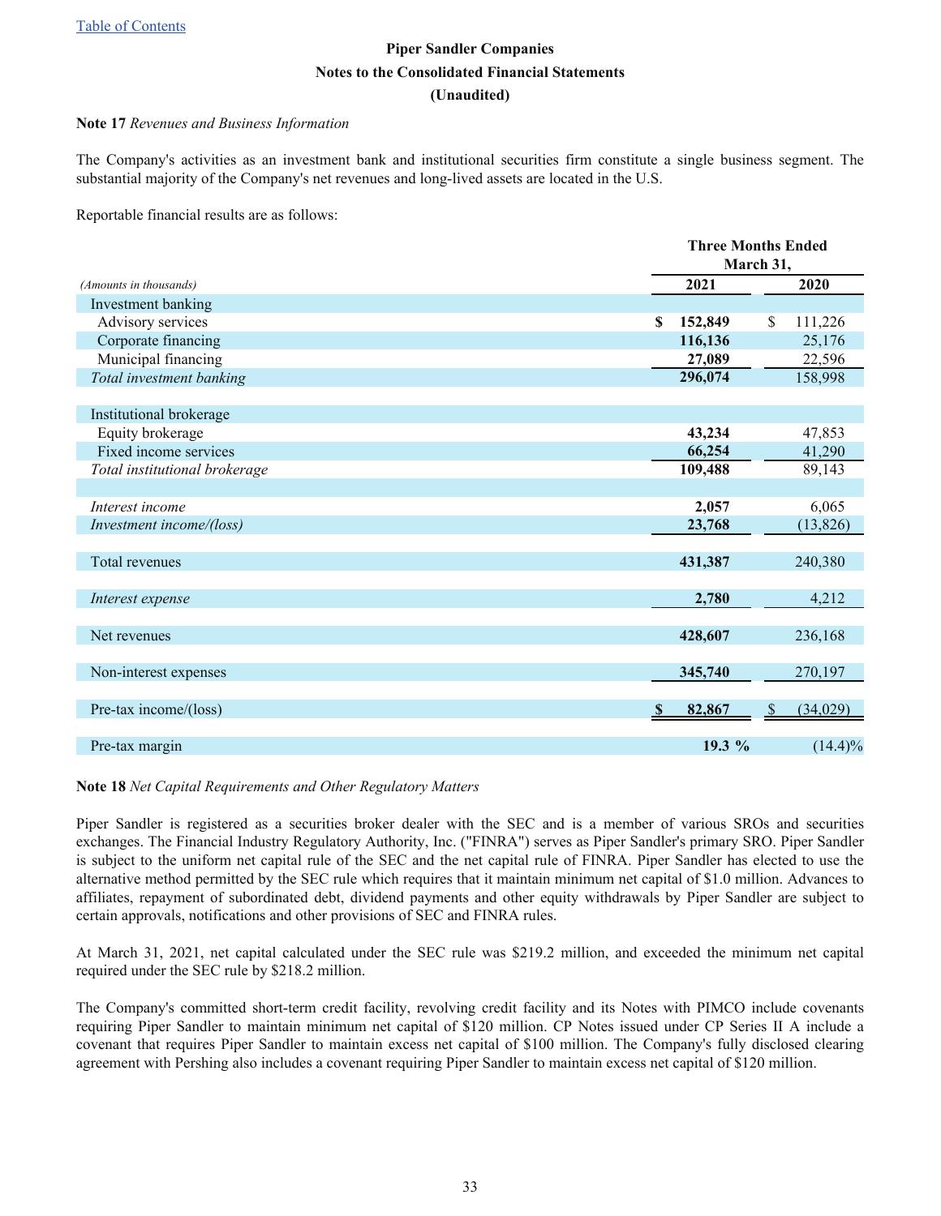Table of Contents

**Piper Sandler Companies**

**Notes to the Consolidated Financial Statements**

**(Unaudited)**

**Note 17** *Revenues and Business Information*

The Company's activities as an investment bank and institutional securities firm constitute a single business segment. The substantial majority of the Company's net revenues and long-lived assets are located in the U.S.

Reportable financial results are as follows:

| | Three Months Ended March 31, | |
|---|---|---|
| *(Amounts in thousands)* | **2021** | 2020 |
| Investment banking | | |
| Advisory services | **$ 152,849** | $ 111,226 |
| Corporate financing | **116,136** | 25,176 |
| Municipal financing | **27,089** | 22,596 |
| *Total investment banking* | **296,074** | 158,998 |
| | | |
| Institutional brokerage | | |
| Equity brokerage | **43,234** | 47,853 |
| Fixed income services | **66,254** | 41,290 |
| *Total institutional brokerage* | **109,488** | 89,143 |
| | | |
| *Interest income* | **2,057** | 6,065 |
| *Investment income/(loss)* | **23,768** | (13,826) |
| | | |
| Total revenues | **431,387** | 240,380 |
| | | |
| *Interest expense* | **2,780** | 4,212 |
| | | |
| Net revenues | **428,607** | 236,168 |
| | | |
| Non-interest expenses | **345,740** | 270,197 |
| | | |
| Pre-tax income/(loss) | **$ 82,867** | $ (34,029) |
| | | |
| Pre-tax margin | **19.3 %** | (14.4)% |

**Note 18** *Net Capital Requirements and Other Regulatory Matters*

Piper Sandler is registered as a securities broker dealer with the SEC and is a member of various SROs and securities exchanges. The Financial Industry Regulatory Authority, Inc. ("FINRA") serves as Piper Sandler's primary SRO. Piper Sandler is subject to the uniform net capital rule of the SEC and the net capital rule of FINRA. Piper Sandler has elected to use the alternative method permitted by the SEC rule which requires that it maintain minimum net capital of $1.0 million. Advances to affiliates, repayment of subordinated debt, dividend payments and other equity withdrawals by Piper Sandler are subject to certain approvals, notifications and other provisions of SEC and FINRA rules.

At March 31, 2021, net capital calculated under the SEC rule was $219.2 million, and exceeded the minimum net capital required under the SEC rule by $218.2 million.

The Company's committed short-term credit facility, revolving credit facility and its Notes with PIMCO include covenants requiring Piper Sandler to maintain minimum net capital of $120 million. CP Notes issued under CP Series II A include a covenant that requires Piper Sandler to maintain excess net capital of $100 million. The Company's fully disclosed clearing agreement with Pershing also includes a covenant requiring Piper Sandler to maintain excess net capital of $120 million.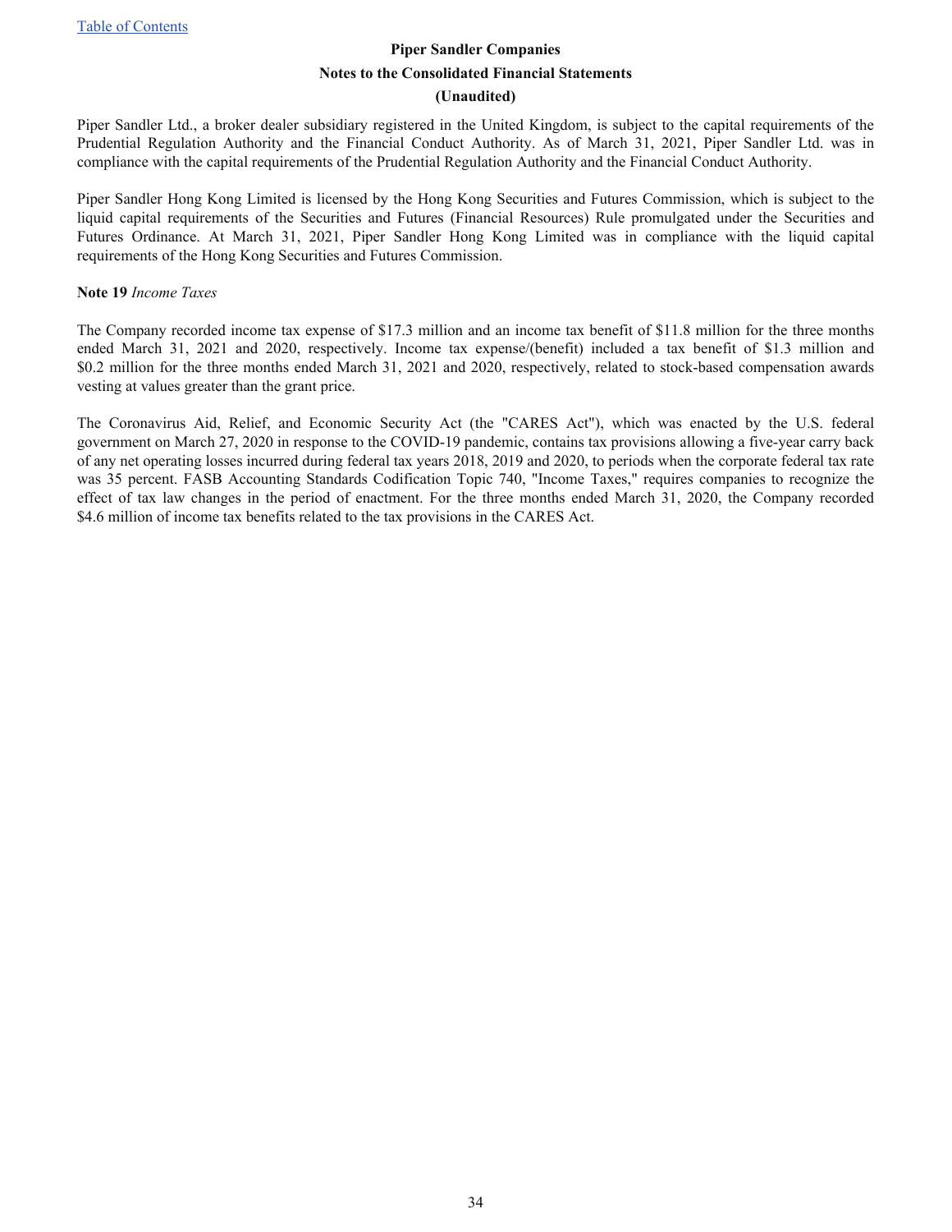Piper Sandler Ltd., a broker dealer subsidiary registered in the United Kingdom, is subject to the capital requirements of the Prudential Regulation Authority and the Financial Conduct Authority. As of March 31, 2021, Piper Sandler Ltd. was in compliance with the capital requirements of the Prudential Regulation Authority and the Financial Conduct Authority.

Piper Sandler Hong Kong Limited is licensed by the Hong Kong Securities and Futures Commission, which is subject to the liquid capital requirements of the Securities and Futures (Financial Resources) Rule promulgated under the Securities and Futures Ordinance. At March 31, 2021, Piper Sandler Hong Kong Limited was in compliance with the liquid capital requirements of the Hong Kong Securities and Futures Commission.

**Note 19** *Income Taxes*

The Company recorded income tax expense of $17.3 million and an income tax benefit of $11.8 million for the three months ended March 31, 2021 and 2020, respectively. Income tax expense/(benefit) included a tax benefit of $1.3 million and $0.2 million for the three months ended March 31, 2021 and 2020, respectively, related to stock-based compensation awards vesting at values greater than the grant price.

The Coronavirus Aid, Relief, and Economic Security Act (the "CARES Act"), which was enacted by the U.S. federal government on March 27, 2020 in response to the COVID-19 pandemic, contains tax provisions allowing a five-year carry back of any net operating losses incurred during federal tax years 2018, 2019 and 2020, to periods when the corporate federal tax rate was 35 percent. FASB Accounting Standards Codification Topic 740, "Income Taxes," requires companies to recognize the effect of tax law changes in the period of enactment. For the three months ended March 31, 2020, the Company recorded $4.6 million of income tax benefits related to the tax provisions in the CARES Act.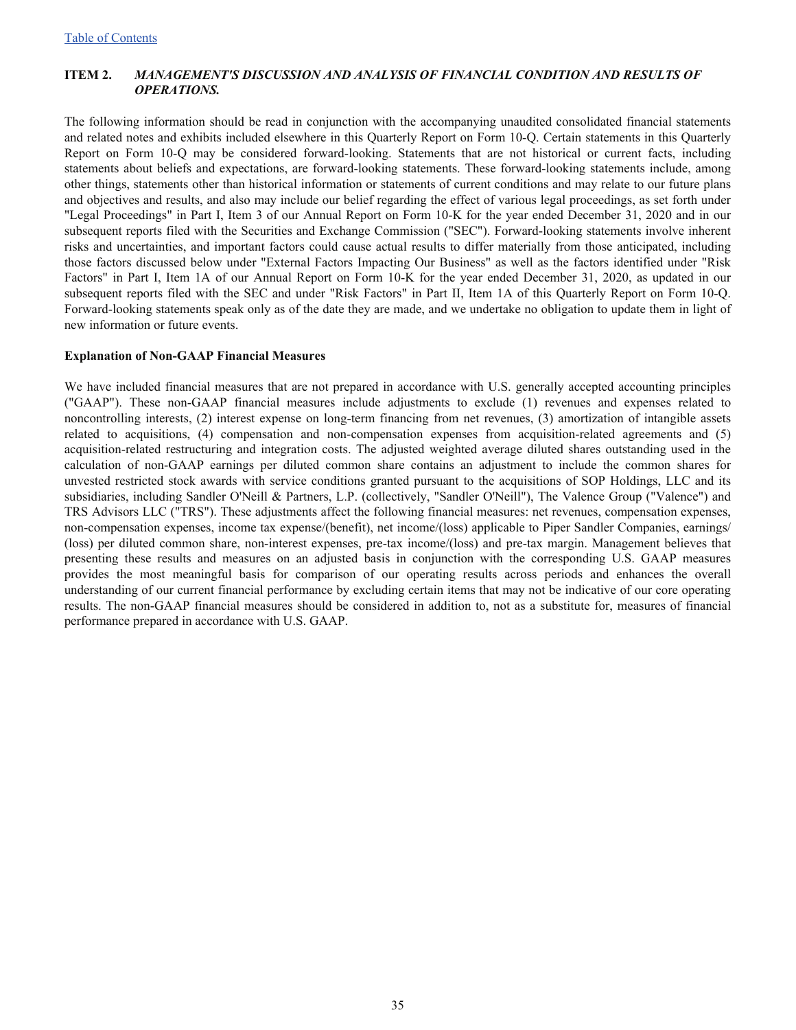Table of Contents

## ITEM 2. *MANAGEMENT'S DISCUSSION AND ANALYSIS OF FINANCIAL CONDITION AND RESULTS OF OPERATIONS.*

The following information should be read in conjunction with the accompanying unaudited consolidated financial statements and related notes and exhibits included elsewhere in this Quarterly Report on Form 10-Q. Certain statements in this Quarterly Report on Form 10-Q may be considered forward-looking. Statements that are not historical or current facts, including statements about beliefs and expectations, are forward-looking statements. These forward-looking statements include, among other things, statements other than historical information or statements of current conditions and may relate to our future plans and objectives and results, and also may include our belief regarding the effect of various legal proceedings, as set forth under "Legal Proceedings" in Part I, Item 3 of our Annual Report on Form 10-K for the year ended December 31, 2020 and in our subsequent reports filed with the Securities and Exchange Commission ("SEC"). Forward-looking statements involve inherent risks and uncertainties, and important factors could cause actual results to differ materially from those anticipated, including those factors discussed below under "External Factors Impacting Our Business" as well as the factors identified under "Risk Factors" in Part I, Item 1A of our Annual Report on Form 10-K for the year ended December 31, 2020, as updated in our subsequent reports filed with the SEC and under "Risk Factors" in Part II, Item 1A of this Quarterly Report on Form 10-Q. Forward-looking statements speak only as of the date they are made, and we undertake no obligation to update them in light of new information or future events.

**Explanation of Non-GAAP Financial Measures**

We have included financial measures that are not prepared in accordance with U.S. generally accepted accounting principles ("GAAP"). These non-GAAP financial measures include adjustments to exclude (1) revenues and expenses related to noncontrolling interests, (2) interest expense on long-term financing from net revenues, (3) amortization of intangible assets related to acquisitions, (4) compensation and non-compensation expenses from acquisition-related agreements and (5) acquisition-related restructuring and integration costs. The adjusted weighted average diluted shares outstanding used in the calculation of non-GAAP earnings per diluted common share contains an adjustment to include the common shares for unvested restricted stock awards with service conditions granted pursuant to the acquisitions of SOP Holdings, LLC and its subsidiaries, including Sandler O'Neill & Partners, L.P. (collectively, "Sandler O'Neill"), The Valence Group ("Valence") and TRS Advisors LLC ("TRS"). These adjustments affect the following financial measures: net revenues, compensation expenses, non-compensation expenses, income tax expense/(benefit), net income/(loss) applicable to Piper Sandler Companies, earnings/(loss) per diluted common share, non-interest expenses, pre-tax income/(loss) and pre-tax margin. Management believes that presenting these results and measures on an adjusted basis in conjunction with the corresponding U.S. GAAP measures provides the most meaningful basis for comparison of our operating results across periods and enhances the overall understanding of our current financial performance by excluding certain items that may not be indicative of our core operating results. The non-GAAP financial measures should be considered in addition to, not as a substitute for, measures of financial performance prepared in accordance with U.S. GAAP.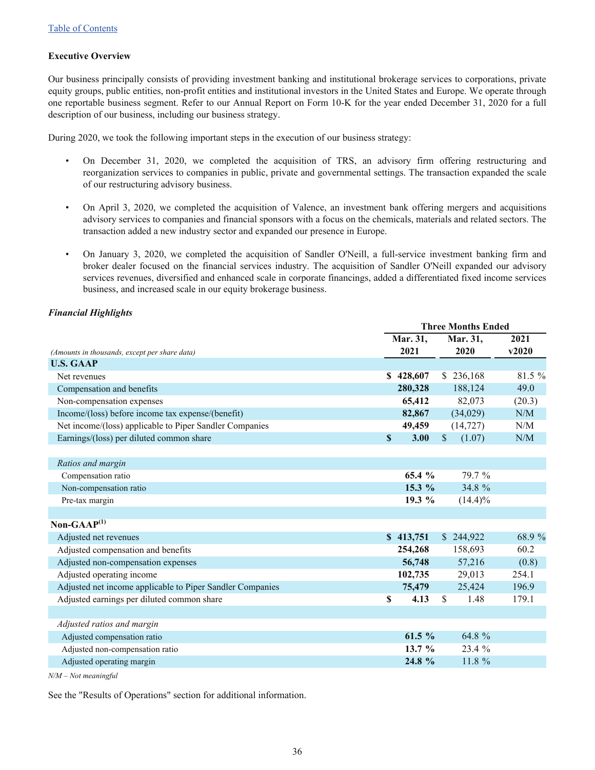Table of Contents

## Executive Overview

Our business principally consists of providing investment banking and institutional brokerage services to corporations, private equity groups, public entities, non-profit entities and institutional investors in the United States and Europe. We operate through one reportable business segment. Refer to our Annual Report on Form 10-K for the year ended December 31, 2020 for a full description of our business, including our business strategy.

During 2020, we took the following important steps in the execution of our business strategy:

- On December 31, 2020, we completed the acquisition of TRS, an advisory firm offering restructuring and reorganization services to companies in public, private and governmental settings. The transaction expanded the scale of our restructuring advisory business.
- On April 3, 2020, we completed the acquisition of Valence, an investment bank offering mergers and acquisitions advisory services to companies and financial sponsors with a focus on the chemicals, materials and related sectors. The transaction added a new industry sector and expanded our presence in Europe.
- On January 3, 2020, we completed the acquisition of Sandler O'Neill, a full-service investment banking firm and broker dealer focused on the financial services industry. The acquisition of Sandler O'Neill expanded our advisory services revenues, diversified and enhanced scale in corporate financings, added a differentiated fixed income services business, and increased scale in our equity brokerage business.

### *Financial Highlights*

| | Three Months Ended | | |
|---|---|---|---|
| *(Amounts in thousands, except per share data)* | **Mar. 31, 2021** | **Mar. 31, 2020** | **2021 v2020** |
| **U.S. GAAP** | | | |
| Net revenues | **$ 428,607** | $ 236,168 | 81.5 % |
| Compensation and benefits | **280,328** | 188,124 | 49.0 |
| Non-compensation expenses | **65,412** | 82,073 | (20.3) |
| Income/(loss) before income tax expense/(benefit) | **82,867** | (34,029) | N/M |
| Net income/(loss) applicable to Piper Sandler Companies | **49,459** | (14,727) | N/M |
| Earnings/(loss) per diluted common share | **$ 3.00** | $ (1.07) | N/M |
| | | | |
| *Ratios and margin* | | | |
| Compensation ratio | **65.4 %** | 79.7 % | |
| Non-compensation ratio | **15.3 %** | 34.8 % | |
| Pre-tax margin | **19.3 %** | (14.4)% | |
| | | | |
| **Non-GAAP**(1) | | | |
| Adjusted net revenues | **$ 413,751** | $ 244,922 | 68.9 % |
| Adjusted compensation and benefits | **254,268** | 158,693 | 60.2 |
| Adjusted non-compensation expenses | **56,748** | 57,216 | (0.8) |
| Adjusted operating income | **102,735** | 29,013 | 254.1 |
| Adjusted net income applicable to Piper Sandler Companies | **75,479** | 25,424 | 196.9 |
| Adjusted earnings per diluted common share | **$ 4.13** | $ 1.48 | 179.1 |
| | | | |
| *Adjusted ratios and margin* | | | |
| Adjusted compensation ratio | **61.5 %** | 64.8 % | |
| Adjusted non-compensation ratio | **13.7 %** | 23.4 % | |
| Adjusted operating margin | **24.8 %** | 11.8 % | |

*N/M – Not meaningful*

See the "Results of Operations" section for additional information.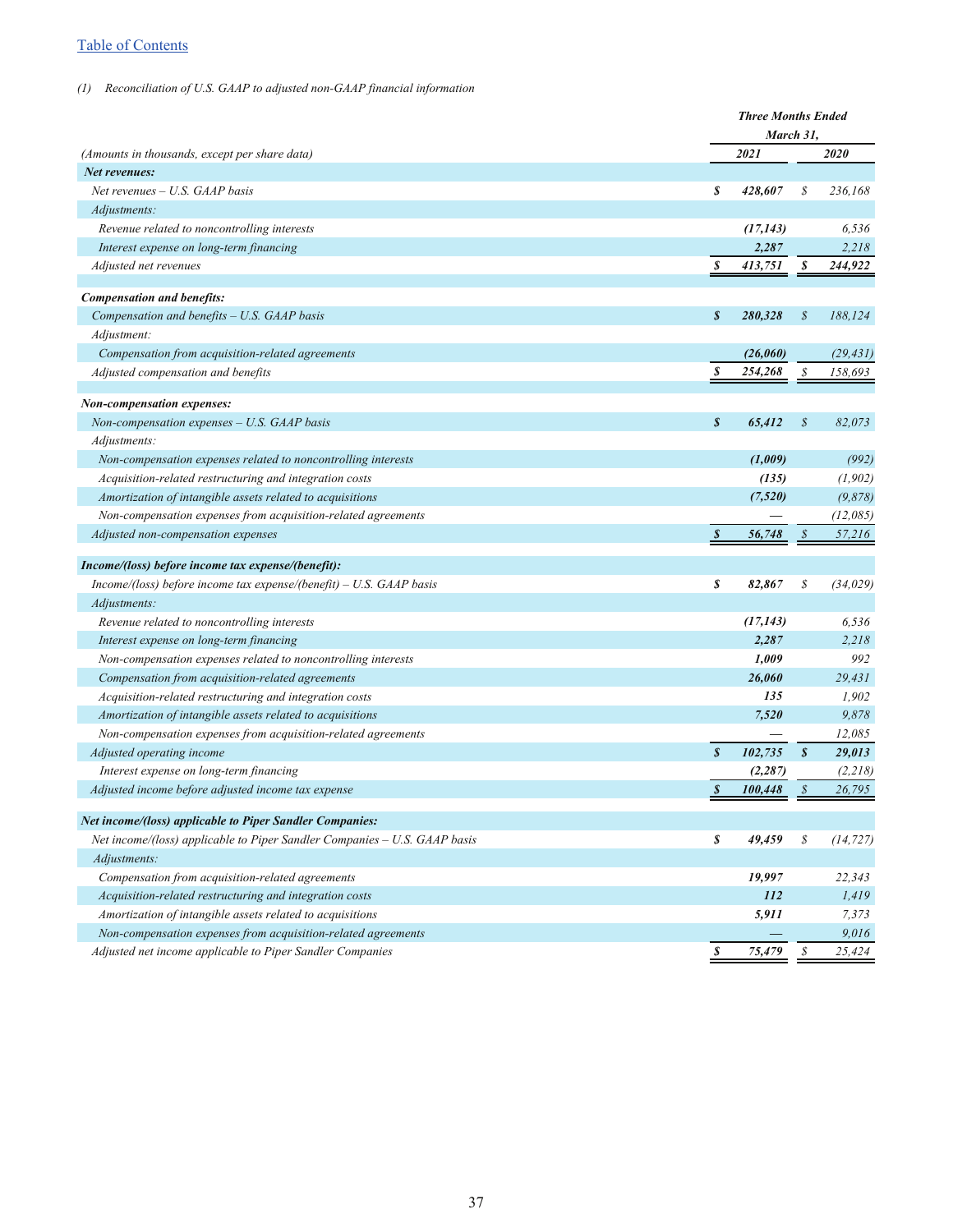*(1) Reconciliation of U.S. GAAP to adjusted non-GAAP financial information*

| *(Amounts in thousands, except per share data)* | *Three Months Ended March 31,* 2021 | 2020 |
|---|---|---|
| ***Net revenues:*** | | |
| *Net revenues – U.S. GAAP basis* | **$ 428,607** | $ 236,168 |
| *Adjustments:* | | |
| *Revenue related to noncontrolling interests* | **(17,143)** | 6,536 |
| *Interest expense on long-term financing* | **2,287** | 2,218 |
| *Adjusted net revenues* | **$ 413,751** | **$ 244,922** |
| ***Compensation and benefits:*** | | |
| *Compensation and benefits – U.S. GAAP basis* | **$ 280,328** | $ 188,124 |
| *Adjustment:* | | |
| *Compensation from acquisition-related agreements* | **(26,060)** | (29,431) |
| *Adjusted compensation and benefits* | **$ 254,268** | $ 158,693 |
| ***Non-compensation expenses:*** | | |
| *Non-compensation expenses – U.S. GAAP basis* | **$ 65,412** | $ 82,073 |
| *Adjustments:* | | |
| *Non-compensation expenses related to noncontrolling interests* | **(1,009)** | (992) |
| *Acquisition-related restructuring and integration costs* | **(135)** | (1,902) |
| *Amortization of intangible assets related to acquisitions* | **(7,520)** | (9,878) |
| *Non-compensation expenses from acquisition-related agreements* | **—** | (12,085) |
| *Adjusted non-compensation expenses* | **$ 56,748** | $ 57,216 |
| ***Income/(loss) before income tax expense/(benefit):*** | | |
| *Income/(loss) before income tax expense/(benefit) – U.S. GAAP basis* | **$ 82,867** | $ (34,029) |
| *Adjustments:* | | |
| *Revenue related to noncontrolling interests* | **(17,143)** | 6,536 |
| *Interest expense on long-term financing* | **2,287** | 2,218 |
| *Non-compensation expenses related to noncontrolling interests* | **1,009** | 992 |
| *Compensation from acquisition-related agreements* | **26,060** | 29,431 |
| *Acquisition-related restructuring and integration costs* | **135** | 1,902 |
| *Amortization of intangible assets related to acquisitions* | **7,520** | 9,878 |
| *Non-compensation expenses from acquisition-related agreements* | **—** | 12,085 |
| *Adjusted operating income* | **$ 102,735** | **$ 29,013** |
| *Interest expense on long-term financing* | **(2,287)** | (2,218) |
| *Adjusted income before adjusted income tax expense* | **$ 100,448** | $ 26,795 |
| ***Net income/(loss) applicable to Piper Sandler Companies:*** | | |
| *Net income/(loss) applicable to Piper Sandler Companies – U.S. GAAP basis* | **$ 49,459** | $ (14,727) |
| *Adjustments:* | | |
| *Compensation from acquisition-related agreements* | **19,997** | 22,343 |
| *Acquisition-related restructuring and integration costs* | **112** | 1,419 |
| *Amortization of intangible assets related to acquisitions* | **5,911** | 7,373 |
| *Non-compensation expenses from acquisition-related agreements* | **—** | 9,016 |
| *Adjusted net income applicable to Piper Sandler Companies* | **$ 75,479** | $ 25,424 |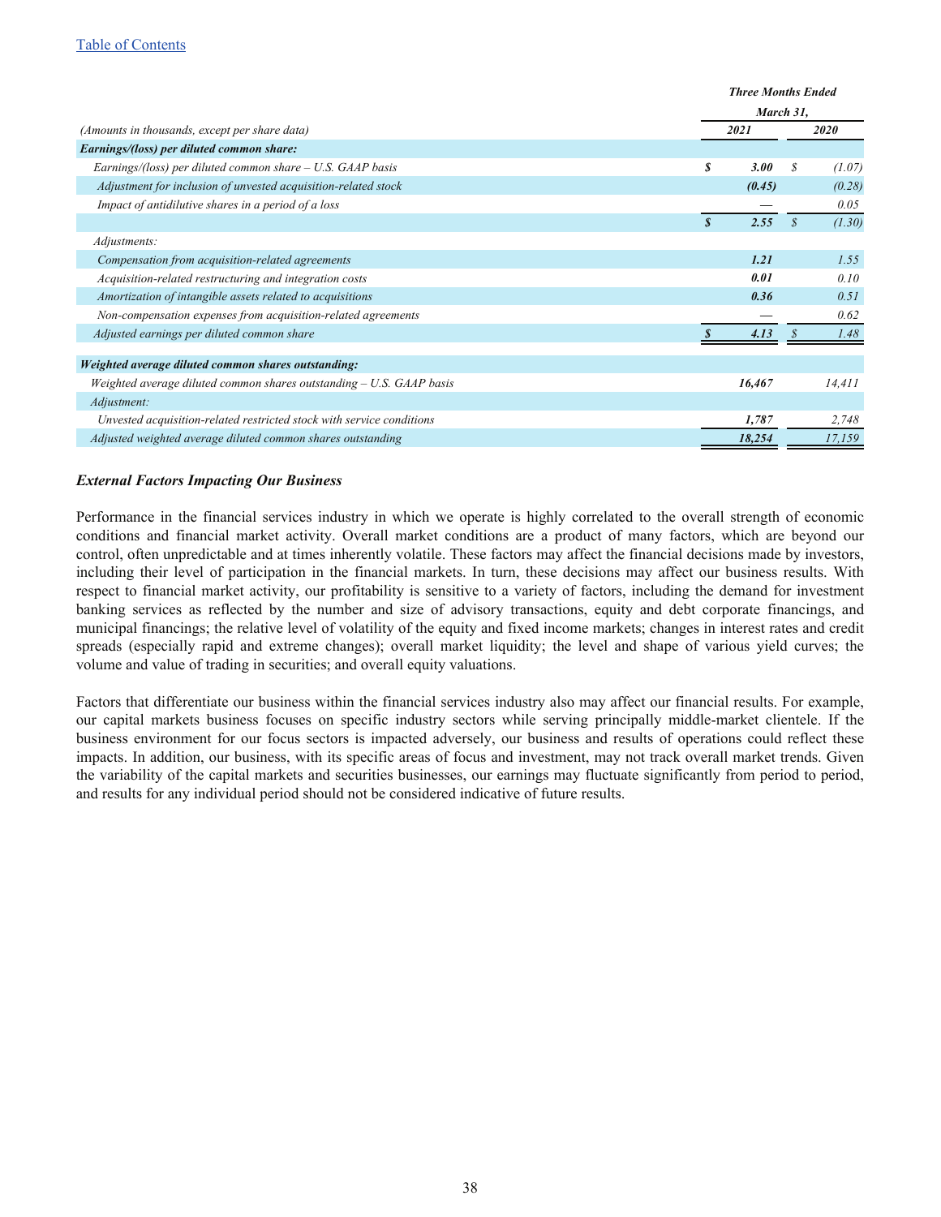[Table of Contents](#)

| (Amounts in thousands, except per share data) | Three Months Ended March 31, 2021 | 2020 |
|---|---|---|
| ***Earnings/(loss) per diluted common share:*** | | |
| *Earnings/(loss) per diluted common share – U.S. GAAP basis* | **$ 3.00** | $ (1.07) |
| *Adjustment for inclusion of unvested acquisition-related stock* | **(0.45)** | (0.28) |
| *Impact of antidilutive shares in a period of a loss* | **—** | 0.05 |
| | **$ 2.55** | $ (1.30) |
| *Adjustments:* | | |
| *Compensation from acquisition-related agreements* | **1.21** | 1.55 |
| *Acquisition-related restructuring and integration costs* | **0.01** | 0.10 |
| *Amortization of intangible assets related to acquisitions* | **0.36** | 0.51 |
| *Non-compensation expenses from acquisition-related agreements* | **—** | 0.62 |
| *Adjusted earnings per diluted common share* | **$ 4.13** | $ 1.48 |
| | | |
| ***Weighted average diluted common shares outstanding:*** | | |
| *Weighted average diluted common shares outstanding – U.S. GAAP basis* | **16,467** | 14,411 |
| *Adjustment:* | | |
| *Unvested acquisition-related restricted stock with service conditions* | **1,787** | 2,748 |
| *Adjusted weighted average diluted common shares outstanding* | **18,254** | 17,159 |

### *External Factors Impacting Our Business*

Performance in the financial services industry in which we operate is highly correlated to the overall strength of economic conditions and financial market activity. Overall market conditions are a product of many factors, which are beyond our control, often unpredictable and at times inherently volatile. These factors may affect the financial decisions made by investors, including their level of participation in the financial markets. In turn, these decisions may affect our business results. With respect to financial market activity, our profitability is sensitive to a variety of factors, including the demand for investment banking services as reflected by the number and size of advisory transactions, equity and debt corporate financings, and municipal financings; the relative level of volatility of the equity and fixed income markets; changes in interest rates and credit spreads (especially rapid and extreme changes); overall market liquidity; the level and shape of various yield curves; the volume and value of trading in securities; and overall equity valuations.

Factors that differentiate our business within the financial services industry also may affect our financial results. For example, our capital markets business focuses on specific industry sectors while serving principally middle-market clientele. If the business environment for our focus sectors is impacted adversely, our business and results of operations could reflect these impacts. In addition, our business, with its specific areas of focus and investment, may not track overall market trends. Given the variability of the capital markets and securities businesses, our earnings may fluctuate significantly from period to period, and results for any individual period should not be considered indicative of future results.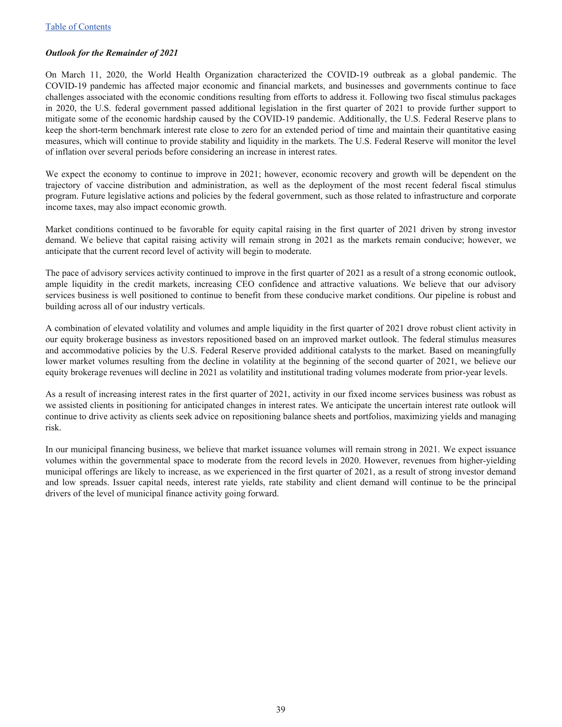[Table of Contents](#)

***Outlook for the Remainder of 2021***

On March 11, 2020, the World Health Organization characterized the COVID-19 outbreak as a global pandemic. The COVID-19 pandemic has affected major economic and financial markets, and businesses and governments continue to face challenges associated with the economic conditions resulting from efforts to address it. Following two fiscal stimulus packages in 2020, the U.S. federal government passed additional legislation in the first quarter of 2021 to provide further support to mitigate some of the economic hardship caused by the COVID-19 pandemic. Additionally, the U.S. Federal Reserve plans to keep the short-term benchmark interest rate close to zero for an extended period of time and maintain their quantitative easing measures, which will continue to provide stability and liquidity in the markets. The U.S. Federal Reserve will monitor the level of inflation over several periods before considering an increase in interest rates.

We expect the economy to continue to improve in 2021; however, economic recovery and growth will be dependent on the trajectory of vaccine distribution and administration, as well as the deployment of the most recent federal fiscal stimulus program. Future legislative actions and policies by the federal government, such as those related to infrastructure and corporate income taxes, may also impact economic growth.

Market conditions continued to be favorable for equity capital raising in the first quarter of 2021 driven by strong investor demand. We believe that capital raising activity will remain strong in 2021 as the markets remain conducive; however, we anticipate that the current record level of activity will begin to moderate.

The pace of advisory services activity continued to improve in the first quarter of 2021 as a result of a strong economic outlook, ample liquidity in the credit markets, increasing CEO confidence and attractive valuations. We believe that our advisory services business is well positioned to continue to benefit from these conducive market conditions. Our pipeline is robust and building across all of our industry verticals.

A combination of elevated volatility and volumes and ample liquidity in the first quarter of 2021 drove robust client activity in our equity brokerage business as investors repositioned based on an improved market outlook. The federal stimulus measures and accommodative policies by the U.S. Federal Reserve provided additional catalysts to the market. Based on meaningfully lower market volumes resulting from the decline in volatility at the beginning of the second quarter of 2021, we believe our equity brokerage revenues will decline in 2021 as volatility and institutional trading volumes moderate from prior-year levels.

As a result of increasing interest rates in the first quarter of 2021, activity in our fixed income services business was robust as we assisted clients in positioning for anticipated changes in interest rates. We anticipate the uncertain interest rate outlook will continue to drive activity as clients seek advice on repositioning balance sheets and portfolios, maximizing yields and managing risk.

In our municipal financing business, we believe that market issuance volumes will remain strong in 2021. We expect issuance volumes within the governmental space to moderate from the record levels in 2020. However, revenues from higher-yielding municipal offerings are likely to increase, as we experienced in the first quarter of 2021, as a result of strong investor demand and low spreads. Issuer capital needs, interest rate yields, rate stability and client demand will continue to be the principal drivers of the level of municipal finance activity going forward.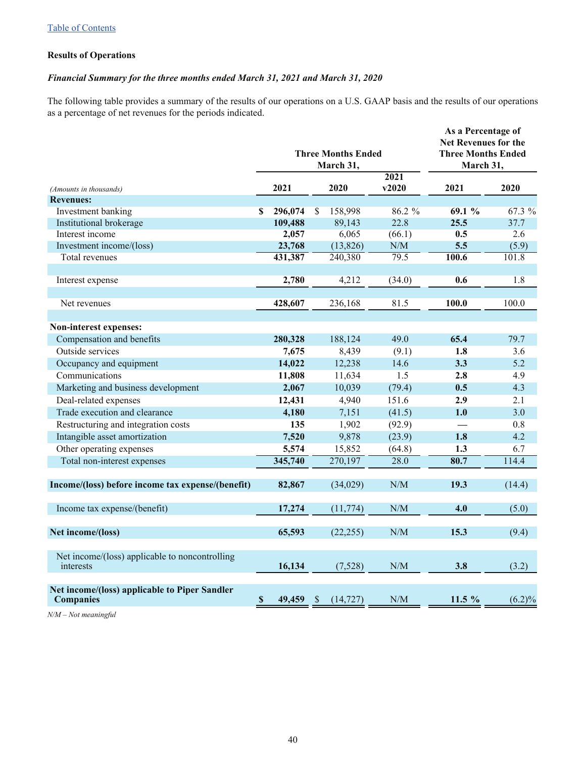[Table of Contents](#)

### Results of Operations

***Financial Summary for the three months ended March 31, 2021 and March 31, 2020***

The following table provides a summary of the results of our operations on a U.S. GAAP basis and the results of our operations as a percentage of net revenues for the periods indicated.

| *(Amounts in thousands)* | Three Months Ended March 31, | | | As a Percentage of Net Revenues for the Three Months Ended March 31, | |
|---|---|---|---|---|---|
| | **2021** | **2020** | **2021 v2020** | **2021** | **2020** |
| **Revenues:** | | | | | |
| Investment banking | **$ 296,074** | $ 158,998 | 86.2 % | **69.1 %** | 67.3 % |
| Institutional brokerage | **109,488** | 89,143 | 22.8 | **25.5** | 37.7 |
| Interest income | **2,057** | 6,065 | (66.1) | **0.5** | 2.6 |
| Investment income/(loss) | **23,768** | (13,826) | N/M | **5.5** | (5.9) |
| Total revenues | **431,387** | 240,380 | 79.5 | **100.6** | 101.8 |
| Interest expense | **2,780** | 4,212 | (34.0) | **0.6** | 1.8 |
| Net revenues | **428,607** | 236,168 | 81.5 | **100.0** | 100.0 |
| **Non-interest expenses:** | | | | | |
| Compensation and benefits | **280,328** | 188,124 | 49.0 | **65.4** | 79.7 |
| Outside services | **7,675** | 8,439 | (9.1) | **1.8** | 3.6 |
| Occupancy and equipment | **14,022** | 12,238 | 14.6 | **3.3** | 5.2 |
| Communications | **11,808** | 11,634 | 1.5 | **2.8** | 4.9 |
| Marketing and business development | **2,067** | 10,039 | (79.4) | **0.5** | 4.3 |
| Deal-related expenses | **12,431** | 4,940 | 151.6 | **2.9** | 2.1 |
| Trade execution and clearance | **4,180** | 7,151 | (41.5) | **1.0** | 3.0 |
| Restructuring and integration costs | **135** | 1,902 | (92.9) | **—** | 0.8 |
| Intangible asset amortization | **7,520** | 9,878 | (23.9) | **1.8** | 4.2 |
| Other operating expenses | **5,574** | 15,852 | (64.8) | **1.3** | 6.7 |
| Total non-interest expenses | **345,740** | 270,197 | 28.0 | **80.7** | 114.4 |
| **Income/(loss) before income tax expense/(benefit)** | **82,867** | (34,029) | N/M | **19.3** | (14.4) |
| Income tax expense/(benefit) | **17,274** | (11,774) | N/M | **4.0** | (5.0) |
| **Net income/(loss)** | **65,593** | (22,255) | N/M | **15.3** | (9.4) |
| Net income/(loss) applicable to noncontrolling interests | **16,134** | (7,528) | N/M | **3.8** | (3.2) |
| **Net income/(loss) applicable to Piper Sandler Companies** | **$ 49,459** | $ (14,727) | N/M | **11.5 %** | (6.2)% |

*N/M – Not meaningful*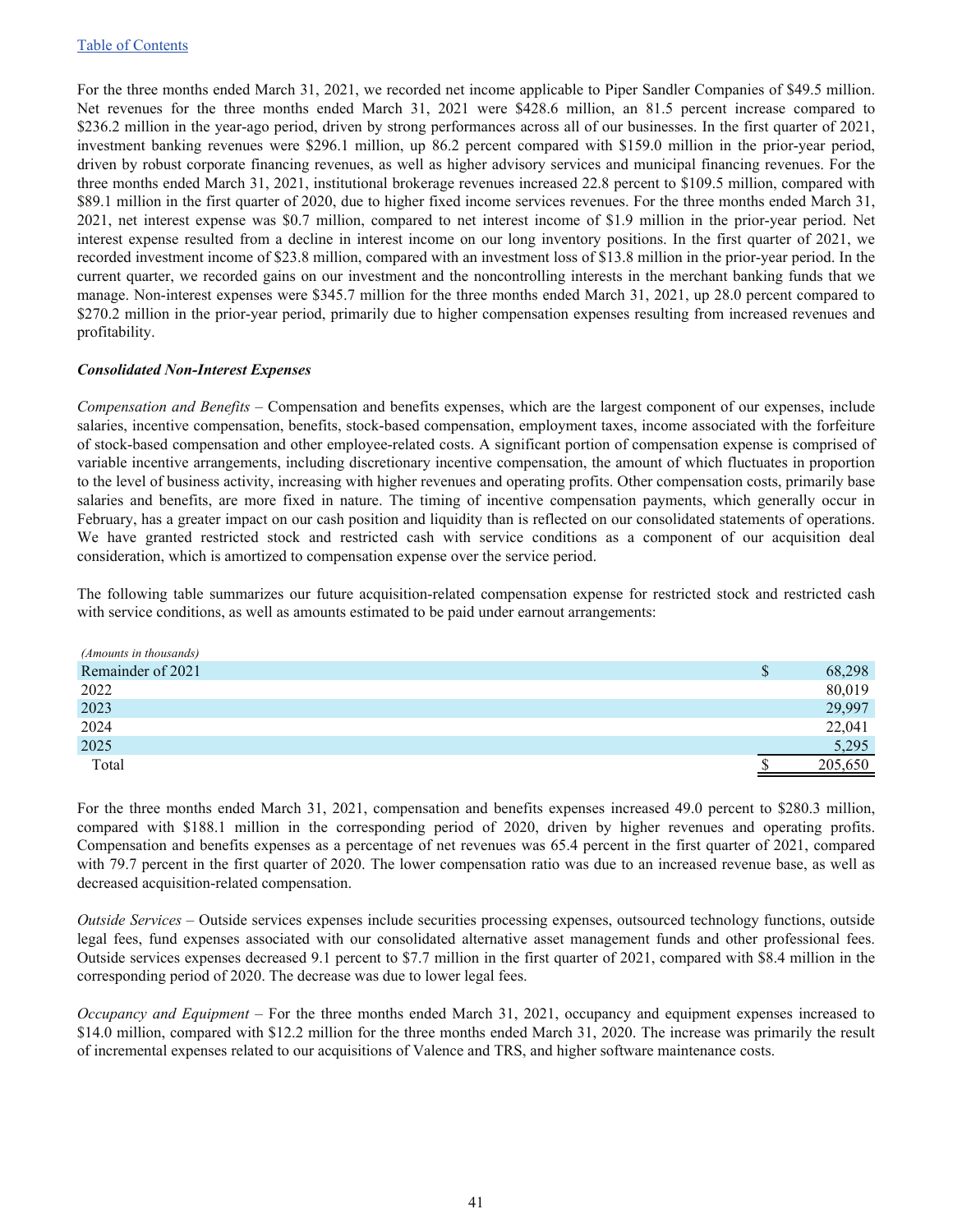For the three months ended March 31, 2021, we recorded net income applicable to Piper Sandler Companies of $49.5 million. Net revenues for the three months ended March 31, 2021 were $428.6 million, an 81.5 percent increase compared to $236.2 million in the year-ago period, driven by strong performances across all of our businesses. In the first quarter of 2021, investment banking revenues were $296.1 million, up 86.2 percent compared with $159.0 million in the prior-year period, driven by robust corporate financing revenues, as well as higher advisory services and municipal financing revenues. For the three months ended March 31, 2021, institutional brokerage revenues increased 22.8 percent to $109.5 million, compared with $89.1 million in the first quarter of 2020, due to higher fixed income services revenues. For the three months ended March 31, 2021, net interest expense was $0.7 million, compared to net interest income of $1.9 million in the prior-year period. Net interest expense resulted from a decline in interest income on our long inventory positions. In the first quarter of 2021, we recorded investment income of $23.8 million, compared with an investment loss of $13.8 million in the prior-year period. In the current quarter, we recorded gains on our investment and the noncontrolling interests in the merchant banking funds that we manage. Non-interest expenses were $345.7 million for the three months ended March 31, 2021, up 28.0 percent compared to $270.2 million in the prior-year period, primarily due to higher compensation expenses resulting from increased revenues and profitability.

***Consolidated Non-Interest Expenses***

*Compensation and Benefits* – Compensation and benefits expenses, which are the largest component of our expenses, include salaries, incentive compensation, benefits, stock-based compensation, employment taxes, income associated with the forfeiture of stock-based compensation and other employee-related costs. A significant portion of compensation expense is comprised of variable incentive arrangements, including discretionary incentive compensation, the amount of which fluctuates in proportion to the level of business activity, increasing with higher revenues and operating profits. Other compensation costs, primarily base salaries and benefits, are more fixed in nature. The timing of incentive compensation payments, which generally occur in February, has a greater impact on our cash position and liquidity than is reflected on our consolidated statements of operations. We have granted restricted stock and restricted cash with service conditions as a component of our acquisition deal consideration, which is amortized to compensation expense over the service period.

The following table summarizes our future acquisition-related compensation expense for restricted stock and restricted cash with service conditions, as well as amounts estimated to be paid under earnout arrangements:

| *(Amounts in thousands)* | |
|---|---|
| Remainder of 2021 | $ 68,298 |
| 2022 | 80,019 |
| 2023 | 29,997 |
| 2024 | 22,041 |
| 2025 | 5,295 |
| Total | $ 205,650 |

For the three months ended March 31, 2021, compensation and benefits expenses increased 49.0 percent to $280.3 million, compared with $188.1 million in the corresponding period of 2020, driven by higher revenues and operating profits. Compensation and benefits expenses as a percentage of net revenues was 65.4 percent in the first quarter of 2021, compared with 79.7 percent in the first quarter of 2020. The lower compensation ratio was due to an increased revenue base, as well as decreased acquisition-related compensation.

*Outside Services* – Outside services expenses include securities processing expenses, outsourced technology functions, outside legal fees, fund expenses associated with our consolidated alternative asset management funds and other professional fees. Outside services expenses decreased 9.1 percent to $7.7 million in the first quarter of 2021, compared with $8.4 million in the corresponding period of 2020. The decrease was due to lower legal fees.

*Occupancy and Equipment* – For the three months ended March 31, 2021, occupancy and equipment expenses increased to $14.0 million, compared with $12.2 million for the three months ended March 31, 2020. The increase was primarily the result of incremental expenses related to our acquisitions of Valence and TRS, and higher software maintenance costs.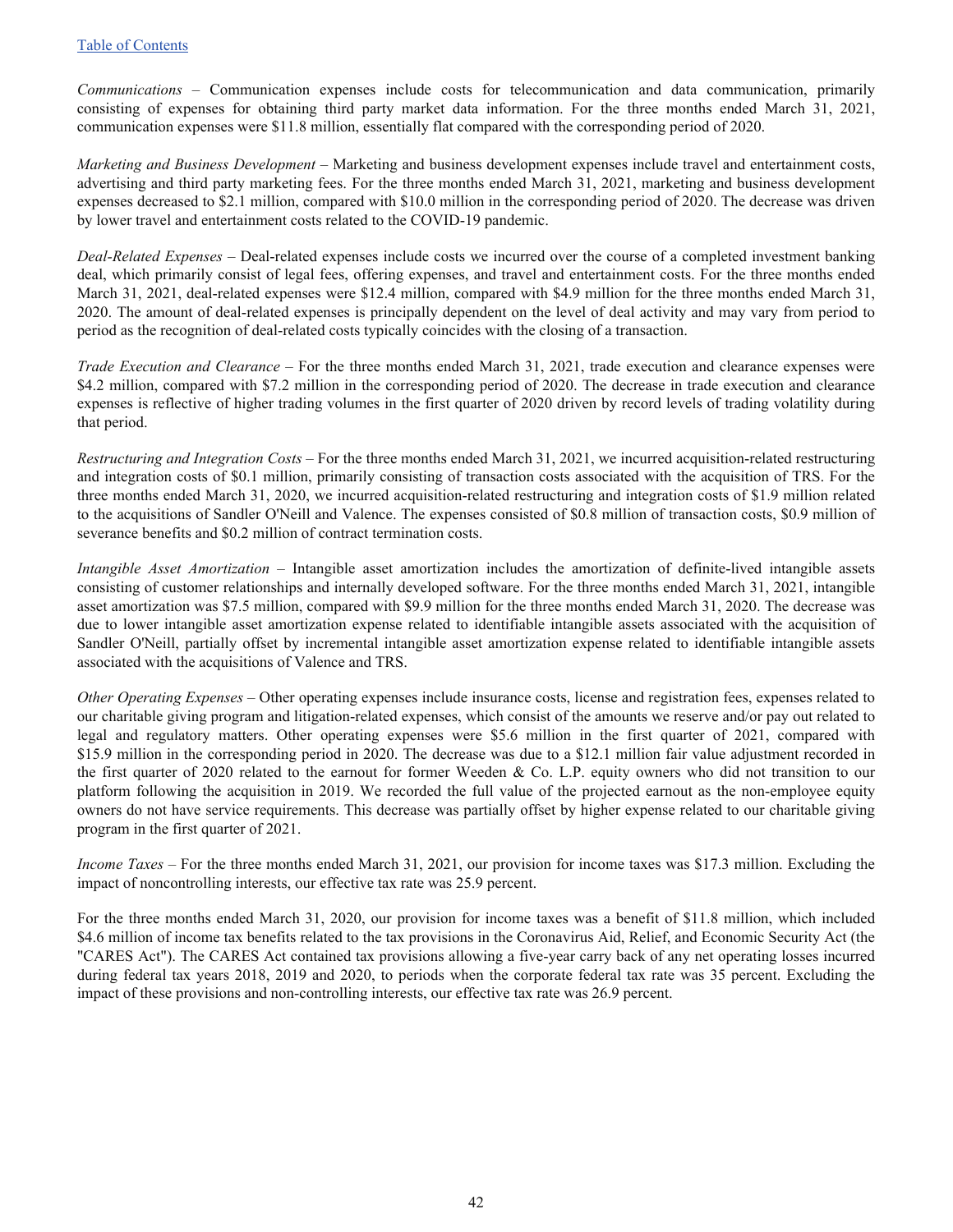*Communications* – Communication expenses include costs for telecommunication and data communication, primarily consisting of expenses for obtaining third party market data information. For the three months ended March 31, 2021, communication expenses were $11.8 million, essentially flat compared with the corresponding period of 2020.

*Marketing and Business Development* – Marketing and business development expenses include travel and entertainment costs, advertising and third party marketing fees. For the three months ended March 31, 2021, marketing and business development expenses decreased to $2.1 million, compared with $10.0 million in the corresponding period of 2020. The decrease was driven by lower travel and entertainment costs related to the COVID-19 pandemic.

*Deal-Related Expenses* – Deal-related expenses include costs we incurred over the course of a completed investment banking deal, which primarily consist of legal fees, offering expenses, and travel and entertainment costs. For the three months ended March 31, 2021, deal-related expenses were $12.4 million, compared with $4.9 million for the three months ended March 31, 2020. The amount of deal-related expenses is principally dependent on the level of deal activity and may vary from period to period as the recognition of deal-related costs typically coincides with the closing of a transaction.

*Trade Execution and Clearance* – For the three months ended March 31, 2021, trade execution and clearance expenses were $4.2 million, compared with $7.2 million in the corresponding period of 2020. The decrease in trade execution and clearance expenses is reflective of higher trading volumes in the first quarter of 2020 driven by record levels of trading volatility during that period.

*Restructuring and Integration Costs* – For the three months ended March 31, 2021, we incurred acquisition-related restructuring and integration costs of $0.1 million, primarily consisting of transaction costs associated with the acquisition of TRS. For the three months ended March 31, 2020, we incurred acquisition-related restructuring and integration costs of $1.9 million related to the acquisitions of Sandler O'Neill and Valence. The expenses consisted of $0.8 million of transaction costs, $0.9 million of severance benefits and $0.2 million of contract termination costs.

*Intangible Asset Amortization* – Intangible asset amortization includes the amortization of definite-lived intangible assets consisting of customer relationships and internally developed software. For the three months ended March 31, 2021, intangible asset amortization was $7.5 million, compared with $9.9 million for the three months ended March 31, 2020. The decrease was due to lower intangible asset amortization expense related to identifiable intangible assets associated with the acquisition of Sandler O'Neill, partially offset by incremental intangible asset amortization expense related to identifiable intangible assets associated with the acquisitions of Valence and TRS.

*Other Operating Expenses* – Other operating expenses include insurance costs, license and registration fees, expenses related to our charitable giving program and litigation-related expenses, which consist of the amounts we reserve and/or pay out related to legal and regulatory matters. Other operating expenses were $5.6 million in the first quarter of 2021, compared with $15.9 million in the corresponding period in 2020. The decrease was due to a $12.1 million fair value adjustment recorded in the first quarter of 2020 related to the earnout for former Weeden & Co. L.P. equity owners who did not transition to our platform following the acquisition in 2019. We recorded the full value of the projected earnout as the non-employee equity owners do not have service requirements. This decrease was partially offset by higher expense related to our charitable giving program in the first quarter of 2021.

*Income Taxes* – For the three months ended March 31, 2021, our provision for income taxes was $17.3 million. Excluding the impact of noncontrolling interests, our effective tax rate was 25.9 percent.

For the three months ended March 31, 2020, our provision for income taxes was a benefit of $11.8 million, which included $4.6 million of income tax benefits related to the tax provisions in the Coronavirus Aid, Relief, and Economic Security Act (the "CARES Act"). The CARES Act contained tax provisions allowing a five-year carry back of any net operating losses incurred during federal tax years 2018, 2019 and 2020, to periods when the corporate federal tax rate was 35 percent. Excluding the impact of these provisions and non-controlling interests, our effective tax rate was 26.9 percent.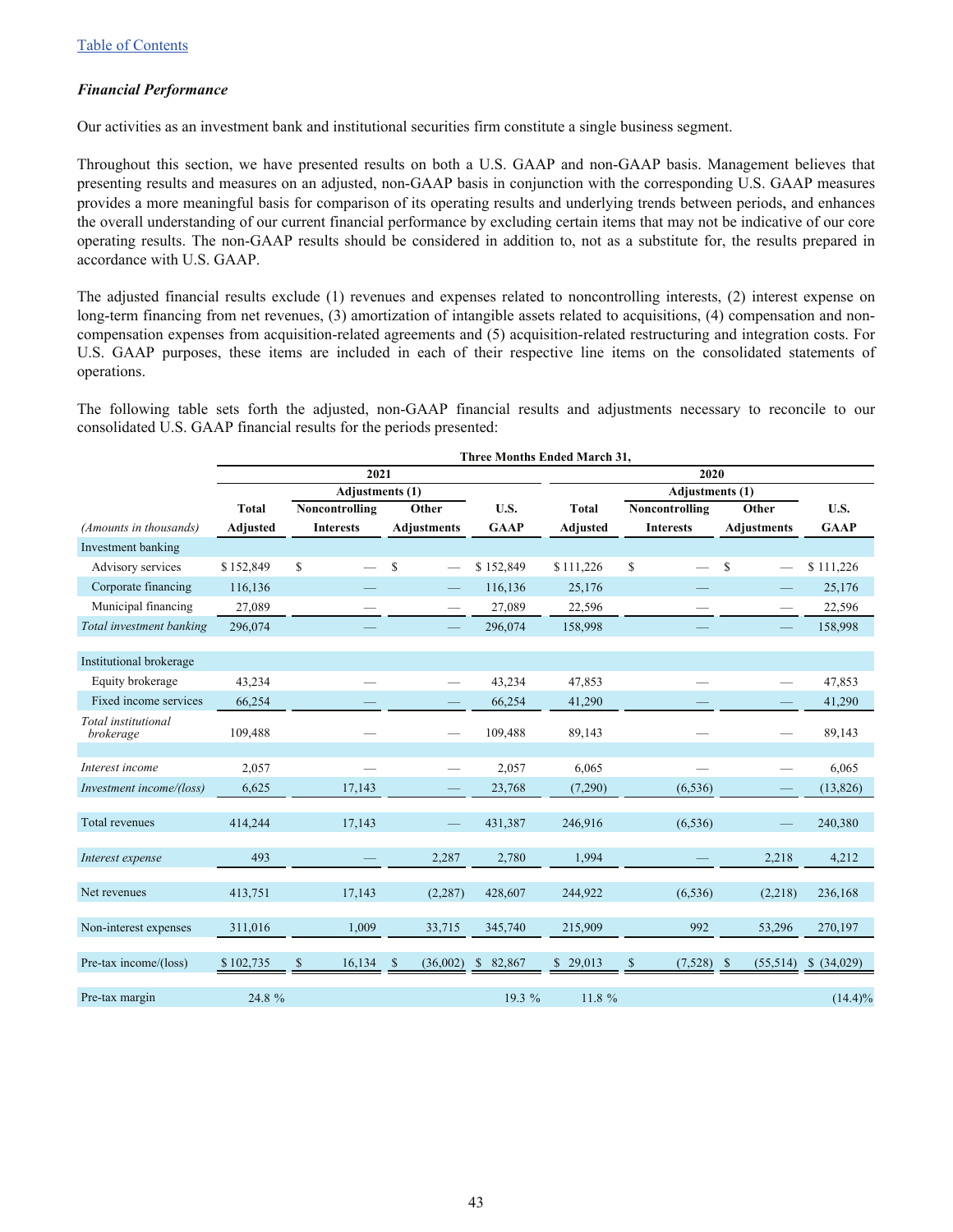[Table of Contents]

### *Financial Performance*

Our activities as an investment bank and institutional securities firm constitute a single business segment.

Throughout this section, we have presented results on both a U.S. GAAP and non-GAAP basis. Management believes that presenting results and measures on an adjusted, non-GAAP basis in conjunction with the corresponding U.S. GAAP measures provides a more meaningful basis for comparison of its operating results and underlying trends between periods, and enhances the overall understanding of our current financial performance by excluding certain items that may not be indicative of our core operating results. The non-GAAP results should be considered in addition to, not as a substitute for, the results prepared in accordance with U.S. GAAP.

The adjusted financial results exclude (1) revenues and expenses related to noncontrolling interests, (2) interest expense on long-term financing from net revenues, (3) amortization of intangible assets related to acquisitions, (4) compensation and non-compensation expenses from acquisition-related agreements and (5) acquisition-related restructuring and integration costs. For U.S. GAAP purposes, these items are included in each of their respective line items on the consolidated statements of operations.

The following table sets forth the adjusted, non-GAAP financial results and adjustments necessary to reconcile to our consolidated U.S. GAAP financial results for the periods presented:

| | Three Months Ended March 31, | | | | | | | |
|---|---|---|---|---|---|---|---|---|
| | 2021 | | | | 2020 | | | |
| | | Adjustments (1) | | | | Adjustments (1) | | |
| *(Amounts in thousands)* | Total Adjusted | Noncontrolling Interests | Other Adjustments | U.S. GAAP | Total Adjusted | Noncontrolling Interests | Other Adjustments | U.S. GAAP |
| Investment banking | | | | | | | | |
| Advisory services | $ 152,849 | $ — | $ — | $ 152,849 | $ 111,226 | $ — | $ — | $ 111,226 |
| Corporate financing | 116,136 | — | — | 116,136 | 25,176 | — | — | 25,176 |
| Municipal financing | 27,089 | — | — | 27,089 | 22,596 | — | — | 22,596 |
| *Total investment banking* | 296,074 | — | — | 296,074 | 158,998 | — | — | 158,998 |
| Institutional brokerage | | | | | | | | |
| Equity brokerage | 43,234 | — | — | 43,234 | 47,853 | — | — | 47,853 |
| Fixed income services | 66,254 | — | — | 66,254 | 41,290 | — | — | 41,290 |
| *Total institutional brokerage* | 109,488 | — | — | 109,488 | 89,143 | — | — | 89,143 |
| *Interest income* | 2,057 | — | — | 2,057 | 6,065 | — | — | 6,065 |
| *Investment income/(loss)* | 6,625 | 17,143 | — | 23,768 | (7,290) | (6,536) | — | (13,826) |
| Total revenues | 414,244 | 17,143 | — | 431,387 | 246,916 | (6,536) | — | 240,380 |
| *Interest expense* | 493 | — | 2,287 | 2,780 | 1,994 | — | 2,218 | 4,212 |
| Net revenues | 413,751 | 17,143 | (2,287) | 428,607 | 244,922 | (6,536) | (2,218) | 236,168 |
| Non-interest expenses | 311,016 | 1,009 | 33,715 | 345,740 | 215,909 | 992 | 53,296 | 270,197 |
| Pre-tax income/(loss) | $ 102,735 | $ 16,134 | $ (36,002) | $ 82,867 | $ 29,013 | $ (7,528) | $ (55,514) | $ (34,029) |
| Pre-tax margin | 24.8 % | | | 19.3 % | 11.8 % | | | (14.4)% |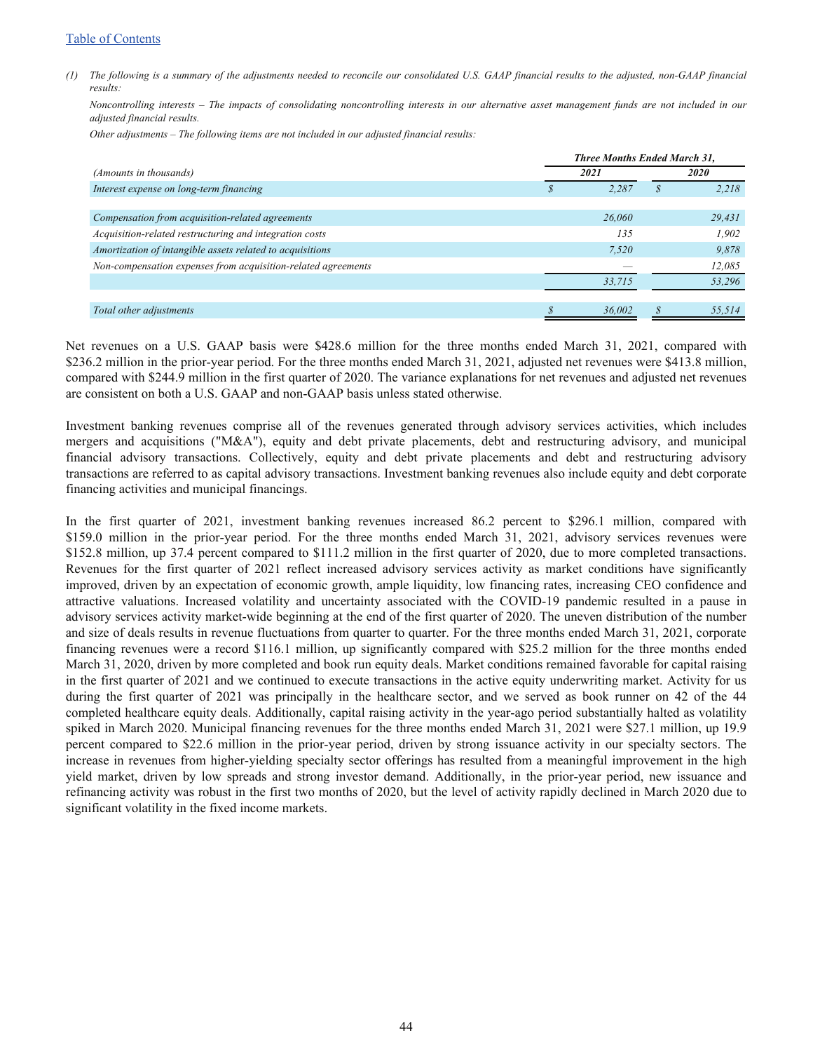Table of Contents

*(1) The following is a summary of the adjustments needed to reconcile our consolidated U.S. GAAP financial results to the adjusted, non-GAAP financial results:*

*Noncontrolling interests – The impacts of consolidating noncontrolling interests in our alternative asset management funds are not included in our adjusted financial results.*

*Other adjustments – The following items are not included in our adjusted financial results:*

| *(Amounts in thousands)* | *Three Months Ended March 31,* | |
|---|---|---|
| | ***2021*** | ***2020*** |
| *Interest expense on long-term financing* | *$ 2,287* | *$ 2,218* |
| | | |
| *Compensation from acquisition-related agreements* | *26,060* | *29,431* |
| *Acquisition-related restructuring and integration costs* | *135* | *1,902* |
| *Amortization of intangible assets related to acquisitions* | *7,520* | *9,878* |
| *Non-compensation expenses from acquisition-related agreements* | *—* | *12,085* |
| | *33,715* | *53,296* |
| | | |
| *Total other adjustments* | *$ 36,002* | *$ 55,514* |

Net revenues on a U.S. GAAP basis were $428.6 million for the three months ended March 31, 2021, compared with $236.2 million in the prior-year period. For the three months ended March 31, 2021, adjusted net revenues were $413.8 million, compared with $244.9 million in the first quarter of 2020. The variance explanations for net revenues and adjusted net revenues are consistent on both a U.S. GAAP and non-GAAP basis unless stated otherwise.

Investment banking revenues comprise all of the revenues generated through advisory services activities, which includes mergers and acquisitions ("M&A"), equity and debt private placements, debt and restructuring advisory, and municipal financial advisory transactions. Collectively, equity and debt private placements and debt and restructuring advisory transactions are referred to as capital advisory transactions. Investment banking revenues also include equity and debt corporate financing activities and municipal financings.

In the first quarter of 2021, investment banking revenues increased 86.2 percent to $296.1 million, compared with $159.0 million in the prior-year period. For the three months ended March 31, 2021, advisory services revenues were $152.8 million, up 37.4 percent compared to $111.2 million in the first quarter of 2020, due to more completed transactions. Revenues for the first quarter of 2021 reflect increased advisory services activity as market conditions have significantly improved, driven by an expectation of economic growth, ample liquidity, low financing rates, increasing CEO confidence and attractive valuations. Increased volatility and uncertainty associated with the COVID-19 pandemic resulted in a pause in advisory services activity market-wide beginning at the end of the first quarter of 2020. The uneven distribution of the number and size of deals results in revenue fluctuations from quarter to quarter. For the three months ended March 31, 2021, corporate financing revenues were a record $116.1 million, up significantly compared with $25.2 million for the three months ended March 31, 2020, driven by more completed and book run equity deals. Market conditions remained favorable for capital raising in the first quarter of 2021 and we continued to execute transactions in the active equity underwriting market. Activity for us during the first quarter of 2021 was principally in the healthcare sector, and we served as book runner on 42 of the 44 completed healthcare equity deals. Additionally, capital raising activity in the year-ago period substantially halted as volatility spiked in March 2020. Municipal financing revenues for the three months ended March 31, 2021 were $27.1 million, up 19.9 percent compared to $22.6 million in the prior-year period, driven by strong issuance activity in our specialty sectors. The increase in revenues from higher-yielding specialty sector offerings has resulted from a meaningful improvement in the high yield market, driven by low spreads and strong investor demand. Additionally, in the prior-year period, new issuance and refinancing activity was robust in the first two months of 2020, but the level of activity rapidly declined in March 2020 due to significant volatility in the fixed income markets.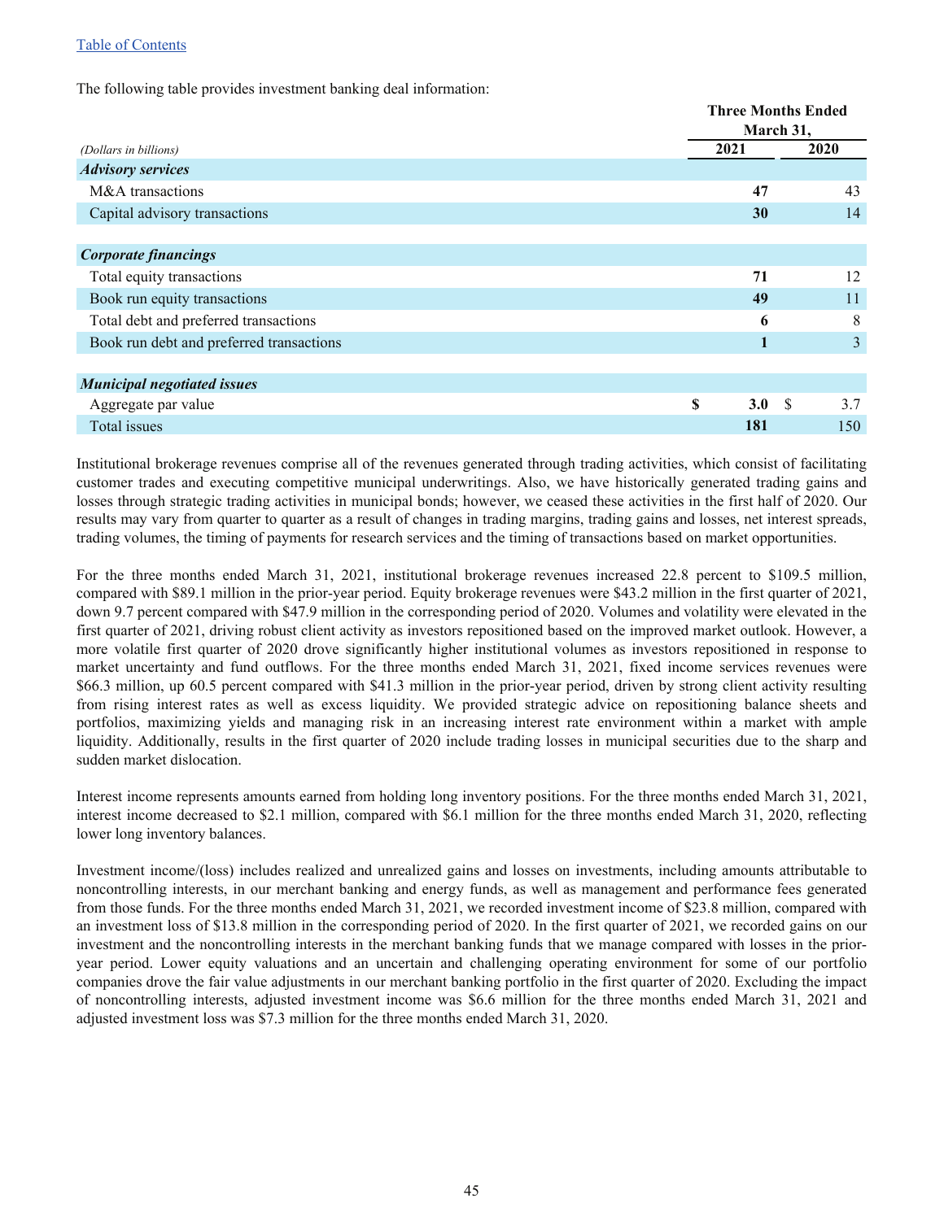[Table of Contents]

The following table provides investment banking deal information:

| (Dollars in billions) | Three Months Ended March 31, 2021 | Three Months Ended March 31, 2020 |
|---|---|---|
| ***Advisory services*** | | |
| M&A transactions | **47** | 43 |
| Capital advisory transactions | **30** | 14 |
| ***Corporate financings*** | | |
| Total equity transactions | **71** | 12 |
| Book run equity transactions | **49** | 11 |
| Total debt and preferred transactions | **6** | 8 |
| Book run debt and preferred transactions | **1** | 3 |
| ***Municipal negotiated issues*** | | |
| Aggregate par value | **$ 3.0** | $ 3.7 |
| Total issues | **181** | 150 |

Institutional brokerage revenues comprise all of the revenues generated through trading activities, which consist of facilitating customer trades and executing competitive municipal underwritings. Also, we have historically generated trading gains and losses through strategic trading activities in municipal bonds; however, we ceased these activities in the first half of 2020. Our results may vary from quarter to quarter as a result of changes in trading margins, trading gains and losses, net interest spreads, trading volumes, the timing of payments for research services and the timing of transactions based on market opportunities.

For the three months ended March 31, 2021, institutional brokerage revenues increased 22.8 percent to $109.5 million, compared with $89.1 million in the prior-year period. Equity brokerage revenues were $43.2 million in the first quarter of 2021, down 9.7 percent compared with $47.9 million in the corresponding period of 2020. Volumes and volatility were elevated in the first quarter of 2021, driving robust client activity as investors repositioned based on the improved market outlook. However, a more volatile first quarter of 2020 drove significantly higher institutional volumes as investors repositioned in response to market uncertainty and fund outflows. For the three months ended March 31, 2021, fixed income services revenues were $66.3 million, up 60.5 percent compared with $41.3 million in the prior-year period, driven by strong client activity resulting from rising interest rates as well as excess liquidity. We provided strategic advice on repositioning balance sheets and portfolios, maximizing yields and managing risk in an increasing interest rate environment within a market with ample liquidity. Additionally, results in the first quarter of 2020 include trading losses in municipal securities due to the sharp and sudden market dislocation.

Interest income represents amounts earned from holding long inventory positions. For the three months ended March 31, 2021, interest income decreased to $2.1 million, compared with $6.1 million for the three months ended March 31, 2020, reflecting lower long inventory balances.

Investment income/(loss) includes realized and unrealized gains and losses on investments, including amounts attributable to noncontrolling interests, in our merchant banking and energy funds, as well as management and performance fees generated from those funds. For the three months ended March 31, 2021, we recorded investment income of $23.8 million, compared with an investment loss of $13.8 million in the corresponding period of 2020. In the first quarter of 2021, we recorded gains on our investment and the noncontrolling interests in the merchant banking funds that we manage compared with losses in the prior-year period. Lower equity valuations and an uncertain and challenging operating environment for some of our portfolio companies drove the fair value adjustments in our merchant banking portfolio in the first quarter of 2020. Excluding the impact of noncontrolling interests, adjusted investment income was $6.6 million for the three months ended March 31, 2021 and adjusted investment loss was $7.3 million for the three months ended March 31, 2020.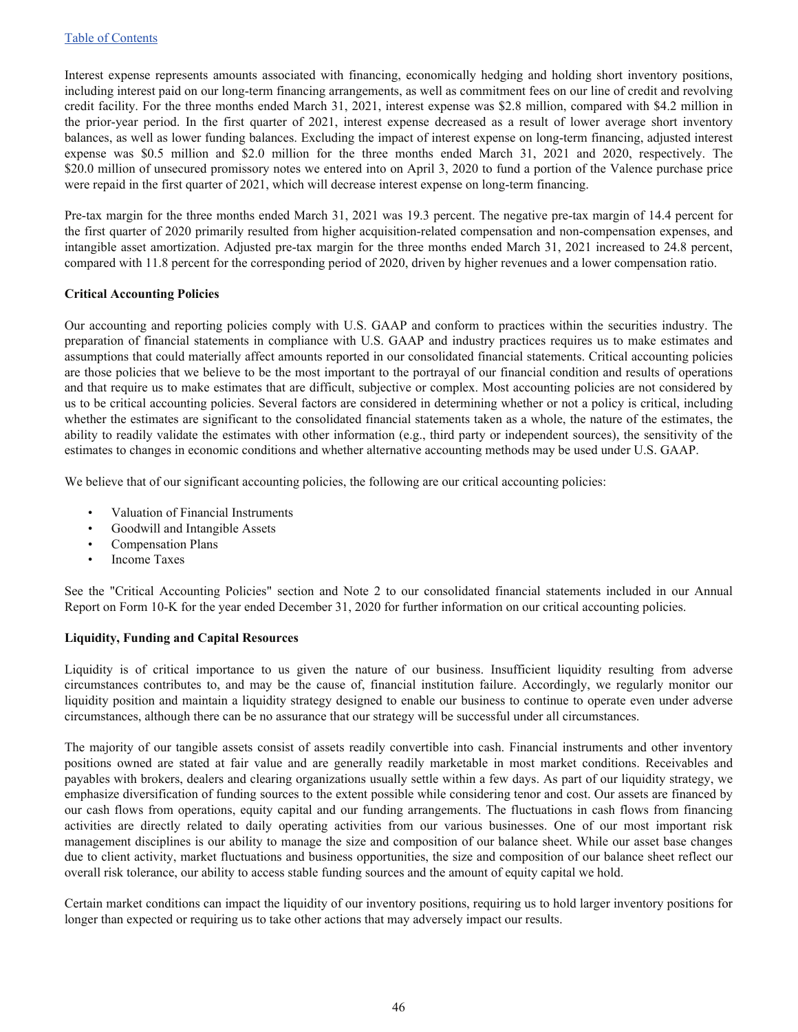Interest expense represents amounts associated with financing, economically hedging and holding short inventory positions, including interest paid on our long-term financing arrangements, as well as commitment fees on our line of credit and revolving credit facility. For the three months ended March 31, 2021, interest expense was $2.8 million, compared with $4.2 million in the prior-year period. In the first quarter of 2021, interest expense decreased as a result of lower average short inventory balances, as well as lower funding balances. Excluding the impact of interest expense on long-term financing, adjusted interest expense was $0.5 million and $2.0 million for the three months ended March 31, 2021 and 2020, respectively. The $20.0 million of unsecured promissory notes we entered into on April 3, 2020 to fund a portion of the Valence purchase price were repaid in the first quarter of 2021, which will decrease interest expense on long-term financing.

Pre-tax margin for the three months ended March 31, 2021 was 19.3 percent. The negative pre-tax margin of 14.4 percent for the first quarter of 2020 primarily resulted from higher acquisition-related compensation and non-compensation expenses, and intangible asset amortization. Adjusted pre-tax margin for the three months ended March 31, 2021 increased to 24.8 percent, compared with 11.8 percent for the corresponding period of 2020, driven by higher revenues and a lower compensation ratio.

**Critical Accounting Policies**

Our accounting and reporting policies comply with U.S. GAAP and conform to practices within the securities industry. The preparation of financial statements in compliance with U.S. GAAP and industry practices requires us to make estimates and assumptions that could materially affect amounts reported in our consolidated financial statements. Critical accounting policies are those policies that we believe to be the most important to the portrayal of our financial condition and results of operations and that require us to make estimates that are difficult, subjective or complex. Most accounting policies are not considered by us to be critical accounting policies. Several factors are considered in determining whether or not a policy is critical, including whether the estimates are significant to the consolidated financial statements taken as a whole, the nature of the estimates, the ability to readily validate the estimates with other information (e.g., third party or independent sources), the sensitivity of the estimates to changes in economic conditions and whether alternative accounting methods may be used under U.S. GAAP.

We believe that of our significant accounting policies, the following are our critical accounting policies:

- Valuation of Financial Instruments
- Goodwill and Intangible Assets
- Compensation Plans
- Income Taxes

See the "Critical Accounting Policies" section and Note 2 to our consolidated financial statements included in our Annual Report on Form 10-K for the year ended December 31, 2020 for further information on our critical accounting policies.

**Liquidity, Funding and Capital Resources**

Liquidity is of critical importance to us given the nature of our business. Insufficient liquidity resulting from adverse circumstances contributes to, and may be the cause of, financial institution failure. Accordingly, we regularly monitor our liquidity position and maintain a liquidity strategy designed to enable our business to continue to operate even under adverse circumstances, although there can be no assurance that our strategy will be successful under all circumstances.

The majority of our tangible assets consist of assets readily convertible into cash. Financial instruments and other inventory positions owned are stated at fair value and are generally readily marketable in most market conditions. Receivables and payables with brokers, dealers and clearing organizations usually settle within a few days. As part of our liquidity strategy, we emphasize diversification of funding sources to the extent possible while considering tenor and cost. Our assets are financed by our cash flows from operations, equity capital and our funding arrangements. The fluctuations in cash flows from financing activities are directly related to daily operating activities from our various businesses. One of our most important risk management disciplines is our ability to manage the size and composition of our balance sheet. While our asset base changes due to client activity, market fluctuations and business opportunities, the size and composition of our balance sheet reflect our overall risk tolerance, our ability to access stable funding sources and the amount of equity capital we hold.

Certain market conditions can impact the liquidity of our inventory positions, requiring us to hold larger inventory positions for longer than expected or requiring us to take other actions that may adversely impact our results.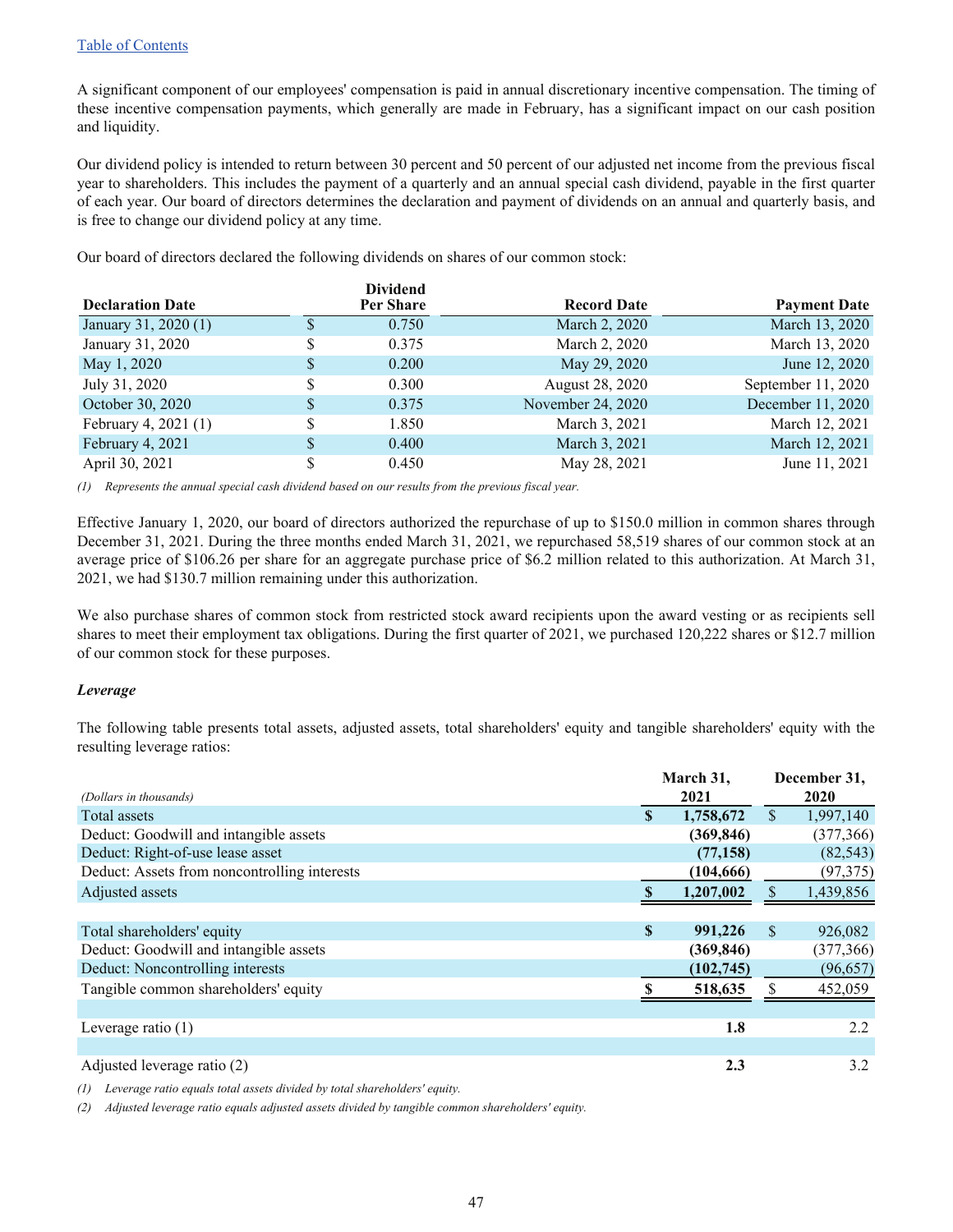[Table of Contents](#)

A significant component of our employees' compensation is paid in annual discretionary incentive compensation. The timing of these incentive compensation payments, which generally are made in February, has a significant impact on our cash position and liquidity.

Our dividend policy is intended to return between 30 percent and 50 percent of our adjusted net income from the previous fiscal year to shareholders. This includes the payment of a quarterly and an annual special cash dividend, payable in the first quarter of each year. Our board of directors determines the declaration and payment of dividends on an annual and quarterly basis, and is free to change our dividend policy at any time.

Our board of directors declared the following dividends on shares of our common stock:

| Declaration Date | Dividend Per Share | Record Date | Payment Date |
|---|---|---|---|
| January 31, 2020 (1) | $ 0.750 | March 2, 2020 | March 13, 2020 |
| January 31, 2020 | $ 0.375 | March 2, 2020 | March 13, 2020 |
| May 1, 2020 | $ 0.200 | May 29, 2020 | June 12, 2020 |
| July 31, 2020 | $ 0.300 | August 28, 2020 | September 11, 2020 |
| October 30, 2020 | $ 0.375 | November 24, 2020 | December 11, 2020 |
| February 4, 2021 (1) | $ 1.850 | March 3, 2021 | March 12, 2021 |
| February 4, 2021 | $ 0.400 | March 3, 2021 | March 12, 2021 |
| April 30, 2021 | $ 0.450 | May 28, 2021 | June 11, 2021 |

*(1) Represents the annual special cash dividend based on our results from the previous fiscal year.*

Effective January 1, 2020, our board of directors authorized the repurchase of up to $150.0 million in common shares through December 31, 2021. During the three months ended March 31, 2021, we repurchased 58,519 shares of our common stock at an average price of $106.26 per share for an aggregate purchase price of $6.2 million related to this authorization. At March 31, 2021, we had $130.7 million remaining under this authorization.

We also purchase shares of common stock from restricted stock award recipients upon the award vesting or as recipients sell shares to meet their employment tax obligations. During the first quarter of 2021, we purchased 120,222 shares or $12.7 million of our common stock for these purposes.

***Leverage***

The following table presents total assets, adjusted assets, total shareholders' equity and tangible shareholders' equity with the resulting leverage ratios:

| *(Dollars in thousands)* | March 31, 2021 | December 31, 2020 |
|---|---|---|
| Total assets | **$ 1,758,672** | $ 1,997,140 |
| Deduct: Goodwill and intangible assets | **(369,846)** | (377,366) |
| Deduct: Right-of-use lease asset | **(77,158)** | (82,543) |
| Deduct: Assets from noncontrolling interests | **(104,666)** | (97,375) |
| Adjusted assets | **$ 1,207,002** | $ 1,439,856 |
| | | |
| Total shareholders' equity | **$ 991,226** | $ 926,082 |
| Deduct: Goodwill and intangible assets | **(369,846)** | (377,366) |
| Deduct: Noncontrolling interests | **(102,745)** | (96,657) |
| Tangible common shareholders' equity | **$ 518,635** | $ 452,059 |
| | | |
| Leverage ratio (1) | **1.8** | 2.2 |
| | | |
| Adjusted leverage ratio (2) | **2.3** | 3.2 |

*(1) Leverage ratio equals total assets divided by total shareholders' equity.*

*(2) Adjusted leverage ratio equals adjusted assets divided by tangible common shareholders' equity.*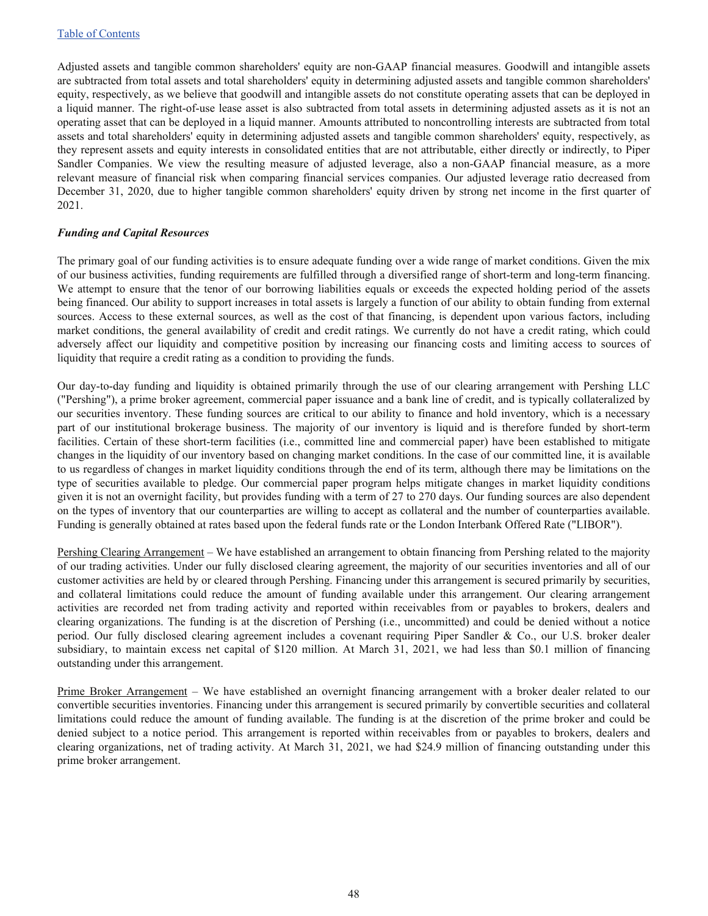Adjusted assets and tangible common shareholders' equity are non-GAAP financial measures. Goodwill and intangible assets are subtracted from total assets and total shareholders' equity in determining adjusted assets and tangible common shareholders' equity, respectively, as we believe that goodwill and intangible assets do not constitute operating assets that can be deployed in a liquid manner. The right-of-use lease asset is also subtracted from total assets in determining adjusted assets as it is not an operating asset that can be deployed in a liquid manner. Amounts attributed to noncontrolling interests are subtracted from total assets and total shareholders' equity in determining adjusted assets and tangible common shareholders' equity, respectively, as they represent assets and equity interests in consolidated entities that are not attributable, either directly or indirectly, to Piper Sandler Companies. We view the resulting measure of adjusted leverage, also a non-GAAP financial measure, as a more relevant measure of financial risk when comparing financial services companies. Our adjusted leverage ratio decreased from December 31, 2020, due to higher tangible common shareholders' equity driven by strong net income in the first quarter of 2021.

***Funding and Capital Resources***

The primary goal of our funding activities is to ensure adequate funding over a wide range of market conditions. Given the mix of our business activities, funding requirements are fulfilled through a diversified range of short-term and long-term financing. We attempt to ensure that the tenor of our borrowing liabilities equals or exceeds the expected holding period of the assets being financed. Our ability to support increases in total assets is largely a function of our ability to obtain funding from external sources. Access to these external sources, as well as the cost of that financing, is dependent upon various factors, including market conditions, the general availability of credit and credit ratings. We currently do not have a credit rating, which could adversely affect our liquidity and competitive position by increasing our financing costs and limiting access to sources of liquidity that require a credit rating as a condition to providing the funds.

Our day-to-day funding and liquidity is obtained primarily through the use of our clearing arrangement with Pershing LLC ("Pershing"), a prime broker agreement, commercial paper issuance and a bank line of credit, and is typically collateralized by our securities inventory. These funding sources are critical to our ability to finance and hold inventory, which is a necessary part of our institutional brokerage business. The majority of our inventory is liquid and is therefore funded by short-term facilities. Certain of these short-term facilities (i.e., committed line and commercial paper) have been established to mitigate changes in the liquidity of our inventory based on changing market conditions. In the case of our committed line, it is available to us regardless of changes in market liquidity conditions through the end of its term, although there may be limitations on the type of securities available to pledge. Our commercial paper program helps mitigate changes in market liquidity conditions given it is not an overnight facility, but provides funding with a term of 27 to 270 days. Our funding sources are also dependent on the types of inventory that our counterparties are willing to accept as collateral and the number of counterparties available. Funding is generally obtained at rates based upon the federal funds rate or the London Interbank Offered Rate ("LIBOR").

Pershing Clearing Arrangement – We have established an arrangement to obtain financing from Pershing related to the majority of our trading activities. Under our fully disclosed clearing agreement, the majority of our securities inventories and all of our customer activities are held by or cleared through Pershing. Financing under this arrangement is secured primarily by securities, and collateral limitations could reduce the amount of funding available under this arrangement. Our clearing arrangement activities are recorded net from trading activity and reported within receivables from or payables to brokers, dealers and clearing organizations. The funding is at the discretion of Pershing (i.e., uncommitted) and could be denied without a notice period. Our fully disclosed clearing agreement includes a covenant requiring Piper Sandler & Co., our U.S. broker dealer subsidiary, to maintain excess net capital of $120 million. At March 31, 2021, we had less than $0.1 million of financing outstanding under this arrangement.

Prime Broker Arrangement – We have established an overnight financing arrangement with a broker dealer related to our convertible securities inventories. Financing under this arrangement is secured primarily by convertible securities and collateral limitations could reduce the amount of funding available. The funding is at the discretion of the prime broker and could be denied subject to a notice period. This arrangement is reported within receivables from or payables to brokers, dealers and clearing organizations, net of trading activity. At March 31, 2021, we had $24.9 million of financing outstanding under this prime broker arrangement.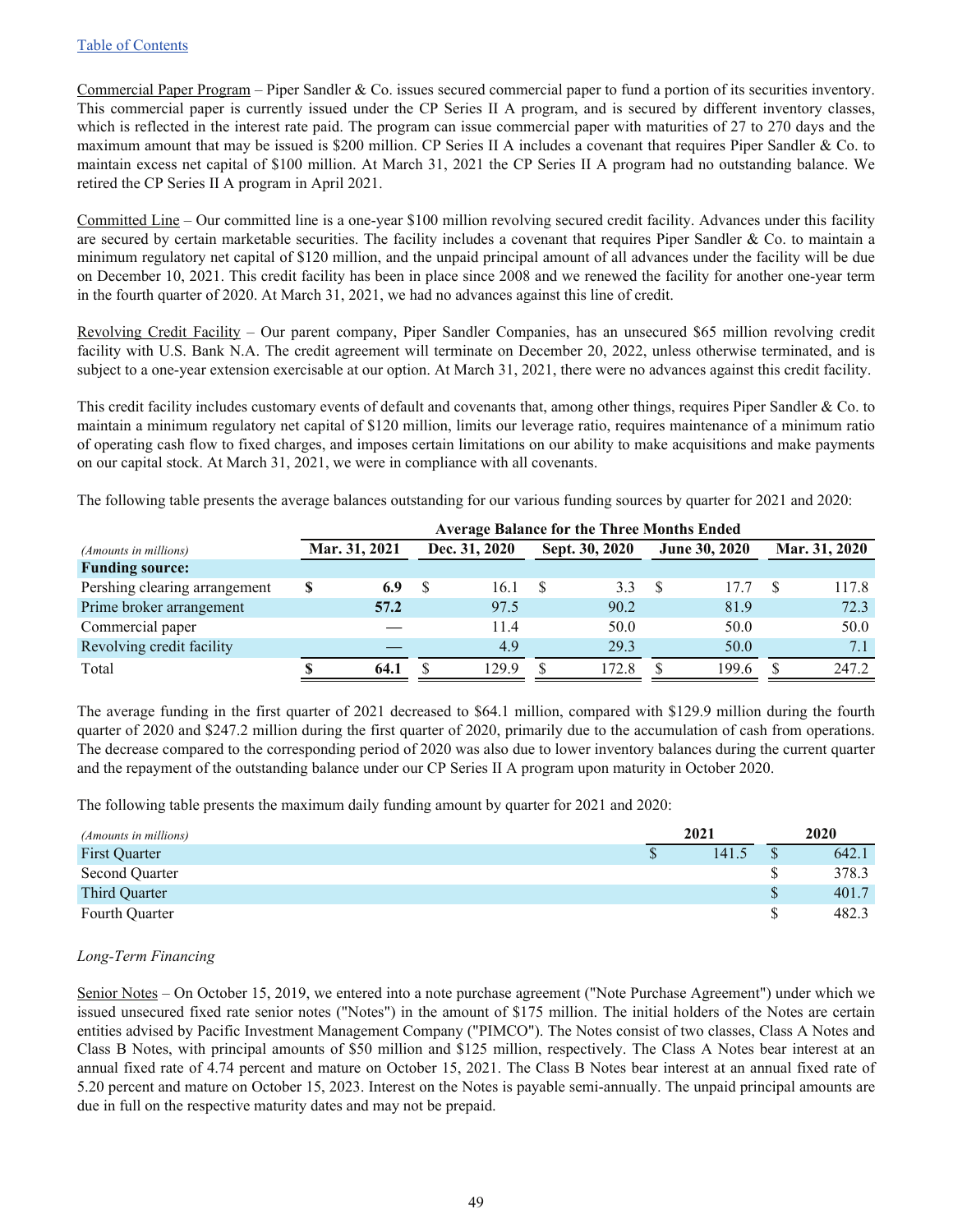Table of Contents

Commercial Paper Program – Piper Sandler & Co. issues secured commercial paper to fund a portion of its securities inventory. This commercial paper is currently issued under the CP Series II A program, and is secured by different inventory classes, which is reflected in the interest rate paid. The program can issue commercial paper with maturities of 27 to 270 days and the maximum amount that may be issued is $200 million. CP Series II A includes a covenant that requires Piper Sandler & Co. to maintain excess net capital of $100 million. At March 31, 2021 the CP Series II A program had no outstanding balance. We retired the CP Series II A program in April 2021.

Committed Line – Our committed line is a one-year $100 million revolving secured credit facility. Advances under this facility are secured by certain marketable securities. The facility includes a covenant that requires Piper Sandler & Co. to maintain a minimum regulatory net capital of $120 million, and the unpaid principal amount of all advances under the facility will be due on December 10, 2021. This credit facility has been in place since 2008 and we renewed the facility for another one-year term in the fourth quarter of 2020. At March 31, 2021, we had no advances against this line of credit.

Revolving Credit Facility – Our parent company, Piper Sandler Companies, has an unsecured $65 million revolving credit facility with U.S. Bank N.A. The credit agreement will terminate on December 20, 2022, unless otherwise terminated, and is subject to a one-year extension exercisable at our option. At March 31, 2021, there were no advances against this credit facility.

This credit facility includes customary events of default and covenants that, among other things, requires Piper Sandler & Co. to maintain a minimum regulatory net capital of $120 million, limits our leverage ratio, requires maintenance of a minimum ratio of operating cash flow to fixed charges, and imposes certain limitations on our ability to make acquisitions and make payments on our capital stock. At March 31, 2021, we were in compliance with all covenants.

The following table presents the average balances outstanding for our various funding sources by quarter for 2021 and 2020:

| | Average Balance for the Three Months Ended | | | | |
|---|---|---|---|---|---|
| *(Amounts in millions)* | Mar. 31, 2021 | Dec. 31, 2020 | Sept. 30, 2020 | June 30, 2020 | Mar. 31, 2020 |
| **Funding source:** | | | | | |
| Pershing clearing arrangement | **$ 6.9** | $ 16.1 | $ 3.3 | $ 17.7 | $ 117.8 |
| Prime broker arrangement | **57.2** | 97.5 | 90.2 | 81.9 | 72.3 |
| Commercial paper | **—** | 11.4 | 50.0 | 50.0 | 50.0 |
| Revolving credit facility | **—** | 4.9 | 29.3 | 50.0 | 7.1 |
| Total | **$ 64.1** | $ 129.9 | $ 172.8 | $ 199.6 | $ 247.2 |

The average funding in the first quarter of 2021 decreased to $64.1 million, compared with $129.9 million during the fourth quarter of 2020 and $247.2 million during the first quarter of 2020, primarily due to the accumulation of cash from operations. The decrease compared to the corresponding period of 2020 was also due to lower inventory balances during the current quarter and the repayment of the outstanding balance under our CP Series II A program upon maturity in October 2020.

The following table presents the maximum daily funding amount by quarter for 2021 and 2020:

| *(Amounts in millions)* | 2021 | 2020 |
|---|---|---|
| First Quarter | $ 141.5 | $ 642.1 |
| Second Quarter | | $ 378.3 |
| Third Quarter | | $ 401.7 |
| Fourth Quarter | | $ 482.3 |

*Long-Term Financing*

Senior Notes – On October 15, 2019, we entered into a note purchase agreement ("Note Purchase Agreement") under which we issued unsecured fixed rate senior notes ("Notes") in the amount of $175 million. The initial holders of the Notes are certain entities advised by Pacific Investment Management Company ("PIMCO"). The Notes consist of two classes, Class A Notes and Class B Notes, with principal amounts of $50 million and $125 million, respectively. The Class A Notes bear interest at an annual fixed rate of 4.74 percent and mature on October 15, 2021. The Class B Notes bear interest at an annual fixed rate of 5.20 percent and mature on October 15, 2023. Interest on the Notes is payable semi-annually. The unpaid principal amounts are due in full on the respective maturity dates and may not be prepaid.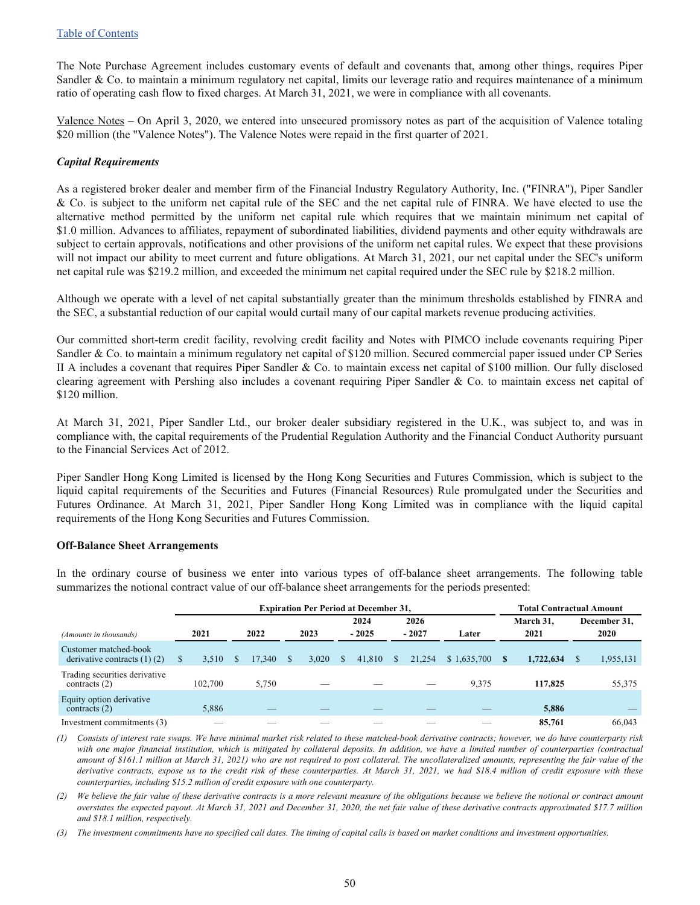The Note Purchase Agreement includes customary events of default and covenants that, among other things, requires Piper Sandler & Co. to maintain a minimum regulatory net capital, limits our leverage ratio and requires maintenance of a minimum ratio of operating cash flow to fixed charges. At March 31, 2021, we were in compliance with all covenants.

Valence Notes – On April 3, 2020, we entered into unsecured promissory notes as part of the acquisition of Valence totaling $20 million (the "Valence Notes"). The Valence Notes were repaid in the first quarter of 2021.

***Capital Requirements***

As a registered broker dealer and member firm of the Financial Industry Regulatory Authority, Inc. ("FINRA"), Piper Sandler & Co. is subject to the uniform net capital rule of the SEC and the net capital rule of FINRA. We have elected to use the alternative method permitted by the uniform net capital rule which requires that we maintain minimum net capital of $1.0 million. Advances to affiliates, repayment of subordinated liabilities, dividend payments and other equity withdrawals are subject to certain approvals, notifications and other provisions of the uniform net capital rules. We expect that these provisions will not impact our ability to meet current and future obligations. At March 31, 2021, our net capital under the SEC's uniform net capital rule was $219.2 million, and exceeded the minimum net capital required under the SEC rule by $218.2 million.

Although we operate with a level of net capital substantially greater than the minimum thresholds established by FINRA and the SEC, a substantial reduction of our capital would curtail many of our capital markets revenue producing activities.

Our committed short-term credit facility, revolving credit facility and Notes with PIMCO include covenants requiring Piper Sandler & Co. to maintain a minimum regulatory net capital of $120 million. Secured commercial paper issued under CP Series II A includes a covenant that requires Piper Sandler & Co. to maintain excess net capital of $100 million. Our fully disclosed clearing agreement with Pershing also includes a covenant requiring Piper Sandler & Co. to maintain excess net capital of $120 million.

At March 31, 2021, Piper Sandler Ltd., our broker dealer subsidiary registered in the U.K., was subject to, and was in compliance with, the capital requirements of the Prudential Regulation Authority and the Financial Conduct Authority pursuant to the Financial Services Act of 2012.

Piper Sandler Hong Kong Limited is licensed by the Hong Kong Securities and Futures Commission, which is subject to the liquid capital requirements of the Securities and Futures (Financial Resources) Rule promulgated under the Securities and Futures Ordinance. At March 31, 2021, Piper Sandler Hong Kong Limited was in compliance with the liquid capital requirements of the Hong Kong Securities and Futures Commission.

**Off-Balance Sheet Arrangements**

In the ordinary course of business we enter into various types of off-balance sheet arrangements. The following table summarizes the notional contract value of our off-balance sheet arrangements for the periods presented:

| | Expiration Per Period at December 31, | | | | | | Total Contractual Amount | |
|---|---|---|---|---|---|---|---|---|
| *(Amounts in thousands)* | 2021 | 2022 | 2023 | 2024 - 2025 | 2026 - 2027 | Later | March 31, 2021 | December 31, 2020 |
| Customer matched-book derivative contracts (1) (2) | $ 3,510 | $ 17,340 | $ 3,020 | $ 41,810 | $ 21,254 | $ 1,635,700 | **$ 1,722,634** | $ 1,955,131 |
| Trading securities derivative contracts (2) | 102,700 | 5,750 | — | — | — | 9,375 | **117,825** | 55,375 |
| Equity option derivative contracts (2) | 5,886 | — | — | — | — | — | **5,886** | — |
| Investment commitments (3) | — | — | — | — | — | — | **85,761** | 66,043 |

*(1) Consists of interest rate swaps. We have minimal market risk related to these matched-book derivative contracts; however, we do have counterparty risk with one major financial institution, which is mitigated by collateral deposits. In addition, we have a limited number of counterparties (contractual amount of $161.1 million at March 31, 2021) who are not required to post collateral. The uncollateralized amounts, representing the fair value of the derivative contracts, expose us to the credit risk of these counterparties. At March 31, 2021, we had $18.4 million of credit exposure with these counterparties, including $15.2 million of credit exposure with one counterparty.*

*(2) We believe the fair value of these derivative contracts is a more relevant measure of the obligations because we believe the notional or contract amount overstates the expected payout. At March 31, 2021 and December 31, 2020, the net fair value of these derivative contracts approximated $17.7 million and $18.1 million, respectively.*

*(3) The investment commitments have no specified call dates. The timing of capital calls is based on market conditions and investment opportunities.*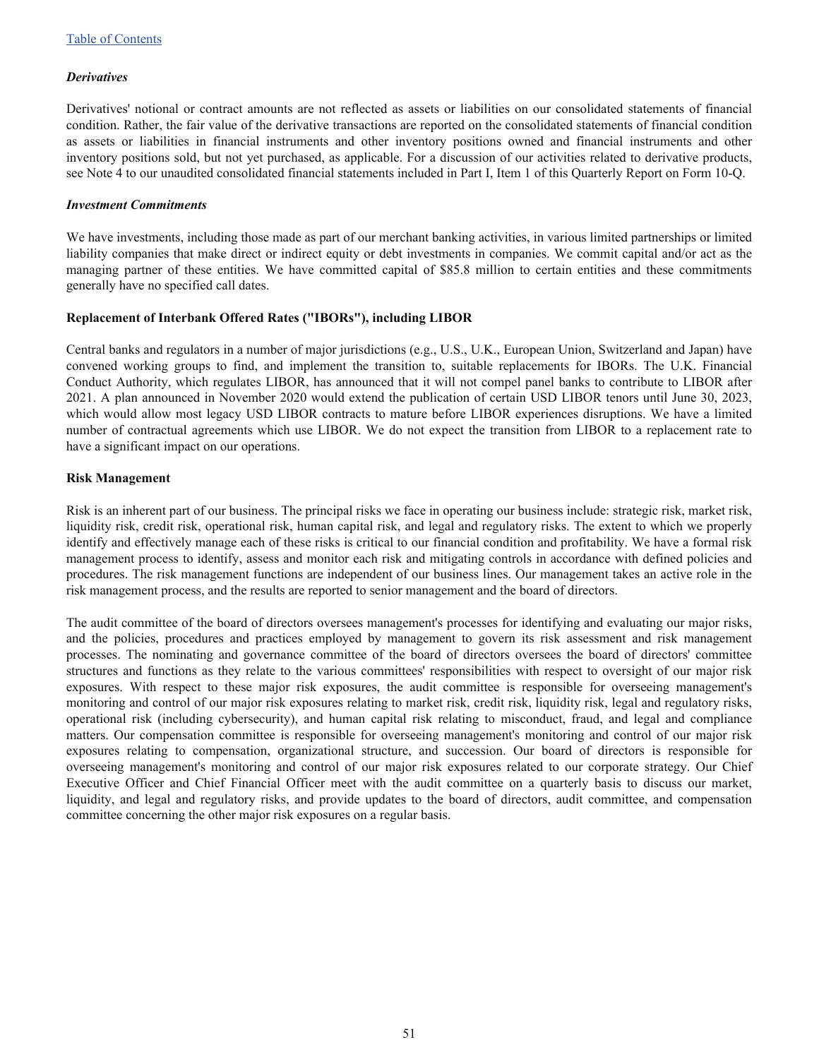### *Derivatives*

Derivatives' notional or contract amounts are not reflected as assets or liabilities on our consolidated statements of financial condition. Rather, the fair value of the derivative transactions are reported on the consolidated statements of financial condition as assets or liabilities in financial instruments and other inventory positions owned and financial instruments and other inventory positions sold, but not yet purchased, as applicable. For a discussion of our activities related to derivative products, see Note 4 to our unaudited consolidated financial statements included in Part I, Item 1 of this Quarterly Report on Form 10-Q.

### *Investment Commitments*

We have investments, including those made as part of our merchant banking activities, in various limited partnerships or limited liability companies that make direct or indirect equity or debt investments in companies. We commit capital and/or act as the managing partner of these entities. We have committed capital of $85.8 million to certain entities and these commitments generally have no specified call dates.

## Replacement of Interbank Offered Rates ("IBORs"), including LIBOR

Central banks and regulators in a number of major jurisdictions (e.g., U.S., U.K., European Union, Switzerland and Japan) have convened working groups to find, and implement the transition to, suitable replacements for IBORs. The U.K. Financial Conduct Authority, which regulates LIBOR, has announced that it will not compel panel banks to contribute to LIBOR after 2021. A plan announced in November 2020 would extend the publication of certain USD LIBOR tenors until June 30, 2023, which would allow most legacy USD LIBOR contracts to mature before LIBOR experiences disruptions. We have a limited number of contractual agreements which use LIBOR. We do not expect the transition from LIBOR to a replacement rate to have a significant impact on our operations.

## Risk Management

Risk is an inherent part of our business. The principal risks we face in operating our business include: strategic risk, market risk, liquidity risk, credit risk, operational risk, human capital risk, and legal and regulatory risks. The extent to which we properly identify and effectively manage each of these risks is critical to our financial condition and profitability. We have a formal risk management process to identify, assess and monitor each risk and mitigating controls in accordance with defined policies and procedures. The risk management functions are independent of our business lines. Our management takes an active role in the risk management process, and the results are reported to senior management and the board of directors.

The audit committee of the board of directors oversees management's processes for identifying and evaluating our major risks, and the policies, procedures and practices employed by management to govern its risk assessment and risk management processes. The nominating and governance committee of the board of directors oversees the board of directors' committee structures and functions as they relate to the various committees' responsibilities with respect to oversight of our major risk exposures. With respect to these major risk exposures, the audit committee is responsible for overseeing management's monitoring and control of our major risk exposures relating to market risk, credit risk, liquidity risk, legal and regulatory risks, operational risk (including cybersecurity), and human capital risk relating to misconduct, fraud, and legal and compliance matters. Our compensation committee is responsible for overseeing management's monitoring and control of our major risk exposures relating to compensation, organizational structure, and succession. Our board of directors is responsible for overseeing management's monitoring and control of our major risk exposures related to our corporate strategy. Our Chief Executive Officer and Chief Financial Officer meet with the audit committee on a quarterly basis to discuss our market, liquidity, and legal and regulatory risks, and provide updates to the board of directors, audit committee, and compensation committee concerning the other major risk exposures on a regular basis.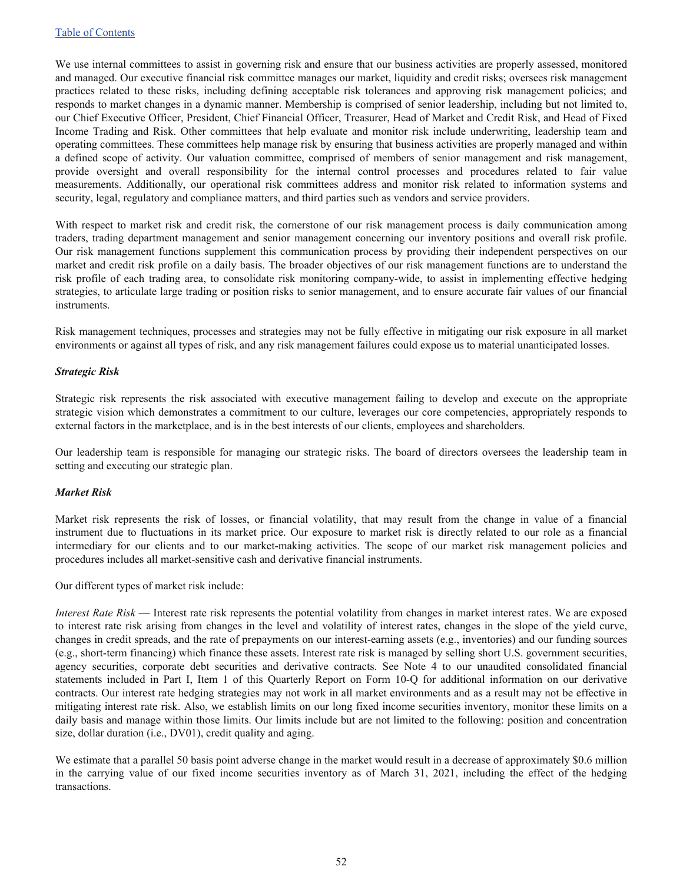We use internal committees to assist in governing risk and ensure that our business activities are properly assessed, monitored and managed. Our executive financial risk committee manages our market, liquidity and credit risks; oversees risk management practices related to these risks, including defining acceptable risk tolerances and approving risk management policies; and responds to market changes in a dynamic manner. Membership is comprised of senior leadership, including but not limited to, our Chief Executive Officer, President, Chief Financial Officer, Treasurer, Head of Market and Credit Risk, and Head of Fixed Income Trading and Risk. Other committees that help evaluate and monitor risk include underwriting, leadership team and operating committees. These committees help manage risk by ensuring that business activities are properly managed and within a defined scope of activity. Our valuation committee, comprised of members of senior management and risk management, provide oversight and overall responsibility for the internal control processes and procedures related to fair value measurements. Additionally, our operational risk committees address and monitor risk related to information systems and security, legal, regulatory and compliance matters, and third parties such as vendors and service providers.

With respect to market risk and credit risk, the cornerstone of our risk management process is daily communication among traders, trading department management and senior management concerning our inventory positions and overall risk profile. Our risk management functions supplement this communication process by providing their independent perspectives on our market and credit risk profile on a daily basis. The broader objectives of our risk management functions are to understand the risk profile of each trading area, to consolidate risk monitoring company-wide, to assist in implementing effective hedging strategies, to articulate large trading or position risks to senior management, and to ensure accurate fair values of our financial instruments.

Risk management techniques, processes and strategies may not be fully effective in mitigating our risk exposure in all market environments or against all types of risk, and any risk management failures could expose us to material unanticipated losses.

***Strategic Risk***

Strategic risk represents the risk associated with executive management failing to develop and execute on the appropriate strategic vision which demonstrates a commitment to our culture, leverages our core competencies, appropriately responds to external factors in the marketplace, and is in the best interests of our clients, employees and shareholders.

Our leadership team is responsible for managing our strategic risks. The board of directors oversees the leadership team in setting and executing our strategic plan.

***Market Risk***

Market risk represents the risk of losses, or financial volatility, that may result from the change in value of a financial instrument due to fluctuations in its market price. Our exposure to market risk is directly related to our role as a financial intermediary for our clients and to our market-making activities. The scope of our market risk management policies and procedures includes all market-sensitive cash and derivative financial instruments.

Our different types of market risk include:

*Interest Rate Risk* — Interest rate risk represents the potential volatility from changes in market interest rates. We are exposed to interest rate risk arising from changes in the level and volatility of interest rates, changes in the slope of the yield curve, changes in credit spreads, and the rate of prepayments on our interest-earning assets (e.g., inventories) and our funding sources (e.g., short-term financing) which finance these assets. Interest rate risk is managed by selling short U.S. government securities, agency securities, corporate debt securities and derivative contracts. See Note 4 to our unaudited consolidated financial statements included in Part I, Item 1 of this Quarterly Report on Form 10-Q for additional information on our derivative contracts. Our interest rate hedging strategies may not work in all market environments and as a result may not be effective in mitigating interest rate risk. Also, we establish limits on our long fixed income securities inventory, monitor these limits on a daily basis and manage within those limits. Our limits include but are not limited to the following: position and concentration size, dollar duration (i.e., DV01), credit quality and aging.

We estimate that a parallel 50 basis point adverse change in the market would result in a decrease of approximately $0.6 million in the carrying value of our fixed income securities inventory as of March 31, 2021, including the effect of the hedging transactions.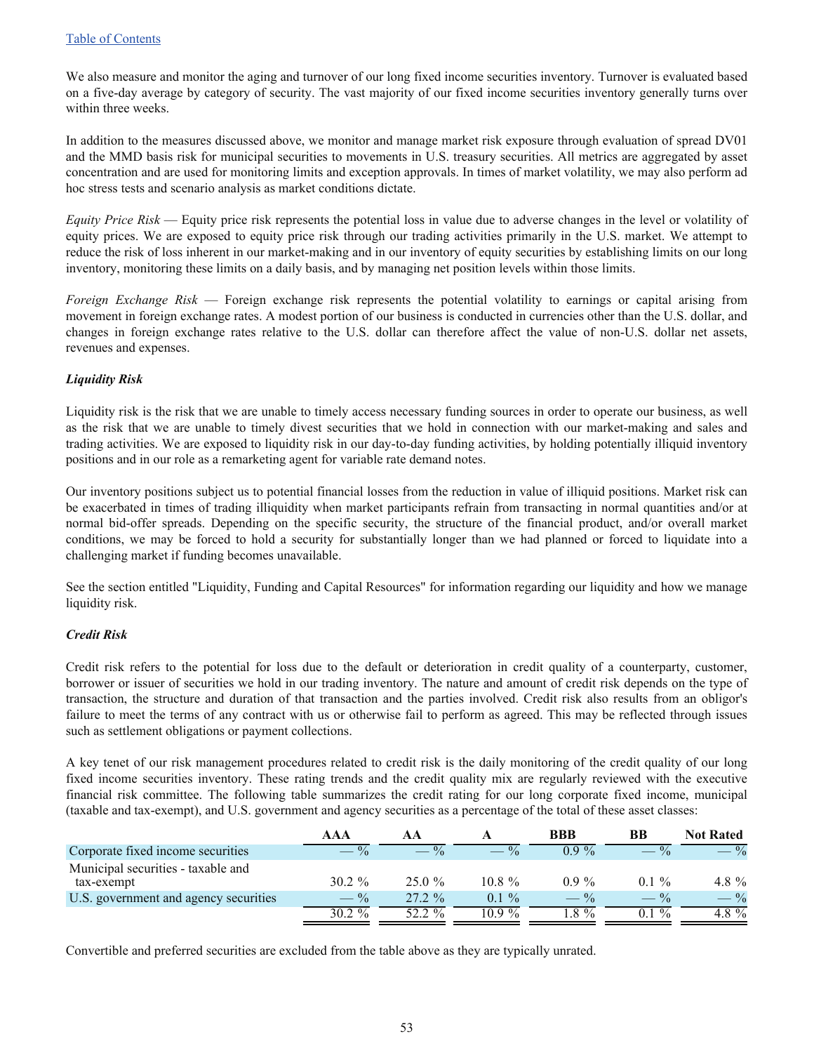We also measure and monitor the aging and turnover of our long fixed income securities inventory. Turnover is evaluated based on a five-day average by category of security. The vast majority of our fixed income securities inventory generally turns over within three weeks.

In addition to the measures discussed above, we monitor and manage market risk exposure through evaluation of spread DV01 and the MMD basis risk for municipal securities to movements in U.S. treasury securities. All metrics are aggregated by asset concentration and are used for monitoring limits and exception approvals. In times of market volatility, we may also perform ad hoc stress tests and scenario analysis as market conditions dictate.

*Equity Price Risk* — Equity price risk represents the potential loss in value due to adverse changes in the level or volatility of equity prices. We are exposed to equity price risk through our trading activities primarily in the U.S. market. We attempt to reduce the risk of loss inherent in our market-making and in our inventory of equity securities by establishing limits on our long inventory, monitoring these limits on a daily basis, and by managing net position levels within those limits.

*Foreign Exchange Risk* — Foreign exchange risk represents the potential volatility to earnings or capital arising from movement in foreign exchange rates. A modest portion of our business is conducted in currencies other than the U.S. dollar, and changes in foreign exchange rates relative to the U.S. dollar can therefore affect the value of non-U.S. dollar net assets, revenues and expenses.

***Liquidity Risk***

Liquidity risk is the risk that we are unable to timely access necessary funding sources in order to operate our business, as well as the risk that we are unable to timely divest securities that we hold in connection with our market-making and sales and trading activities. We are exposed to liquidity risk in our day-to-day funding activities, by holding potentially illiquid inventory positions and in our role as a remarketing agent for variable rate demand notes.

Our inventory positions subject us to potential financial losses from the reduction in value of illiquid positions. Market risk can be exacerbated in times of trading illiquidity when market participants refrain from transacting in normal quantities and/or at normal bid-offer spreads. Depending on the specific security, the structure of the financial product, and/or overall market conditions, we may be forced to hold a security for substantially longer than we had planned or forced to liquidate into a challenging market if funding becomes unavailable.

See the section entitled "Liquidity, Funding and Capital Resources" for information regarding our liquidity and how we manage liquidity risk.

***Credit Risk***

Credit risk refers to the potential for loss due to the default or deterioration in credit quality of a counterparty, customer, borrower or issuer of securities we hold in our trading inventory. The nature and amount of credit risk depends on the type of transaction, the structure and duration of that transaction and the parties involved. Credit risk also results from an obligor's failure to meet the terms of any contract with us or otherwise fail to perform as agreed. This may be reflected through issues such as settlement obligations or payment collections.

A key tenet of our risk management procedures related to credit risk is the daily monitoring of the credit quality of our long fixed income securities inventory. These rating trends and the credit quality mix are regularly reviewed with the executive financial risk committee. The following table summarizes the credit rating for our long corporate fixed income, municipal (taxable and tax-exempt), and U.S. government and agency securities as a percentage of the total of these asset classes:

| | AAA | AA | A | BBB | BB | Not Rated |
|---|---|---|---|---|---|---|
| Corporate fixed income securities | — % | — % | — % | 0.9 % | — % | — % |
| Municipal securities - taxable and tax-exempt | 30.2 % | 25.0 % | 10.8 % | 0.9 % | 0.1 % | 4.8 % |
| U.S. government and agency securities | — % | 27.2 % | 0.1 % | — % | — % | — % |
| | 30.2 % | 52.2 % | 10.9 % | 1.8 % | 0.1 % | 4.8 % |

Convertible and preferred securities are excluded from the table above as they are typically unrated.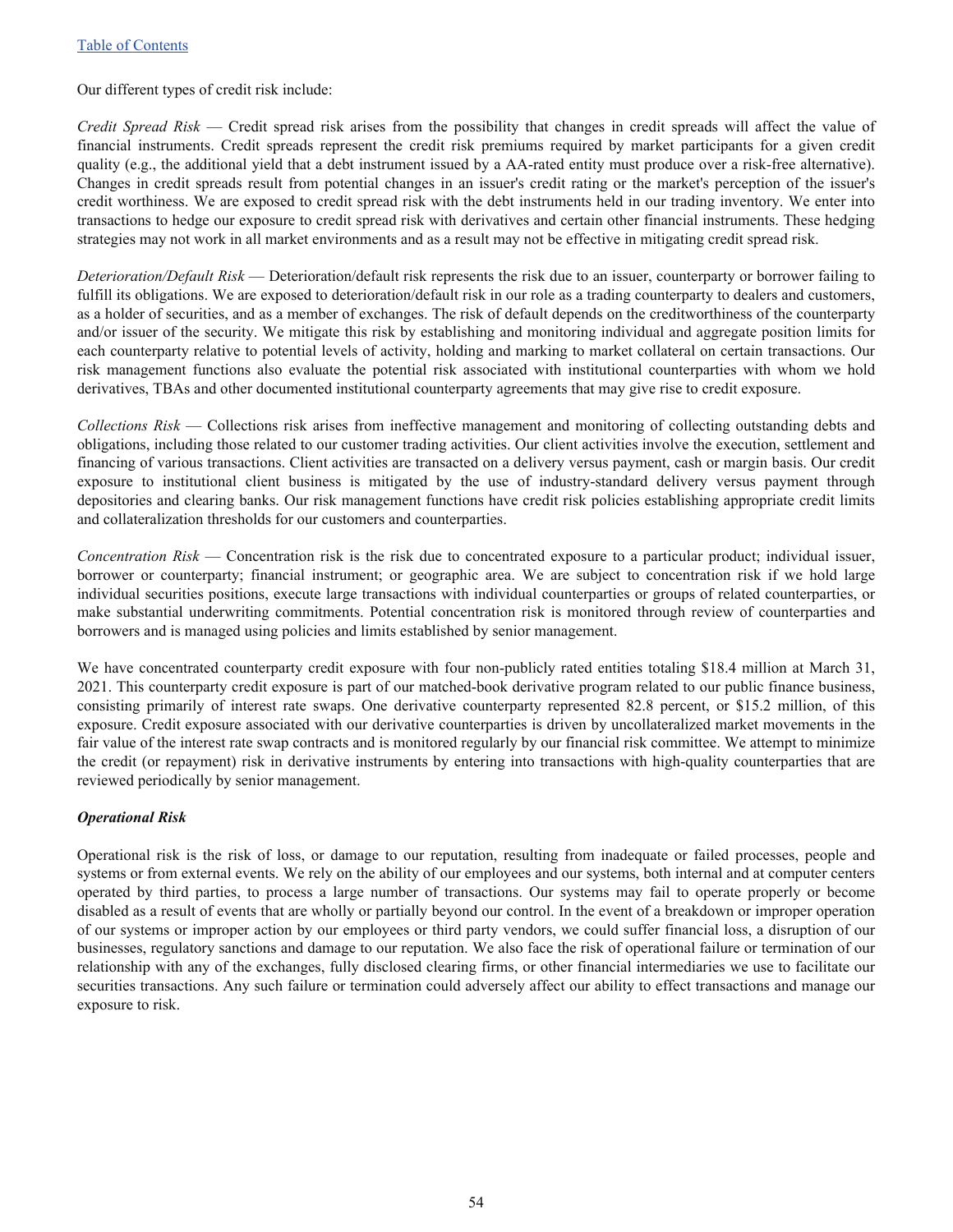Our different types of credit risk include:

*Credit Spread Risk* — Credit spread risk arises from the possibility that changes in credit spreads will affect the value of financial instruments. Credit spreads represent the credit risk premiums required by market participants for a given credit quality (e.g., the additional yield that a debt instrument issued by a AA-rated entity must produce over a risk-free alternative). Changes in credit spreads result from potential changes in an issuer's credit rating or the market's perception of the issuer's credit worthiness. We are exposed to credit spread risk with the debt instruments held in our trading inventory. We enter into transactions to hedge our exposure to credit spread risk with derivatives and certain other financial instruments. These hedging strategies may not work in all market environments and as a result may not be effective in mitigating credit spread risk.

*Deterioration/Default Risk* — Deterioration/default risk represents the risk due to an issuer, counterparty or borrower failing to fulfill its obligations. We are exposed to deterioration/default risk in our role as a trading counterparty to dealers and customers, as a holder of securities, and as a member of exchanges. The risk of default depends on the creditworthiness of the counterparty and/or issuer of the security. We mitigate this risk by establishing and monitoring individual and aggregate position limits for each counterparty relative to potential levels of activity, holding and marking to market collateral on certain transactions. Our risk management functions also evaluate the potential risk associated with institutional counterparties with whom we hold derivatives, TBAs and other documented institutional counterparty agreements that may give rise to credit exposure.

*Collections Risk* — Collections risk arises from ineffective management and monitoring of collecting outstanding debts and obligations, including those related to our customer trading activities. Our client activities involve the execution, settlement and financing of various transactions. Client activities are transacted on a delivery versus payment, cash or margin basis. Our credit exposure to institutional client business is mitigated by the use of industry-standard delivery versus payment through depositories and clearing banks. Our risk management functions have credit risk policies establishing appropriate credit limits and collateralization thresholds for our customers and counterparties.

*Concentration Risk* — Concentration risk is the risk due to concentrated exposure to a particular product; individual issuer, borrower or counterparty; financial instrument; or geographic area. We are subject to concentration risk if we hold large individual securities positions, execute large transactions with individual counterparties or groups of related counterparties, or make substantial underwriting commitments. Potential concentration risk is monitored through review of counterparties and borrowers and is managed using policies and limits established by senior management.

We have concentrated counterparty credit exposure with four non-publicly rated entities totaling $18.4 million at March 31, 2021. This counterparty credit exposure is part of our matched-book derivative program related to our public finance business, consisting primarily of interest rate swaps. One derivative counterparty represented 82.8 percent, or $15.2 million, of this exposure. Credit exposure associated with our derivative counterparties is driven by uncollateralized market movements in the fair value of the interest rate swap contracts and is monitored regularly by our financial risk committee. We attempt to minimize the credit (or repayment) risk in derivative instruments by entering into transactions with high-quality counterparties that are reviewed periodically by senior management.

***Operational Risk***

Operational risk is the risk of loss, or damage to our reputation, resulting from inadequate or failed processes, people and systems or from external events. We rely on the ability of our employees and our systems, both internal and at computer centers operated by third parties, to process a large number of transactions. Our systems may fail to operate properly or become disabled as a result of events that are wholly or partially beyond our control. In the event of a breakdown or improper operation of our systems or improper action by our employees or third party vendors, we could suffer financial loss, a disruption of our businesses, regulatory sanctions and damage to our reputation. We also face the risk of operational failure or termination of our relationship with any of the exchanges, fully disclosed clearing firms, or other financial intermediaries we use to facilitate our securities transactions. Any such failure or termination could adversely affect our ability to effect transactions and manage our exposure to risk.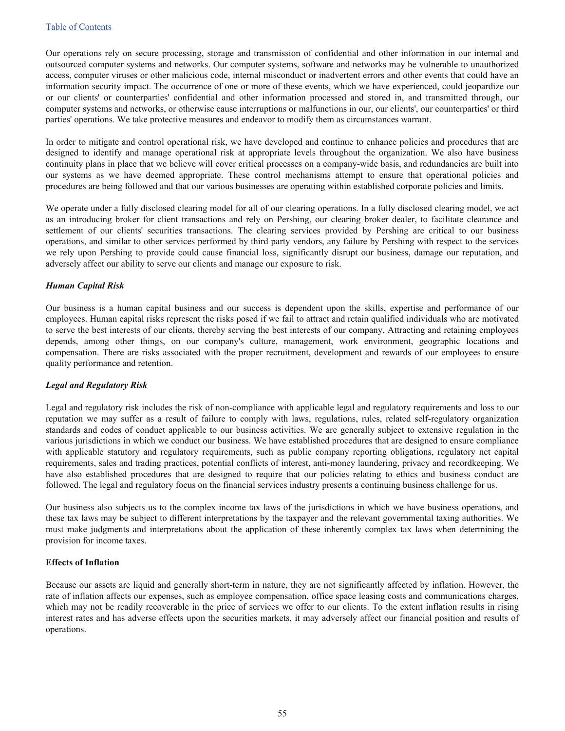Our operations rely on secure processing, storage and transmission of confidential and other information in our internal and outsourced computer systems and networks. Our computer systems, software and networks may be vulnerable to unauthorized access, computer viruses or other malicious code, internal misconduct or inadvertent errors and other events that could have an information security impact. The occurrence of one or more of these events, which we have experienced, could jeopardize our or our clients' or counterparties' confidential and other information processed and stored in, and transmitted through, our computer systems and networks, or otherwise cause interruptions or malfunctions in our, our clients', our counterparties' or third parties' operations. We take protective measures and endeavor to modify them as circumstances warrant.

In order to mitigate and control operational risk, we have developed and continue to enhance policies and procedures that are designed to identify and manage operational risk at appropriate levels throughout the organization. We also have business continuity plans in place that we believe will cover critical processes on a company-wide basis, and redundancies are built into our systems as we have deemed appropriate. These control mechanisms attempt to ensure that operational policies and procedures are being followed and that our various businesses are operating within established corporate policies and limits.

We operate under a fully disclosed clearing model for all of our clearing operations. In a fully disclosed clearing model, we act as an introducing broker for client transactions and rely on Pershing, our clearing broker dealer, to facilitate clearance and settlement of our clients' securities transactions. The clearing services provided by Pershing are critical to our business operations, and similar to other services performed by third party vendors, any failure by Pershing with respect to the services we rely upon Pershing to provide could cause financial loss, significantly disrupt our business, damage our reputation, and adversely affect our ability to serve our clients and manage our exposure to risk.

***Human Capital Risk***

Our business is a human capital business and our success is dependent upon the skills, expertise and performance of our employees. Human capital risks represent the risks posed if we fail to attract and retain qualified individuals who are motivated to serve the best interests of our clients, thereby serving the best interests of our company. Attracting and retaining employees depends, among other things, on our company's culture, management, work environment, geographic locations and compensation. There are risks associated with the proper recruitment, development and rewards of our employees to ensure quality performance and retention.

***Legal and Regulatory Risk***

Legal and regulatory risk includes the risk of non-compliance with applicable legal and regulatory requirements and loss to our reputation we may suffer as a result of failure to comply with laws, regulations, rules, related self-regulatory organization standards and codes of conduct applicable to our business activities. We are generally subject to extensive regulation in the various jurisdictions in which we conduct our business. We have established procedures that are designed to ensure compliance with applicable statutory and regulatory requirements, such as public company reporting obligations, regulatory net capital requirements, sales and trading practices, potential conflicts of interest, anti-money laundering, privacy and recordkeeping. We have also established procedures that are designed to require that our policies relating to ethics and business conduct are followed. The legal and regulatory focus on the financial services industry presents a continuing business challenge for us.

Our business also subjects us to the complex income tax laws of the jurisdictions in which we have business operations, and these tax laws may be subject to different interpretations by the taxpayer and the relevant governmental taxing authorities. We must make judgments and interpretations about the application of these inherently complex tax laws when determining the provision for income taxes.

**Effects of Inflation**

Because our assets are liquid and generally short-term in nature, they are not significantly affected by inflation. However, the rate of inflation affects our expenses, such as employee compensation, office space leasing costs and communications charges, which may not be readily recoverable in the price of services we offer to our clients. To the extent inflation results in rising interest rates and has adverse effects upon the securities markets, it may adversely affect our financial position and results of operations.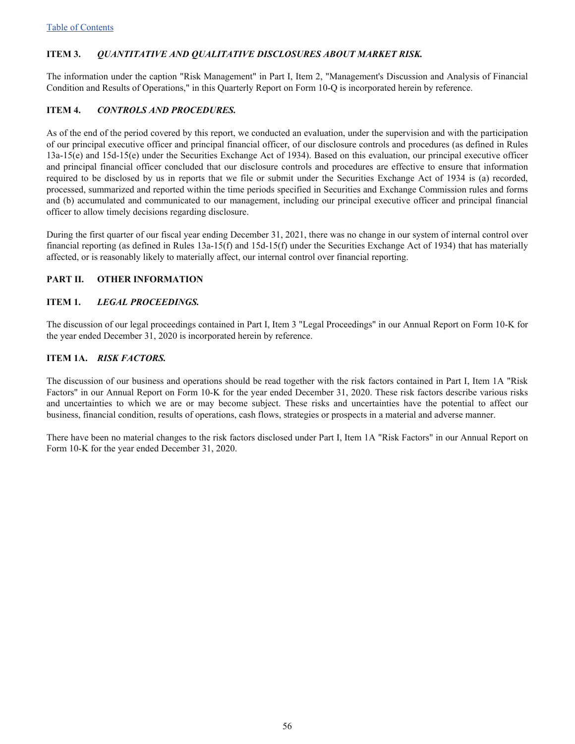[Table of Contents]

## ITEM 3. *QUANTITATIVE AND QUALITATIVE DISCLOSURES ABOUT MARKET RISK.*

The information under the caption "Risk Management" in Part I, Item 2, "Management's Discussion and Analysis of Financial Condition and Results of Operations," in this Quarterly Report on Form 10-Q is incorporated herein by reference.

## ITEM 4. *CONTROLS AND PROCEDURES.*

As of the end of the period covered by this report, we conducted an evaluation, under the supervision and with the participation of our principal executive officer and principal financial officer, of our disclosure controls and procedures (as defined in Rules 13a-15(e) and 15d-15(e) under the Securities Exchange Act of 1934). Based on this evaluation, our principal executive officer and principal financial officer concluded that our disclosure controls and procedures are effective to ensure that information required to be disclosed by us in reports that we file or submit under the Securities Exchange Act of 1934 is (a) recorded, processed, summarized and reported within the time periods specified in Securities and Exchange Commission rules and forms and (b) accumulated and communicated to our management, including our principal executive officer and principal financial officer to allow timely decisions regarding disclosure.

During the first quarter of our fiscal year ending December 31, 2021, there was no change in our system of internal control over financial reporting (as defined in Rules 13a-15(f) and 15d-15(f) under the Securities Exchange Act of 1934) that has materially affected, or is reasonably likely to materially affect, our internal control over financial reporting.

# PART II. OTHER INFORMATION

## ITEM 1. *LEGAL PROCEEDINGS.*

The discussion of our legal proceedings contained in Part I, Item 3 "Legal Proceedings" in our Annual Report on Form 10-K for the year ended December 31, 2020 is incorporated herein by reference.

## ITEM 1A. *RISK FACTORS.*

The discussion of our business and operations should be read together with the risk factors contained in Part I, Item 1A "Risk Factors" in our Annual Report on Form 10-K for the year ended December 31, 2020. These risk factors describe various risks and uncertainties to which we are or may become subject. These risks and uncertainties have the potential to affect our business, financial condition, results of operations, cash flows, strategies or prospects in a material and adverse manner.

There have been no material changes to the risk factors disclosed under Part I, Item 1A "Risk Factors" in our Annual Report on Form 10-K for the year ended December 31, 2020.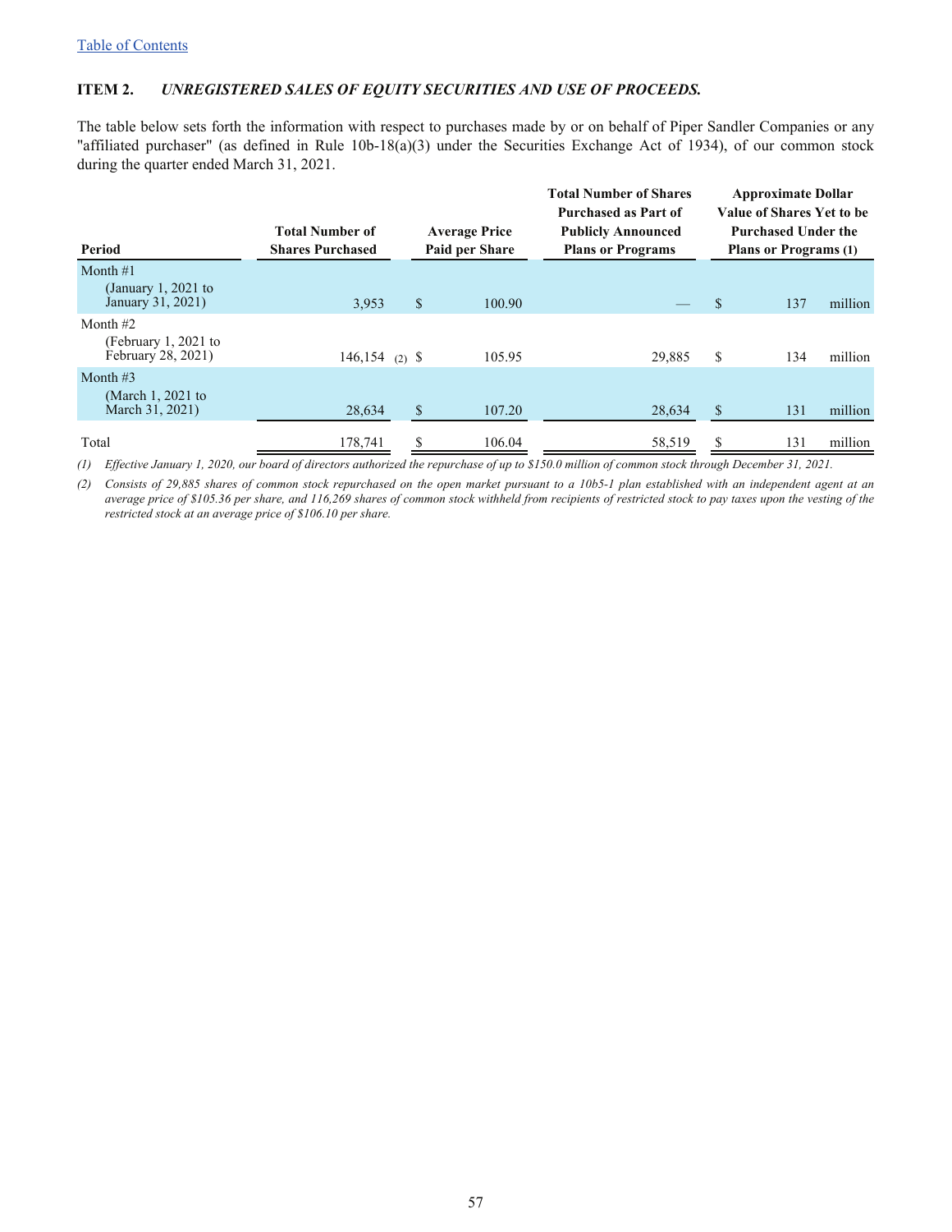[Table of Contents](#)

### ITEM 2. *UNREGISTERED SALES OF EQUITY SECURITIES AND USE OF PROCEEDS.*

The table below sets forth the information with respect to purchases made by or on behalf of Piper Sandler Companies or any "affiliated purchaser" (as defined in Rule 10b-18(a)(3) under the Securities Exchange Act of 1934), of our common stock during the quarter ended March 31, 2021.

| Period | Total Number of Shares Purchased | Average Price Paid per Share | Total Number of Shares Purchased as Part of Publicly Announced Plans or Programs | Approximate Dollar Value of Shares Yet to be Purchased Under the Plans or Programs (1) |
|---|---|---|---|---|
| Month #1 (January 1, 2021 to January 31, 2021) | 3,953 | $ 100.90 | — | $ 137 million |
| Month #2 (February 1, 2021 to February 28, 2021) | 146,154 (2) | $ 105.95 | 29,885 | $ 134 million |
| Month #3 (March 1, 2021 to March 31, 2021) | 28,634 | $ 107.20 | 28,634 | $ 131 million |
| Total | 178,741 | $ 106.04 | 58,519 | $ 131 million |

(1) *Effective January 1, 2020, our board of directors authorized the repurchase of up to $150.0 million of common stock through December 31, 2021.*

(2) *Consists of 29,885 shares of common stock repurchased on the open market pursuant to a 10b5-1 plan established with an independent agent at an average price of $105.36 per share, and 116,269 shares of common stock withheld from recipients of restricted stock to pay taxes upon the vesting of the restricted stock at an average price of $106.10 per share.*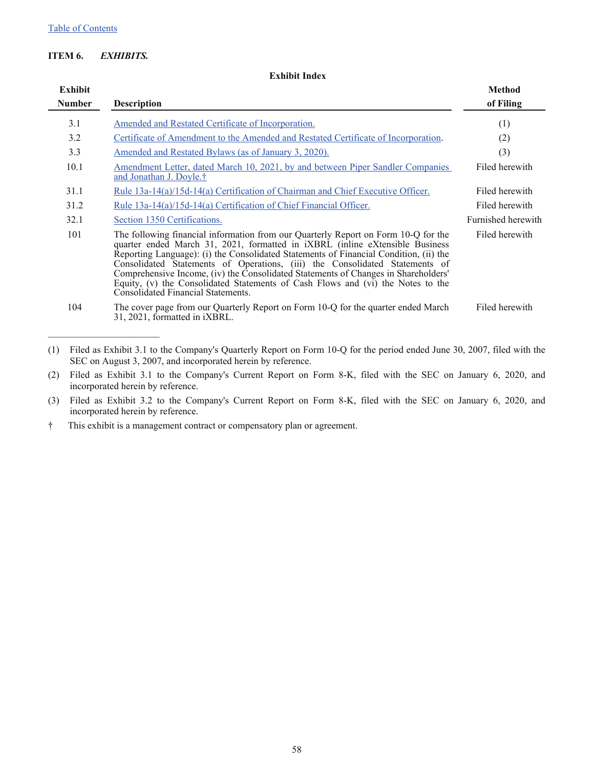[Table of Contents]

**ITEM 6.** ***EXHIBITS.***

**Exhibit Index**

| Exhibit Number | Description | Method of Filing |
|---|---|---|
| 3.1 | Amended and Restated Certificate of Incorporation. | (1) |
| 3.2 | Certificate of Amendment to the Amended and Restated Certificate of Incorporation. | (2) |
| 3.3 | Amended and Restated Bylaws (as of January 3, 2020). | (3) |
| 10.1 | Amendment Letter, dated March 10, 2021, by and between Piper Sandler Companies and Jonathan J. Doyle.† | Filed herewith |
| 31.1 | Rule 13a-14(a)/15d-14(a) Certification of Chairman and Chief Executive Officer. | Filed herewith |
| 31.2 | Rule 13a-14(a)/15d-14(a) Certification of Chief Financial Officer. | Filed herewith |
| 32.1 | Section 1350 Certifications. | Furnished herewith |
| 101 | The following financial information from our Quarterly Report on Form 10-Q for the quarter ended March 31, 2021, formatted in iXBRL (inline eXtensible Business Reporting Language): (i) the Consolidated Statements of Financial Condition, (ii) the Consolidated Statements of Operations, (iii) the Consolidated Statements of Comprehensive Income, (iv) the Consolidated Statements of Changes in Shareholders' Equity, (v) the Consolidated Statements of Cash Flows and (vi) the Notes to the Consolidated Financial Statements. | Filed herewith |
| 104 | The cover page from our Quarterly Report on Form 10-Q for the quarter ended March 31, 2021, formatted in iXBRL. | Filed herewith |

---

(1) Filed as Exhibit 3.1 to the Company's Quarterly Report on Form 10-Q for the period ended June 30, 2007, filed with the SEC on August 3, 2007, and incorporated herein by reference.

(2) Filed as Exhibit 3.1 to the Company's Current Report on Form 8-K, filed with the SEC on January 6, 2020, and incorporated herein by reference.

(3) Filed as Exhibit 3.2 to the Company's Current Report on Form 8-K, filed with the SEC on January 6, 2020, and incorporated herein by reference.

† This exhibit is a management contract or compensatory plan or agreement.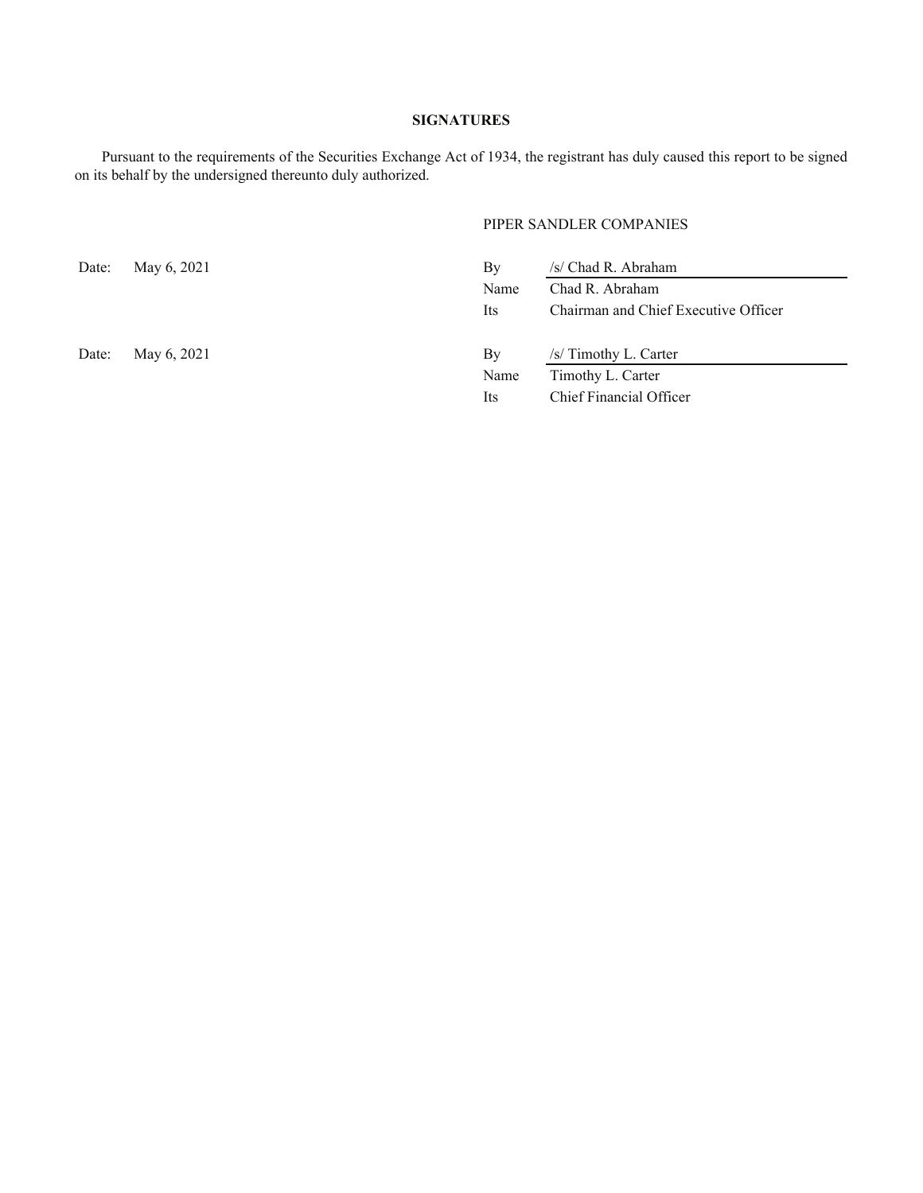## SIGNATURES

Pursuant to the requirements of the Securities Exchange Act of 1934, the registrant has duly caused this report to be signed on its behalf by the undersigned thereunto duly authorized.

PIPER SANDLER COMPANIES

| | | | |
|---|---|---|---|
| Date: | May 6, 2021 | By | /s/ Chad R. Abraham |
| | | Name | Chad R. Abraham |
| | | Its | Chairman and Chief Executive Officer |
| | | | |
| Date: | May 6, 2021 | By | /s/ Timothy L. Carter |
| | | Name | Timothy L. Carter |
| | | Its | Chief Financial Officer |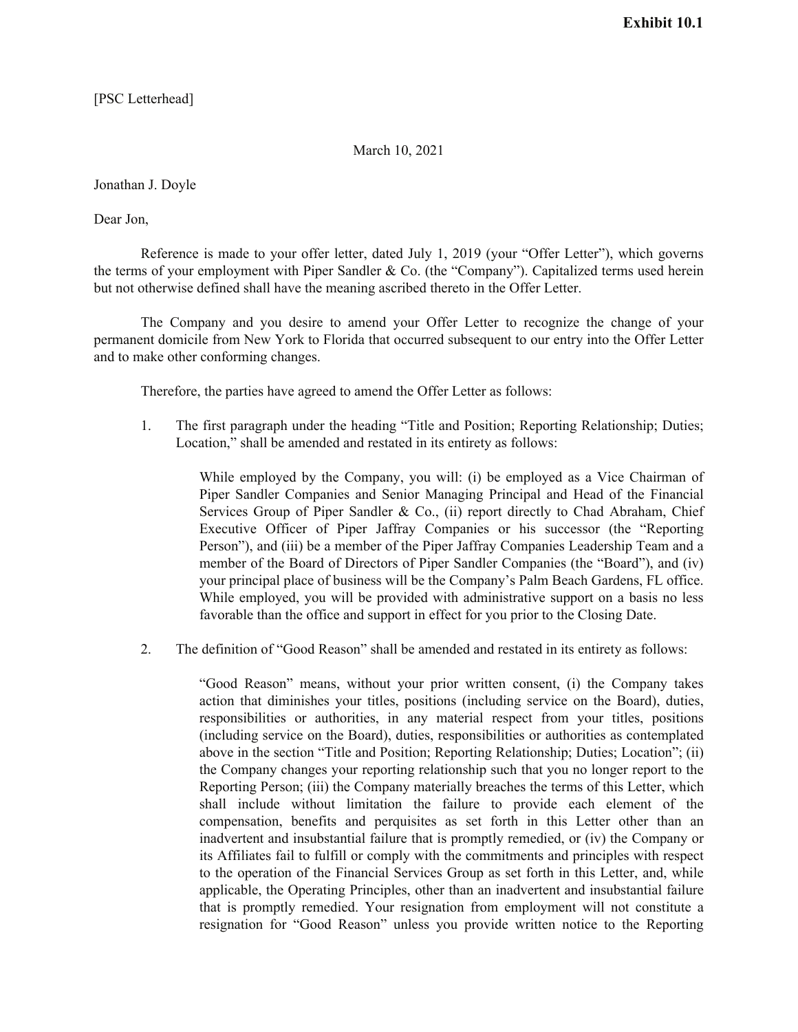**Exhibit 10.1**

[PSC Letterhead]

March 10, 2021

Jonathan J. Doyle

Dear Jon,

Reference is made to your offer letter, dated July 1, 2019 (your "Offer Letter"), which governs the terms of your employment with Piper Sandler & Co. (the "Company"). Capitalized terms used herein but not otherwise defined shall have the meaning ascribed thereto in the Offer Letter.

The Company and you desire to amend your Offer Letter to recognize the change of your permanent domicile from New York to Florida that occurred subsequent to our entry into the Offer Letter and to make other conforming changes.

Therefore, the parties have agreed to amend the Offer Letter as follows:

1. The first paragraph under the heading "Title and Position; Reporting Relationship; Duties; Location," shall be amended and restated in its entirety as follows:

   > While employed by the Company, you will: (i) be employed as a Vice Chairman of Piper Sandler Companies and Senior Managing Principal and Head of the Financial Services Group of Piper Sandler & Co., (ii) report directly to Chad Abraham, Chief Executive Officer of Piper Jaffray Companies or his successor (the "Reporting Person"), and (iii) be a member of the Piper Jaffray Companies Leadership Team and a member of the Board of Directors of Piper Sandler Companies (the "Board"), and (iv) your principal place of business will be the Company's Palm Beach Gardens, FL office. While employed, you will be provided with administrative support on a basis no less favorable than the office and support in effect for you prior to the Closing Date.

2. The definition of "Good Reason" shall be amended and restated in its entirety as follows:

   > "Good Reason" means, without your prior written consent, (i) the Company takes action that diminishes your titles, positions (including service on the Board), duties, responsibilities or authorities, in any material respect from your titles, positions (including service on the Board), duties, responsibilities or authorities as contemplated above in the section "Title and Position; Reporting Relationship; Duties; Location"; (ii) the Company changes your reporting relationship such that you no longer report to the Reporting Person; (iii) the Company materially breaches the terms of this Letter, which shall include without limitation the failure to provide each element of the compensation, benefits and perquisites as set forth in this Letter other than an inadvertent and insubstantial failure that is promptly remedied, or (iv) the Company or its Affiliates fail to fulfill or comply with the commitments and principles with respect to the operation of the Financial Services Group as set forth in this Letter, and, while applicable, the Operating Principles, other than an inadvertent and insubstantial failure that is promptly remedied. Your resignation from employment will not constitute a resignation for "Good Reason" unless you provide written notice to the Reporting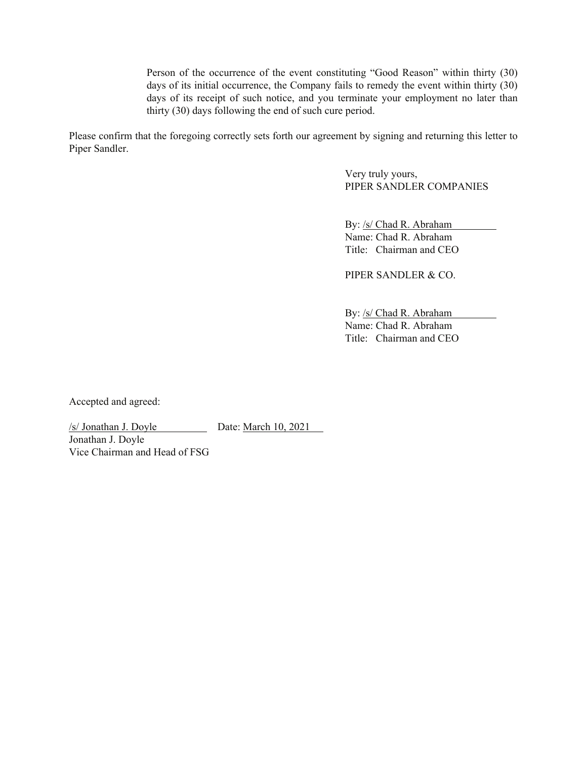Person of the occurrence of the event constituting "Good Reason" within thirty (30) days of its initial occurrence, the Company fails to remedy the event within thirty (30) days of its receipt of such notice, and you terminate your employment no later than thirty (30) days following the end of such cure period.

Please confirm that the foregoing correctly sets forth our agreement by signing and returning this letter to Piper Sandler.

Very truly yours,
PIPER SANDLER COMPANIES

By: /s/ Chad R. Abraham
Name: Chad R. Abraham
Title: Chairman and CEO

PIPER SANDLER & CO.

By: /s/ Chad R. Abraham
Name: Chad R. Abraham
Title: Chairman and CEO

Accepted and agreed:

/s/ Jonathan J. Doyle Date: March 10, 2021
Jonathan J. Doyle
Vice Chairman and Head of FSG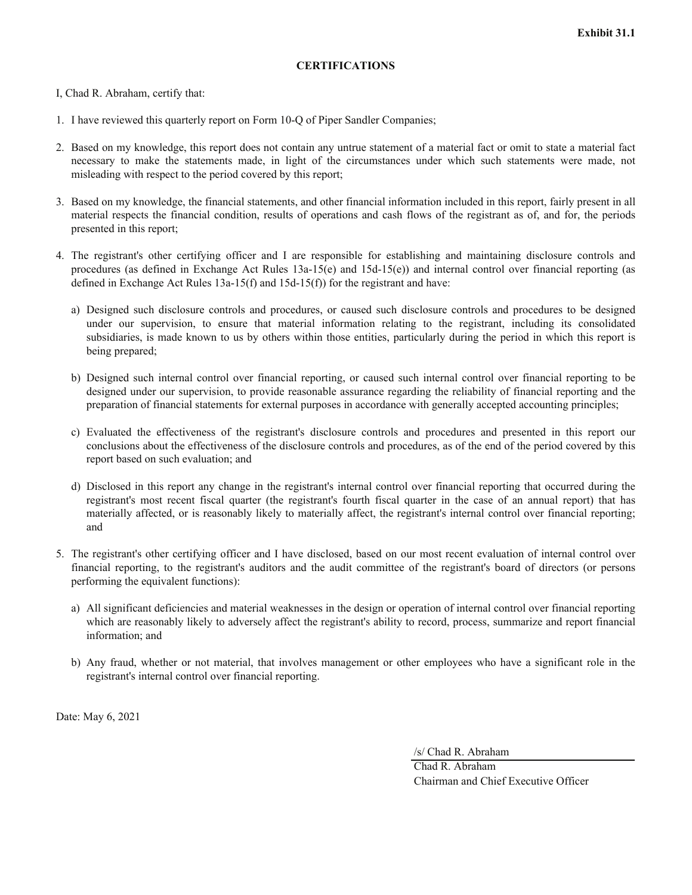**Exhibit 31.1**

**CERTIFICATIONS**

I, Chad R. Abraham, certify that:

1. I have reviewed this quarterly report on Form 10-Q of Piper Sandler Companies;

2. Based on my knowledge, this report does not contain any untrue statement of a material fact or omit to state a material fact necessary to make the statements made, in light of the circumstances under which such statements were made, not misleading with respect to the period covered by this report;

3. Based on my knowledge, the financial statements, and other financial information included in this report, fairly present in all material respects the financial condition, results of operations and cash flows of the registrant as of, and for, the periods presented in this report;

4. The registrant's other certifying officer and I are responsible for establishing and maintaining disclosure controls and procedures (as defined in Exchange Act Rules 13a-15(e) and 15d-15(e)) and internal control over financial reporting (as defined in Exchange Act Rules 13a-15(f) and 15d-15(f)) for the registrant and have:

   a) Designed such disclosure controls and procedures, or caused such disclosure controls and procedures to be designed under our supervision, to ensure that material information relating to the registrant, including its consolidated subsidiaries, is made known to us by others within those entities, particularly during the period in which this report is being prepared;

   b) Designed such internal control over financial reporting, or caused such internal control over financial reporting to be designed under our supervision, to provide reasonable assurance regarding the reliability of financial reporting and the preparation of financial statements for external purposes in accordance with generally accepted accounting principles;

   c) Evaluated the effectiveness of the registrant's disclosure controls and procedures and presented in this report our conclusions about the effectiveness of the disclosure controls and procedures, as of the end of the period covered by this report based on such evaluation; and

   d) Disclosed in this report any change in the registrant's internal control over financial reporting that occurred during the registrant's most recent fiscal quarter (the registrant's fourth fiscal quarter in the case of an annual report) that has materially affected, or is reasonably likely to materially affect, the registrant's internal control over financial reporting; and

5. The registrant's other certifying officer and I have disclosed, based on our most recent evaluation of internal control over financial reporting, to the registrant's auditors and the audit committee of the registrant's board of directors (or persons performing the equivalent functions):

   a) All significant deficiencies and material weaknesses in the design or operation of internal control over financial reporting which are reasonably likely to adversely affect the registrant's ability to record, process, summarize and report financial information; and

   b) Any fraud, whether or not material, that involves management or other employees who have a significant role in the registrant's internal control over financial reporting.

Date: May 6, 2021

/s/ Chad R. Abraham

Chad R. Abraham
Chairman and Chief Executive Officer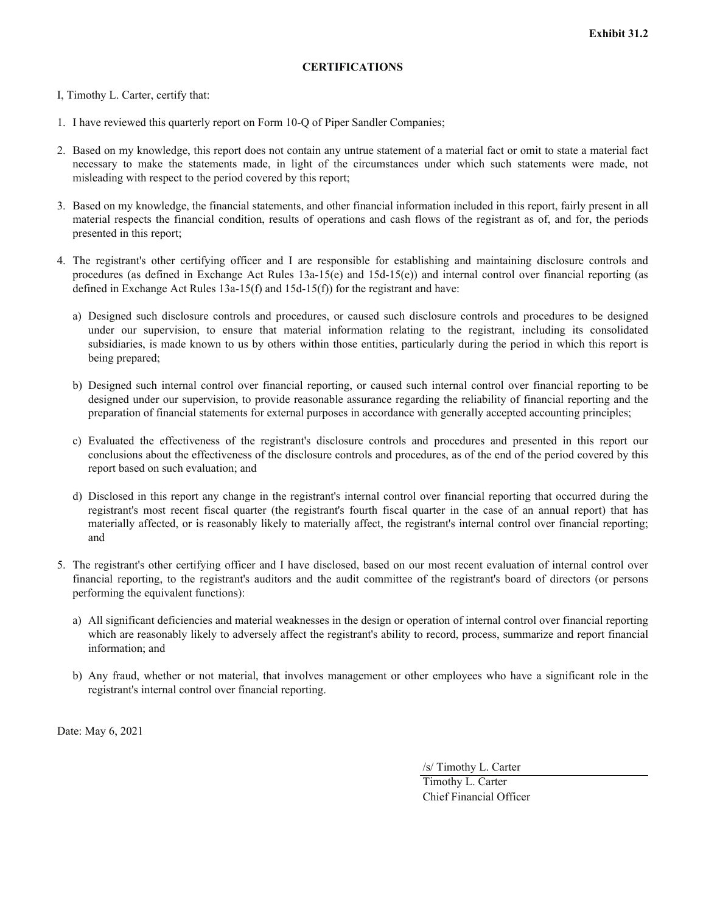**Exhibit 31.2**

**CERTIFICATIONS**

I, Timothy L. Carter, certify that:

1. I have reviewed this quarterly report on Form 10-Q of Piper Sandler Companies;

2. Based on my knowledge, this report does not contain any untrue statement of a material fact or omit to state a material fact necessary to make the statements made, in light of the circumstances under which such statements were made, not misleading with respect to the period covered by this report;

3. Based on my knowledge, the financial statements, and other financial information included in this report, fairly present in all material respects the financial condition, results of operations and cash flows of the registrant as of, and for, the periods presented in this report;

4. The registrant's other certifying officer and I are responsible for establishing and maintaining disclosure controls and procedures (as defined in Exchange Act Rules 13a-15(e) and 15d-15(e)) and internal control over financial reporting (as defined in Exchange Act Rules 13a-15(f) and 15d-15(f)) for the registrant and have:

   a) Designed such disclosure controls and procedures, or caused such disclosure controls and procedures to be designed under our supervision, to ensure that material information relating to the registrant, including its consolidated subsidiaries, is made known to us by others within those entities, particularly during the period in which this report is being prepared;

   b) Designed such internal control over financial reporting, or caused such internal control over financial reporting to be designed under our supervision, to provide reasonable assurance regarding the reliability of financial reporting and the preparation of financial statements for external purposes in accordance with generally accepted accounting principles;

   c) Evaluated the effectiveness of the registrant's disclosure controls and procedures and presented in this report our conclusions about the effectiveness of the disclosure controls and procedures, as of the end of the period covered by this report based on such evaluation; and

   d) Disclosed in this report any change in the registrant's internal control over financial reporting that occurred during the registrant's most recent fiscal quarter (the registrant's fourth fiscal quarter in the case of an annual report) that has materially affected, or is reasonably likely to materially affect, the registrant's internal control over financial reporting; and

5. The registrant's other certifying officer and I have disclosed, based on our most recent evaluation of internal control over financial reporting, to the registrant's auditors and the audit committee of the registrant's board of directors (or persons performing the equivalent functions):

   a) All significant deficiencies and material weaknesses in the design or operation of internal control over financial reporting which are reasonably likely to adversely affect the registrant's ability to record, process, summarize and report financial information; and

   b) Any fraud, whether or not material, that involves management or other employees who have a significant role in the registrant's internal control over financial reporting.

Date: May 6, 2021

/s/ Timothy L. Carter

Timothy L. Carter
Chief Financial Officer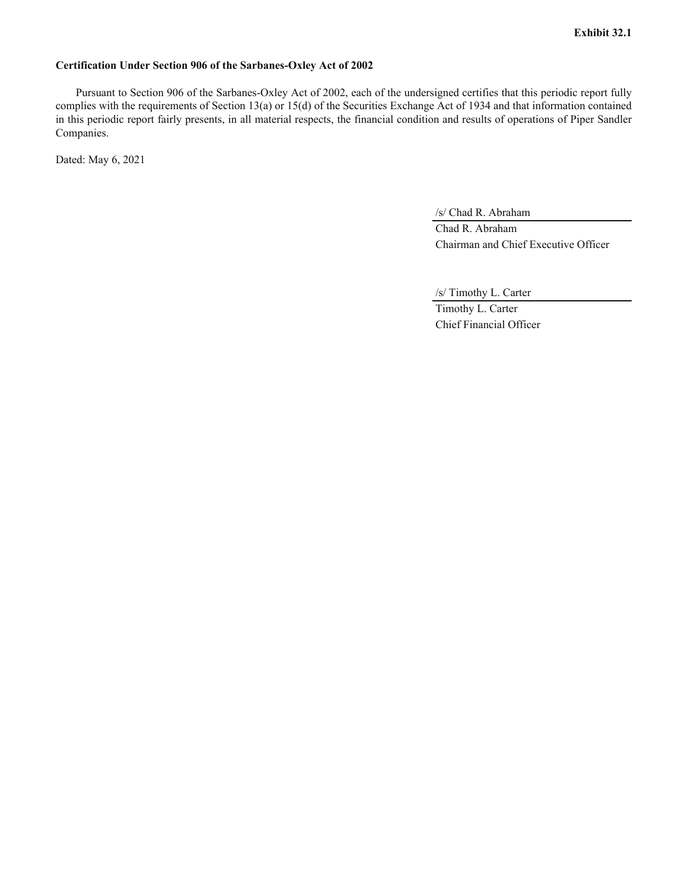**Exhibit 32.1**

**Certification Under Section 906 of the Sarbanes-Oxley Act of 2002**

Pursuant to Section 906 of the Sarbanes-Oxley Act of 2002, each of the undersigned certifies that this periodic report fully complies with the requirements of Section 13(a) or 15(d) of the Securities Exchange Act of 1934 and that information contained in this periodic report fairly presents, in all material respects, the financial condition and results of operations of Piper Sandler Companies.

Dated: May 6, 2021

/s/ Chad R. Abraham
Chad R. Abraham
Chairman and Chief Executive Officer

/s/ Timothy L. Carter
Timothy L. Carter
Chief Financial Officer